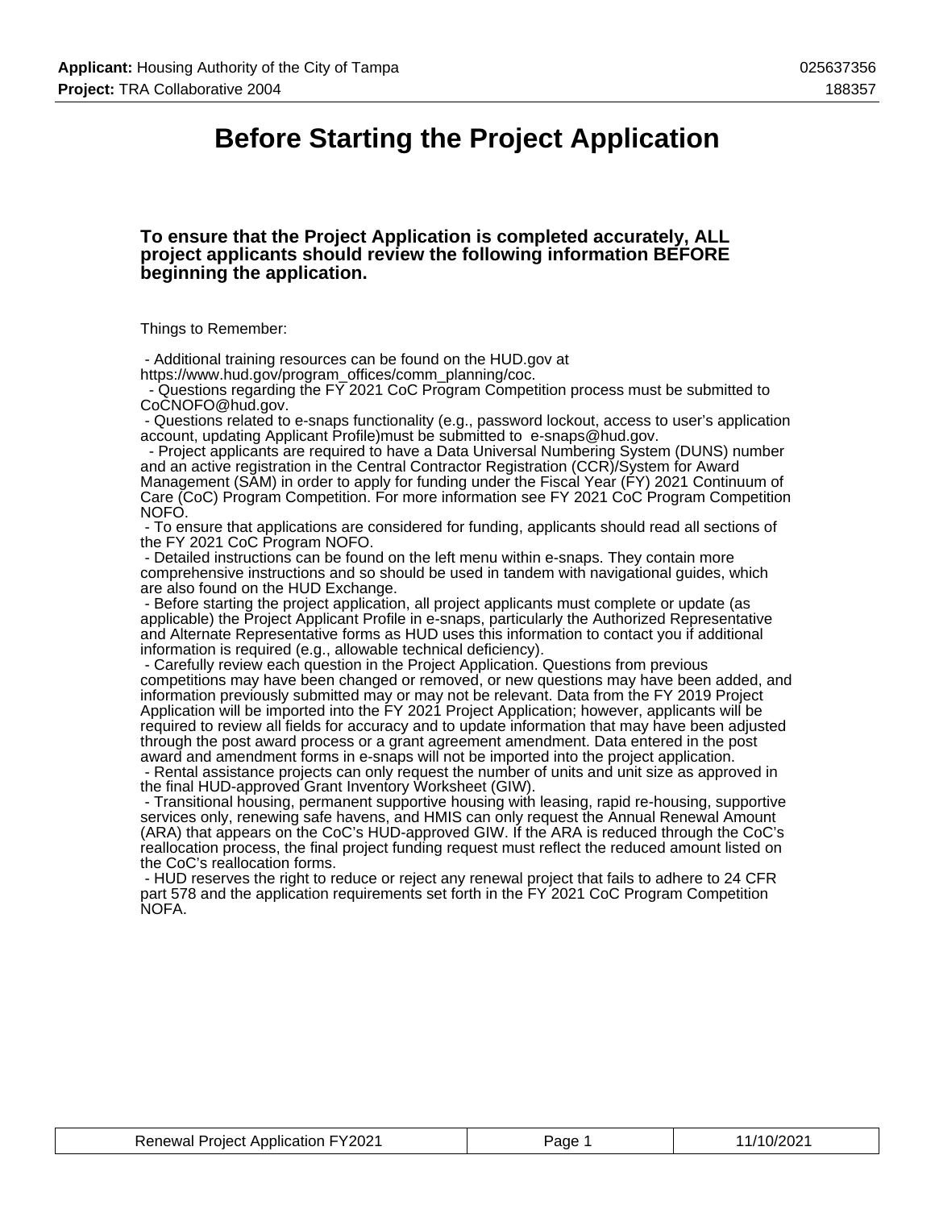# Before Starting the Project Application

### To ensure that the Project Application is completed accurately, ALL project applicants should review the following information BEFORE beginning the application.

Things to Remember:

- Additional training resources can be found on the HUD.gov at https://www.hud.gov/program_offices/comm_planning/coc.
- Questions regarding the FY 2021 CoC Program Competition process must be submitted to CoCNOFO@hud.gov.
- Questions related to e-snaps functionality (e.g., password lockout, access to user's application account, updating Applicant Profile)must be submitted to e-snaps@hud.gov.
- Project applicants are required to have a Data Universal Numbering System (DUNS) number and an active registration in the Central Contractor Registration (CCR)/System for Award Management (SAM) in order to apply for funding under the Fiscal Year (FY) 2021 Continuum of Care (CoC) Program Competition. For more information see FY 2021 CoC Program Competition NOFO.
- To ensure that applications are considered for funding, applicants should read all sections of the FY 2021 CoC Program NOFO.
- Detailed instructions can be found on the left menu within e-snaps. They contain more comprehensive instructions and so should be used in tandem with navigational guides, which are also found on the HUD Exchange.
- Before starting the project application, all project applicants must complete or update (as applicable) the Project Applicant Profile in e-snaps, particularly the Authorized Representative and Alternate Representative forms as HUD uses this information to contact you if additional information is required (e.g., allowable technical deficiency).
- Carefully review each question in the Project Application. Questions from previous competitions may have been changed or removed, or new questions may have been added, and information previously submitted may or may not be relevant. Data from the FY 2019 Project Application will be imported into the FY 2021 Project Application; however, applicants will be required to review all fields for accuracy and to update information that may have been adjusted through the post award process or a grant agreement amendment. Data entered in the post award and amendment forms in e-snaps will not be imported into the project application.
- Rental assistance projects can only request the number of units and unit size as approved in the final HUD-approved Grant Inventory Worksheet (GIW).
- Transitional housing, permanent supportive housing with leasing, rapid re-housing, supportive services only, renewing safe havens, and HMIS can only request the Annual Renewal Amount (ARA) that appears on the CoC's HUD-approved GIW. If the ARA is reduced through the CoC's reallocation process, the final project funding request must reflect the reduced amount listed on the CoC's reallocation forms.
- HUD reserves the right to reduce or reject any renewal project that fails to adhere to 24 CFR part 578 and the application requirements set forth in the FY 2021 CoC Program Competition NOFA.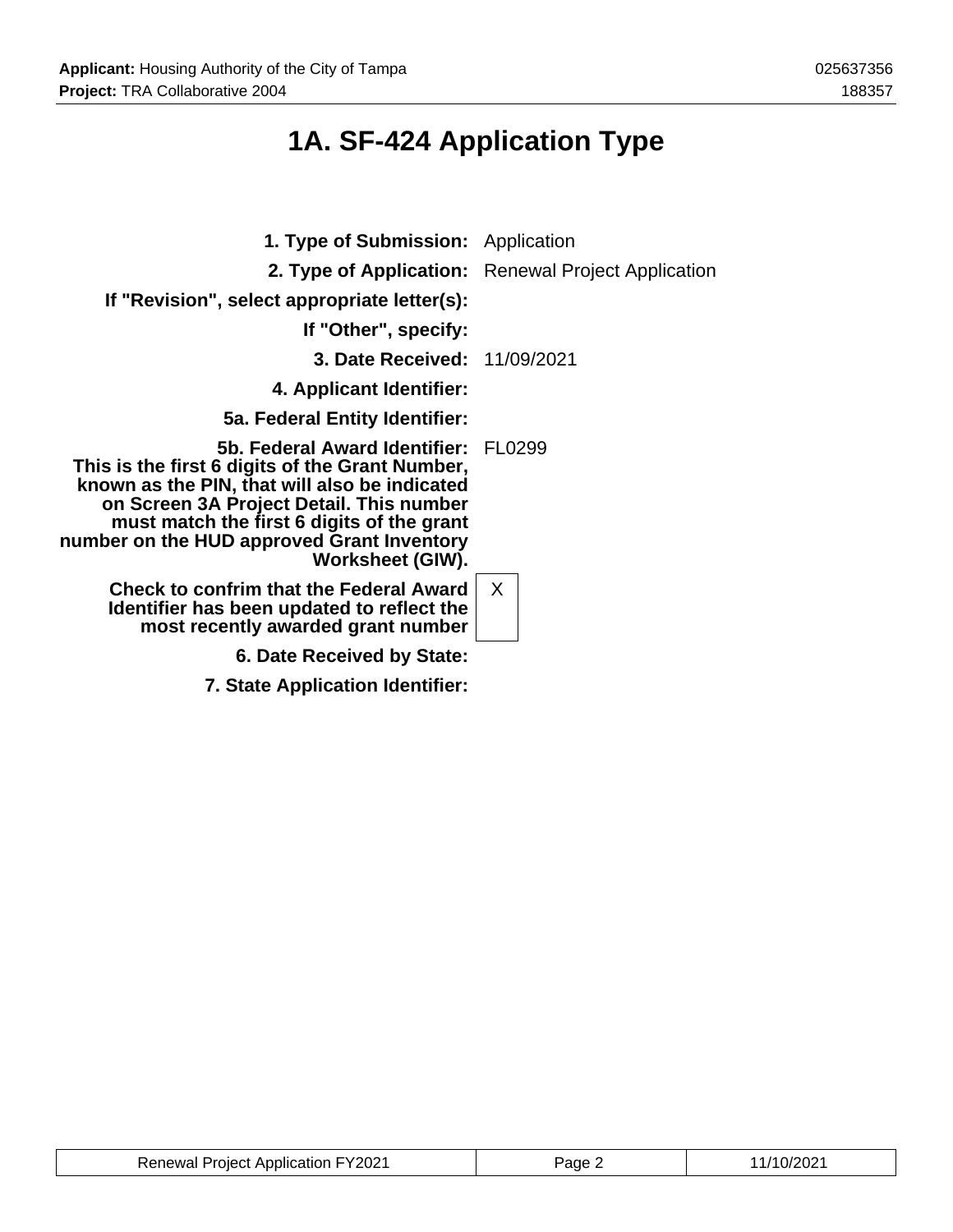# 1A. SF-424 Application Type

| | |
|---|---|
| **1. Type of Submission:** | Application |
| **2. Type of Application:** | Renewal Project Application |
| **If "Revision", select appropriate letter(s):** | |
| **If "Other", specify:** | |
| **3. Date Received:** | 11/09/2021 |
| **4. Applicant Identifier:** | |
| **5a. Federal Entity Identifier:** | |
| **5b. Federal Award Identifier: This is the first 6 digits of the Grant Number, known as the PIN, that will also be indicated on Screen 3A Project Detail. This number must match the first 6 digits of the grant number on the HUD approved Grant Inventory Worksheet (GIW).** | FL0299 |
| **Check to confrim that the Federal Award Identifier has been updated to reflect the most recently awarded grant number** | X |
| **6. Date Received by State:** | |
| **7. State Application Identifier:** | |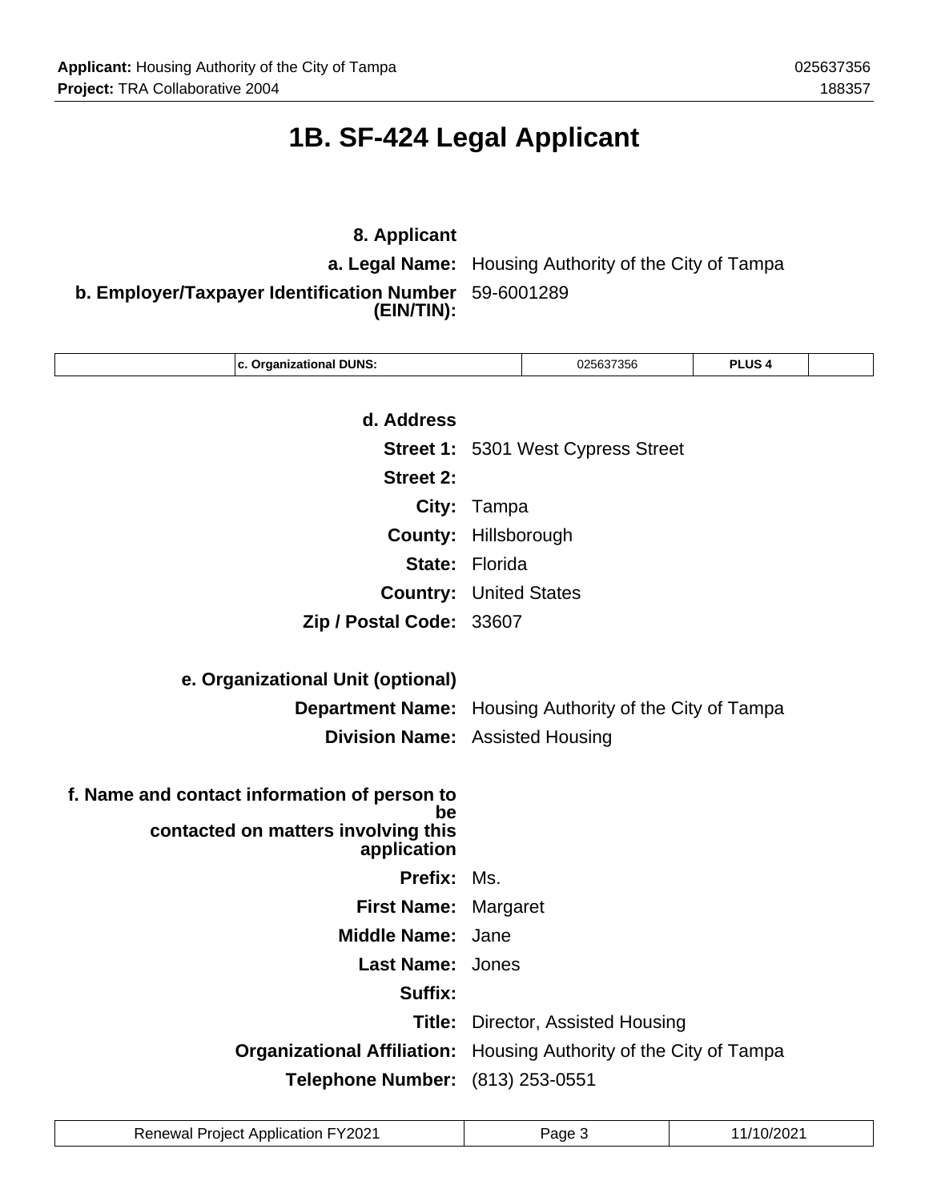# 1B. SF-424 Legal Applicant

**8. Applicant**

**a. Legal Name:** Housing Authority of the City of Tampa

**b. Employer/Taxpayer Identification Number (EIN/TIN):** 59-6001289

| | c. Organizational DUNS: | 025637356 | PLUS 4 | |
|---|---|---|---|---|

**d. Address**

**Street 1:** 5301 West Cypress Street

**Street 2:**

**City:** Tampa

**County:** Hillsborough

**State:** Florida

**Country:** United States

**Zip / Postal Code:** 33607

**e. Organizational Unit (optional)**

**Department Name:** Housing Authority of the City of Tampa

**Division Name:** Assisted Housing

**f. Name and contact information of person to be contacted on matters involving this application**

**Prefix:** Ms.

**First Name:** Margaret

**Middle Name:** Jane

**Last Name:** Jones

**Suffix:**

**Title:** Director, Assisted Housing

**Organizational Affiliation:** Housing Authority of the City of Tampa

**Telephone Number:** (813) 253-0551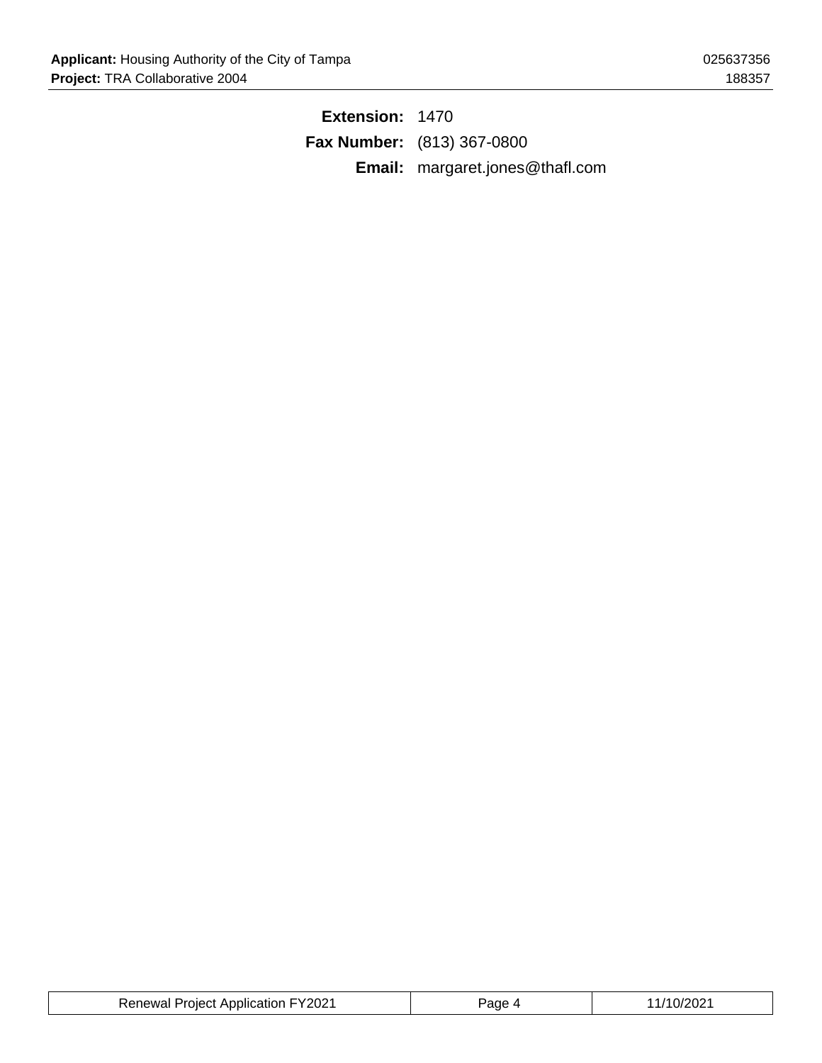**Extension:** 1470

**Fax Number:** (813) 367-0800

**Email:** margaret.jones@thafl.com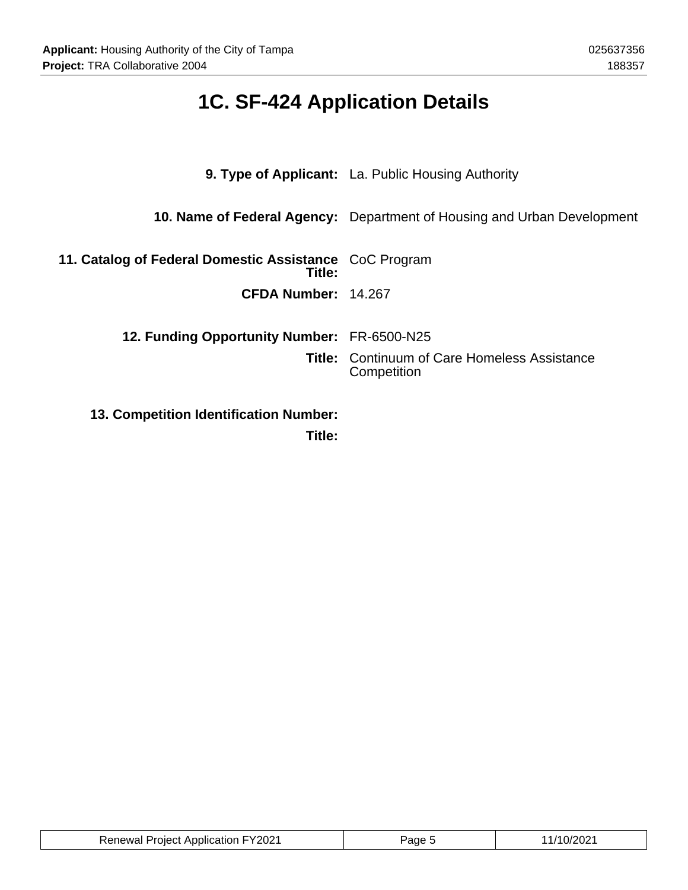# 1C. SF-424 Application Details

**9. Type of Applicant:** La. Public Housing Authority

**10. Name of Federal Agency:** Department of Housing and Urban Development

**11. Catalog of Federal Domestic Assistance Title:** CoC Program

**CFDA Number:** 14.267

**12. Funding Opportunity Number:** FR-6500-N25

**Title:** Continuum of Care Homeless Assistance Competition

**13. Competition Identification Number:**

**Title:**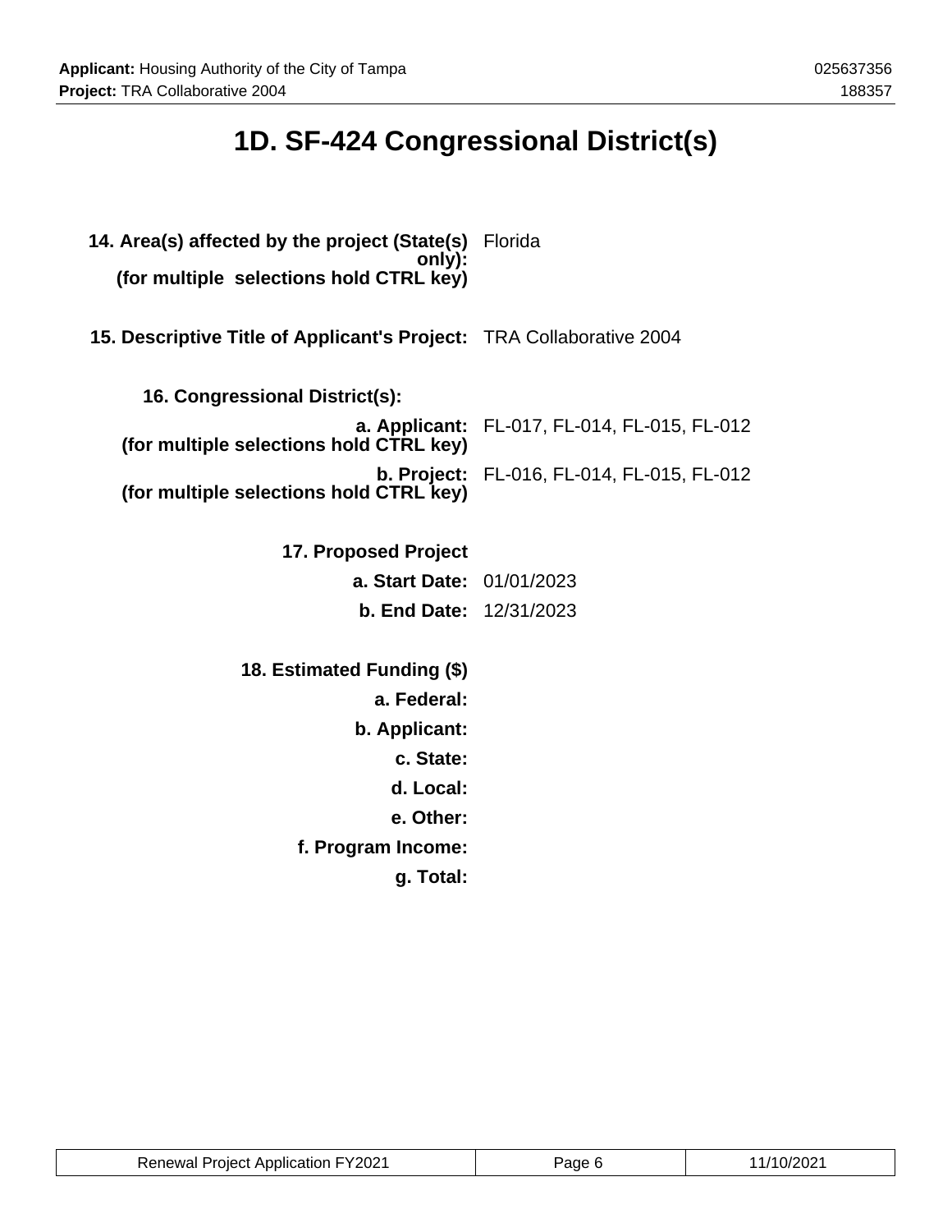# 1D. SF-424 Congressional District(s)

**14. Area(s) affected by the project (State(s) only):**
**(for multiple selections hold CTRL key)** Florida

**15. Descriptive Title of Applicant's Project:** TRA Collaborative 2004

**16. Congressional District(s):**

**a. Applicant:**
**(for multiple selections hold CTRL key)** FL-017, FL-014, FL-015, FL-012

**b. Project:**
**(for multiple selections hold CTRL key)** FL-016, FL-014, FL-015, FL-012

**17. Proposed Project**

**a. Start Date:** 01/01/2023

**b. End Date:** 12/31/2023

**18. Estimated Funding ($)**

**a. Federal:**

**b. Applicant:**

**c. State:**

**d. Local:**

**e. Other:**

**f. Program Income:**

**g. Total:**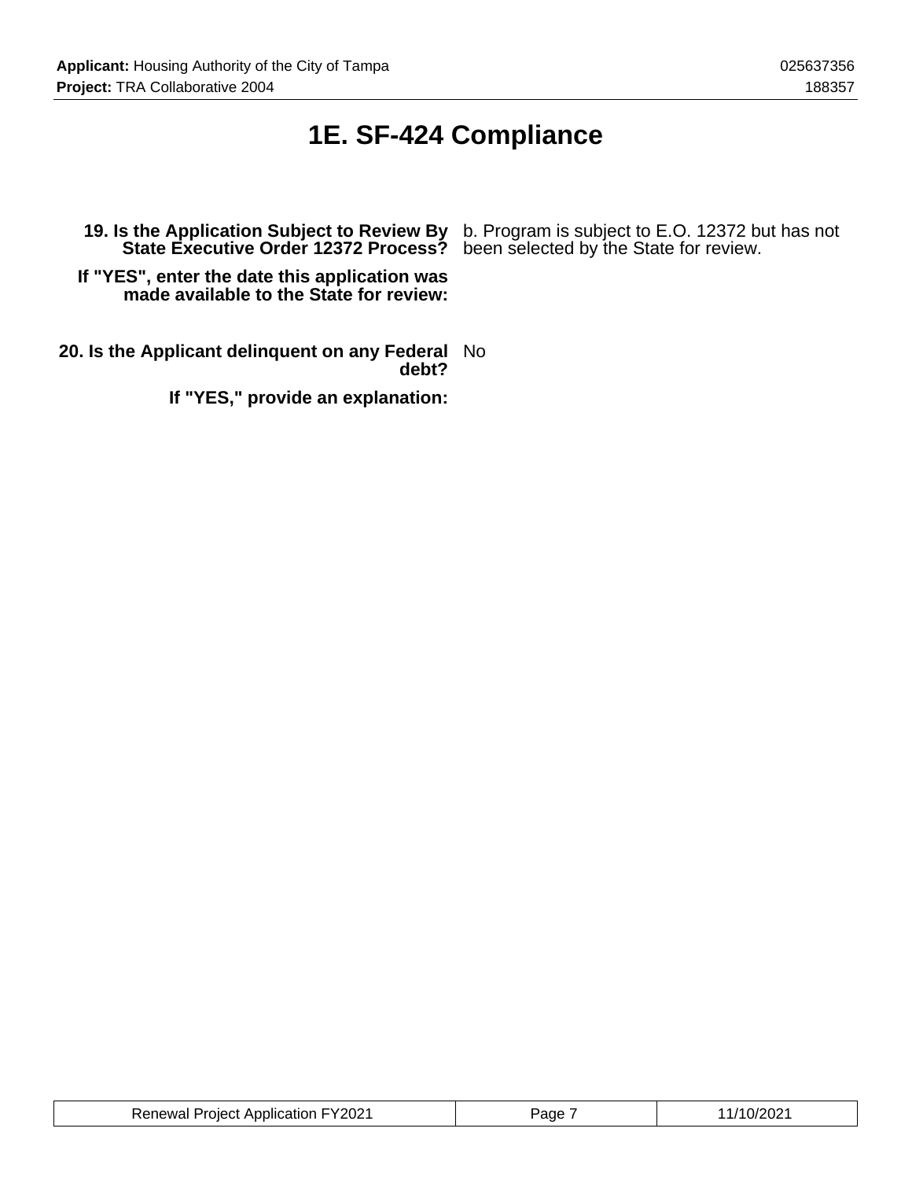# 1E. SF-424 Compliance

**19. Is the Application Subject to Review By State Executive Order 12372 Process?** b. Program is subject to E.O. 12372 but has not been selected by the State for review.

**If "YES", enter the date this application was made available to the State for review:**

**20. Is the Applicant delinquent on any Federal debt?** No

**If "YES," provide an explanation:**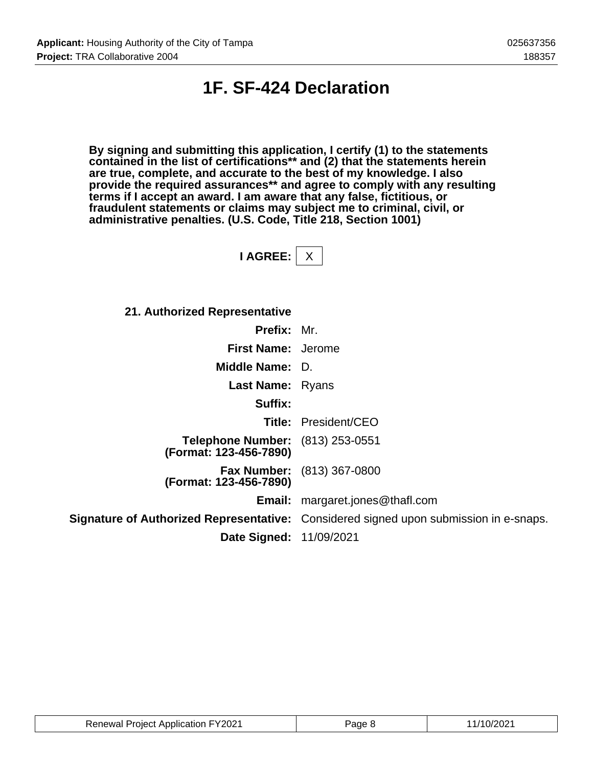# 1F. SF-424 Declaration

**By signing and submitting this application, I certify (1) to the statements contained in the list of certifications** and (2) that the statements herein are true, complete, and accurate to the best of my knowledge. I also provide the required assurances** and agree to comply with any resulting terms if I accept an award. I am aware that any false, fictitious, or fraudulent statements or claims may subject me to criminal, civil, or administrative penalties. (U.S. Code, Title 218, Section 1001)**

**I AGREE:** X

**21. Authorized Representative**

| | |
|---|---|
| **Prefix:** | Mr. |
| **First Name:** | Jerome |
| **Middle Name:** | D. |
| **Last Name:** | Ryans |
| **Suffix:** | |
| **Title:** | President/CEO |
| **Telephone Number: (Format: 123-456-7890)** | (813) 253-0551 |
| **Fax Number: (Format: 123-456-7890)** | (813) 367-0800 |
| **Email:** | margaret.jones@thafl.com |
| **Signature of Authorized Representative:** | Considered signed upon submission in e-snaps. |
| **Date Signed:** | 11/09/2021 |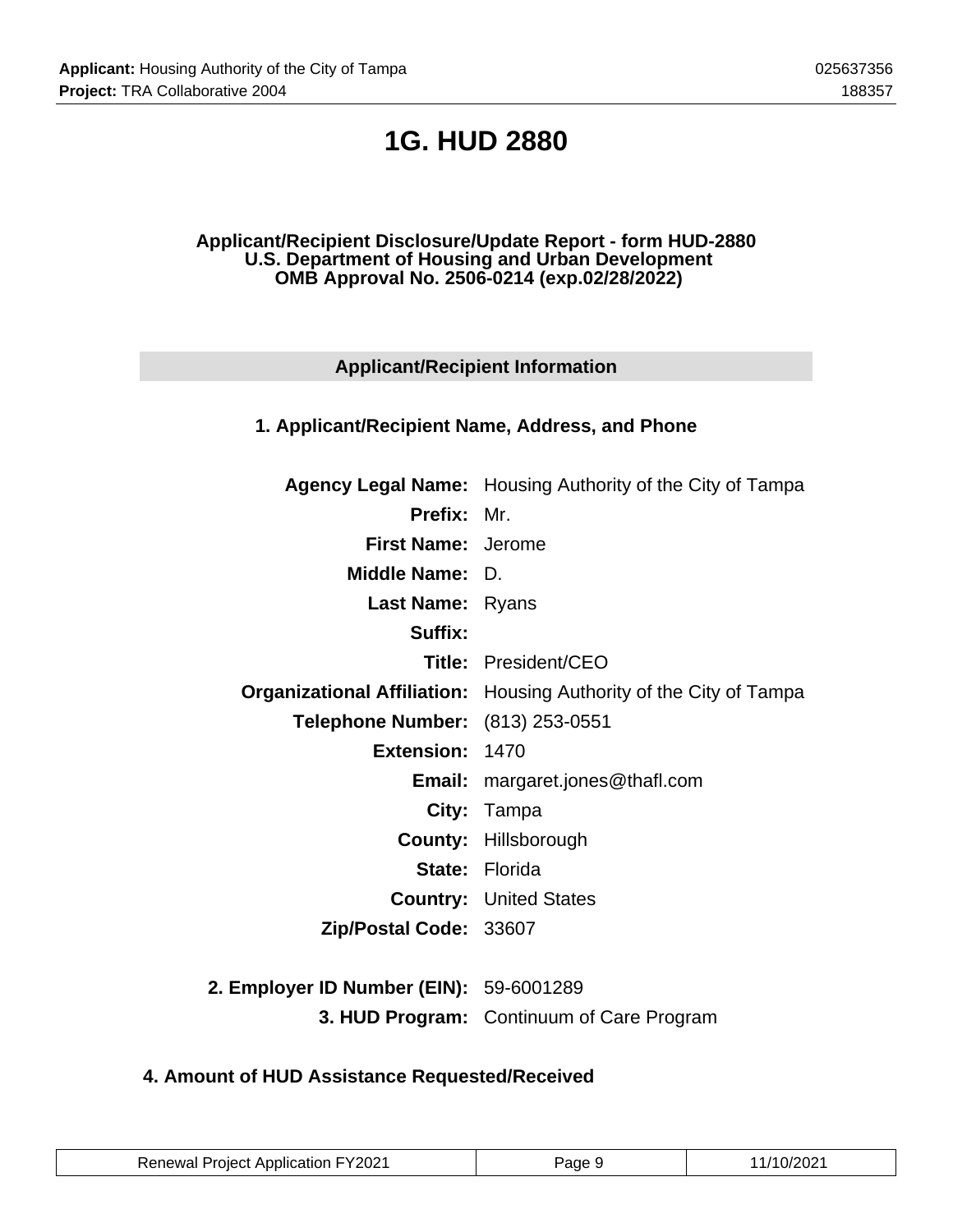# 1G. HUD 2880

**Applicant/Recipient Disclosure/Update Report - form HUD-2880**
**U.S. Department of Housing and Urban Development**
**OMB Approval No. 2506-0214 (exp.02/28/2022)**

## Applicant/Recipient Information

### 1. Applicant/Recipient Name, Address, and Phone

| | |
|---|---|
| **Agency Legal Name:** | Housing Authority of the City of Tampa |
| **Prefix:** | Mr. |
| **First Name:** | Jerome |
| **Middle Name:** | D. |
| **Last Name:** | Ryans |
| **Suffix:** | |
| **Title:** | President/CEO |
| **Organizational Affiliation:** | Housing Authority of the City of Tampa |
| **Telephone Number:** | (813) 253-0551 |
| **Extension:** | 1470 |
| **Email:** | margaret.jones@thafl.com |
| **City:** | Tampa |
| **County:** | Hillsborough |
| **State:** | Florida |
| **Country:** | United States |
| **Zip/Postal Code:** | 33607 |

**2. Employer ID Number (EIN):** 59-6001289

**3. HUD Program:** Continuum of Care Program

### 4. Amount of HUD Assistance Requested/Received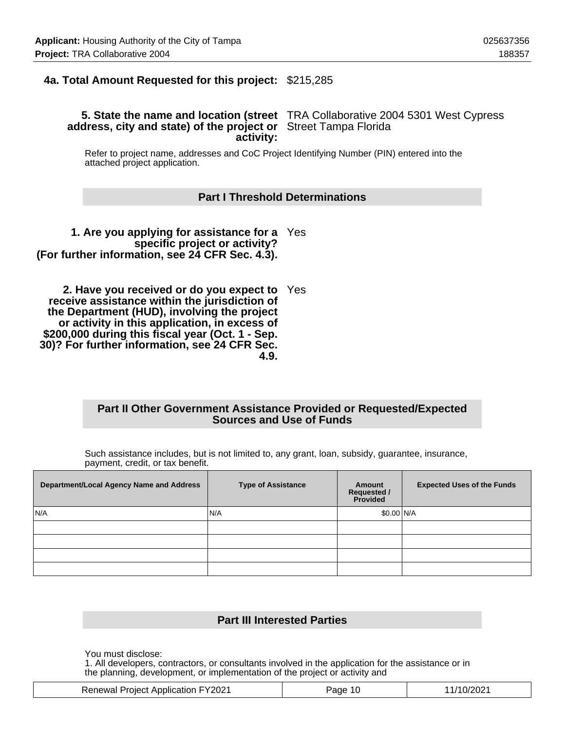**4a. Total Amount Requested for this project:** $215,285

**5. State the name and location (street address, city and state) of the project or activity:** TRA Collaborative 2004 5301 West Cypress Street Tampa Florida

Refer to project name, addresses and CoC Project Identifying Number (PIN) entered into the attached project application.

## Part I Threshold Determinations

**1. Are you applying for assistance for a specific project or activity? (For further information, see 24 CFR Sec. 4.3).** Yes

**2. Have you received or do you expect to receive assistance within the jurisdiction of the Department (HUD), involving the project or activity in this application, in excess of $200,000 during this fiscal year (Oct. 1 - Sep. 30)? For further information, see 24 CFR Sec. 4.9.** Yes

## Part II Other Government Assistance Provided or Requested/Expected Sources and Use of Funds

Such assistance includes, but is not limited to, any grant, loan, subsidy, guarantee, insurance, payment, credit, or tax benefit.

| Department/Local Agency Name and Address | Type of Assistance | Amount Requested / Provided | Expected Uses of the Funds |
|---|---|---|---|
| N/A | N/A | $0.00 | N/A |
| | | | |
| | | | |
| | | | |
| | | | |

## Part III Interested Parties

You must disclose:
1. All developers, contractors, or consultants involved in the application for the assistance or in the planning, development, or implementation of the project or activity and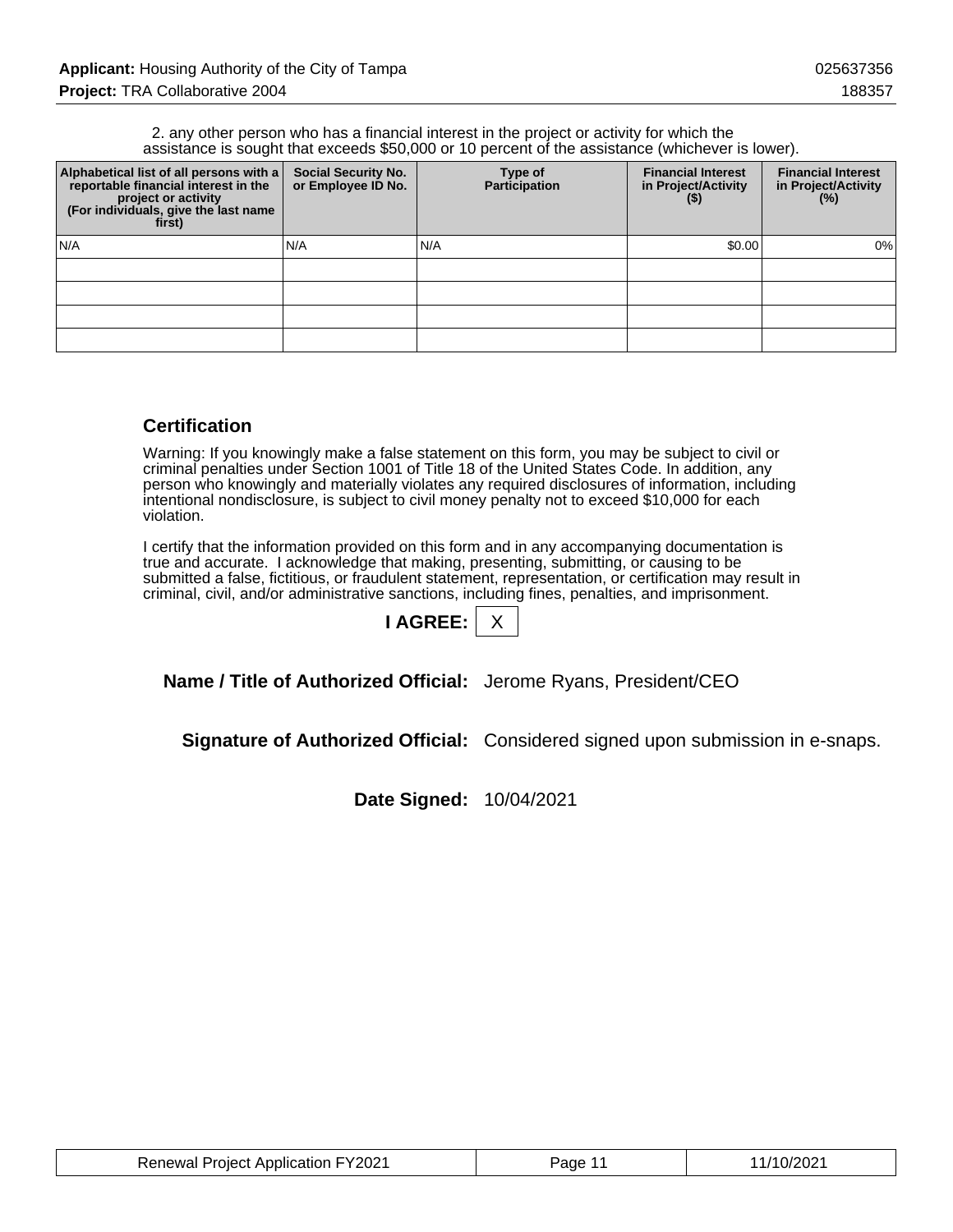2. any other person who has a financial interest in the project or activity for which the assistance is sought that exceeds $50,000 or 10 percent of the assistance (whichever is lower).

| Alphabetical list of all persons with a reportable financial interest in the project or activity (For individuals, give the last name first) | Social Security No. or Employee ID No. | Type of Participation | Financial Interest in Project/Activity ($) | Financial Interest in Project/Activity (%) |
|---|---|---|---|---|
| N/A | N/A | N/A | $0.00 | 0% |
| | | | | |
| | | | | |
| | | | | |
| | | | | |

## Certification

Warning: If you knowingly make a false statement on this form, you may be subject to civil or criminal penalties under Section 1001 of Title 18 of the United States Code. In addition, any person who knowingly and materially violates any required disclosures of information, including intentional nondisclosure, is subject to civil money penalty not to exceed $10,000 for each violation.

I certify that the information provided on this form and in any accompanying documentation is true and accurate. I acknowledge that making, presenting, submitting, or causing to be submitted a false, fictitious, or fraudulent statement, representation, or certification may result in criminal, civil, and/or administrative sanctions, including fines, penalties, and imprisonment.

**I AGREE:** X

**Name / Title of Authorized Official:** Jerome Ryans, President/CEO

**Signature of Authorized Official:** Considered signed upon submission in e-snaps.

**Date Signed:** 10/04/2021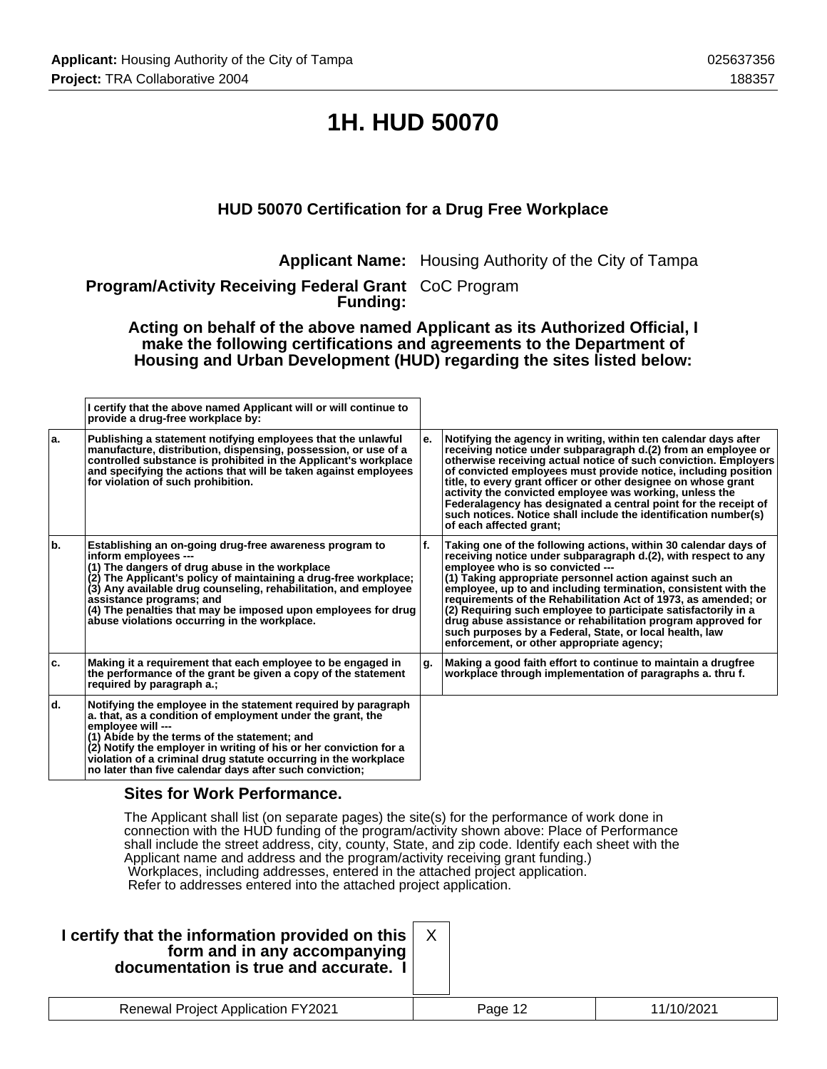# 1H. HUD 50070

### HUD 50070 Certification for a Drug Free Workplace

**Applicant Name:** Housing Authority of the City of Tampa

**Program/Activity Receiving Federal Grant Funding:** CoC Program

**Acting on behalf of the above named Applicant as its Authorized Official, I make the following certifications and agreements to the Department of Housing and Urban Development (HUD) regarding the sites listed below:**

| | I certify that the above named Applicant will or will continue to provide a drug-free workplace by: | | |
|---|---|---|---|
| a. | Publishing a statement notifying employees that the unlawful manufacture, distribution, dispensing, possession, or use of a controlled substance is prohibited in the Applicant's workplace and specifying the actions that will be taken against employees for violation of such prohibition. | e. | Notifying the agency in writing, within ten calendar days after receiving notice under subparagraph d.(2) from an employee or otherwise receiving actual notice of such conviction. Employers of convicted employees must provide notice, including position title, to every grant officer or other designee on whose grant activity the convicted employee was working, unless the Federalagency has designated a central point for the receipt of such notices. Notice shall include the identification number(s) of each affected grant; |
| b. | Establishing an on-going drug-free awareness program to inform employees --- (1) The dangers of drug abuse in the workplace (2) The Applicant's policy of maintaining a drug-free workplace; (3) Any available drug counseling, rehabilitation, and employee assistance programs; and (4) The penalties that may be imposed upon employees for drug abuse violations occurring in the workplace. | f. | Taking one of the following actions, within 30 calendar days of receiving notice under subparagraph d.(2), with respect to any employee who is so convicted --- (1) Taking appropriate personnel action against such an employee, up to and including termination, consistent with the requirements of the Rehabilitation Act of 1973, as amended; or (2) Requiring such employee to participate satisfactorily in a drug abuse assistance or rehabilitation program approved for such purposes by a Federal, State, or local health, law enforcement, or other appropriate agency; |
| c. | Making it a requirement that each employee to be engaged in the performance of the grant be given a copy of the statement required by paragraph a.; | g. | Making a good faith effort to continue to maintain a drugfree workplace through implementation of paragraphs a. thru f. |
| d. | Notifying the employee in the statement required by paragraph a. that, as a condition of employment under the grant, the employee will --- (1) Abide by the terms of the statement; and (2) Notify the employer in writing of his or her conviction for a violation of a criminal drug statute occurring in the workplace no later than five calendar days after such conviction; | | |

### Sites for Work Performance.

The Applicant shall list (on separate pages) the site(s) for the performance of work done in connection with the HUD funding of the program/activity shown above: Place of Performance shall include the street address, city, county, State, and zip code. Identify each sheet with the Applicant name and address and the program/activity receiving grant funding.)
Workplaces, including addresses, entered in the attached project application.
Refer to addresses entered into the attached project application.

| **I certify that the information provided on this form and in any accompanying documentation is true and accurate. I** | X |
|---|---|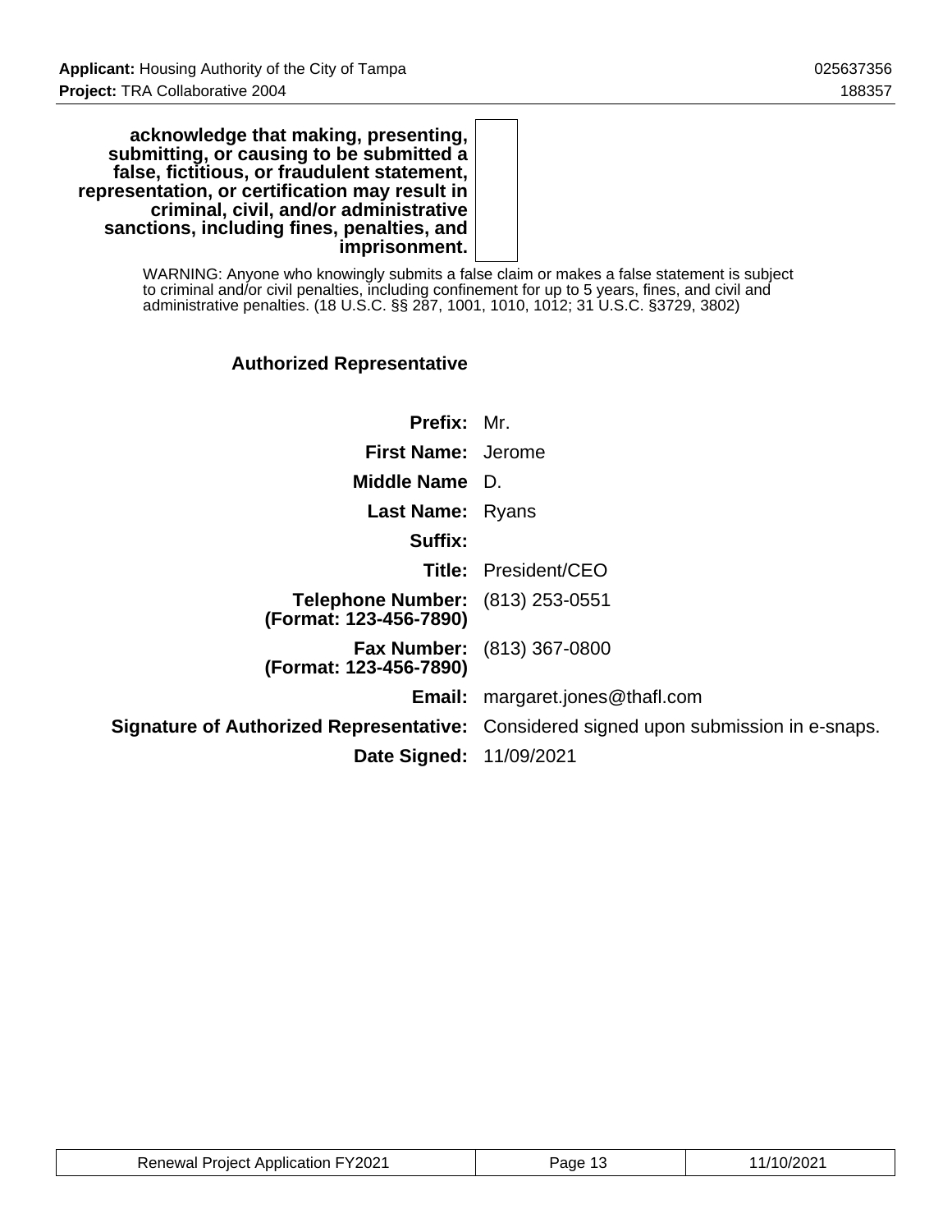**acknowledge that making, presenting, submitting, or causing to be submitted a false, fictitious, or fraudulent statement, representation, or certification may result in criminal, civil, and/or administrative sanctions, including fines, penalties, and imprisonment.**

WARNING: Anyone who knowingly submits a false claim or makes a false statement is subject to criminal and/or civil penalties, including confinement for up to 5 years, fines, and civil and administrative penalties. (18 U.S.C. §§ 287, 1001, 1010, 1012; 31 U.S.C. §3729, 3802)

**Authorized Representative**

| | |
|---|---|
| **Prefix:** | Mr. |
| **First Name:** | Jerome |
| **Middle Name** | D. |
| **Last Name:** | Ryans |
| **Suffix:** | |
| **Title:** | President/CEO |
| **Telephone Number: (Format: 123-456-7890)** | (813) 253-0551 |
| **Fax Number: (Format: 123-456-7890)** | (813) 367-0800 |
| **Email:** | margaret.jones@thafl.com |
| **Signature of Authorized Representative:** | Considered signed upon submission in e-snaps. |
| **Date Signed:** | 11/09/2021 |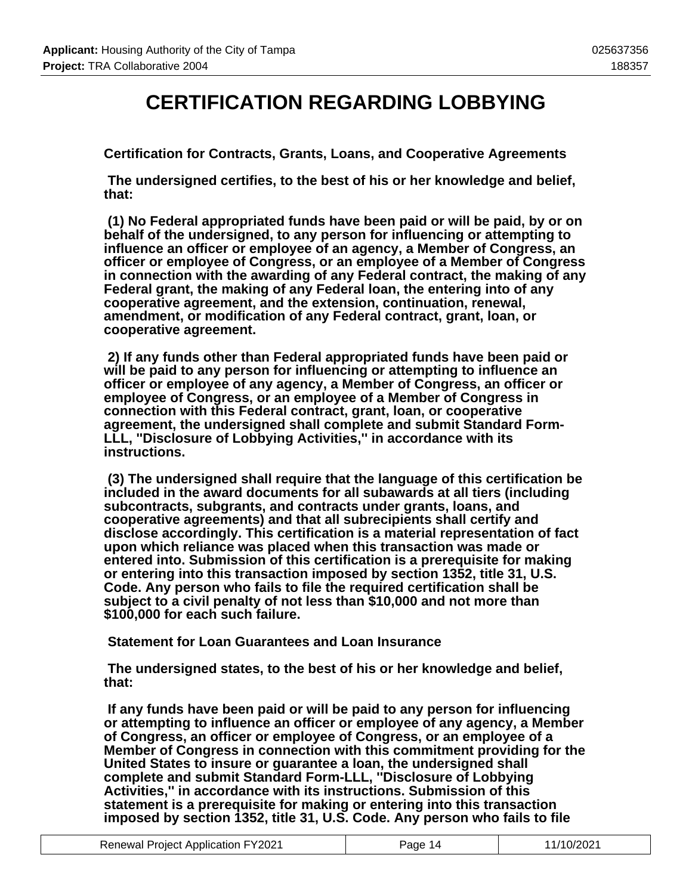# CERTIFICATION REGARDING LOBBYING

**Certification for Contracts, Grants, Loans, and Cooperative Agreements**

**The undersigned certifies, to the best of his or her knowledge and belief, that:**

**(1) No Federal appropriated funds have been paid or will be paid, by or on behalf of the undersigned, to any person for influencing or attempting to influence an officer or employee of an agency, a Member of Congress, an officer or employee of Congress, or an employee of a Member of Congress in connection with the awarding of any Federal contract, the making of any Federal grant, the making of any Federal loan, the entering into of any cooperative agreement, and the extension, continuation, renewal, amendment, or modification of any Federal contract, grant, loan, or cooperative agreement.**

**2) If any funds other than Federal appropriated funds have been paid or will be paid to any person for influencing or attempting to influence an officer or employee of any agency, a Member of Congress, an officer or employee of Congress, or an employee of a Member of Congress in connection with this Federal contract, grant, loan, or cooperative agreement, the undersigned shall complete and submit Standard Form-LLL, "Disclosure of Lobbying Activities," in accordance with its instructions.**

**(3) The undersigned shall require that the language of this certification be included in the award documents for all subawards at all tiers (including subcontracts, subgrants, and contracts under grants, loans, and cooperative agreements) and that all subrecipients shall certify and disclose accordingly. This certification is a material representation of fact upon which reliance was placed when this transaction was made or entered into. Submission of this certification is a prerequisite for making or entering into this transaction imposed by section 1352, title 31, U.S. Code. Any person who fails to file the required certification shall be subject to a civil penalty of not less than $10,000 and not more than $100,000 for each such failure.**

**Statement for Loan Guarantees and Loan Insurance**

**The undersigned states, to the best of his or her knowledge and belief, that:**

**If any funds have been paid or will be paid to any person for influencing or attempting to influence an officer or employee of any agency, a Member of Congress, an officer or employee of Congress, or an employee of a Member of Congress in connection with this commitment providing for the United States to insure or guarantee a loan, the undersigned shall complete and submit Standard Form-LLL, "Disclosure of Lobbying Activities," in accordance with its instructions. Submission of this statement is a prerequisite for making or entering into this transaction imposed by section 1352, title 31, U.S. Code. Any person who fails to file**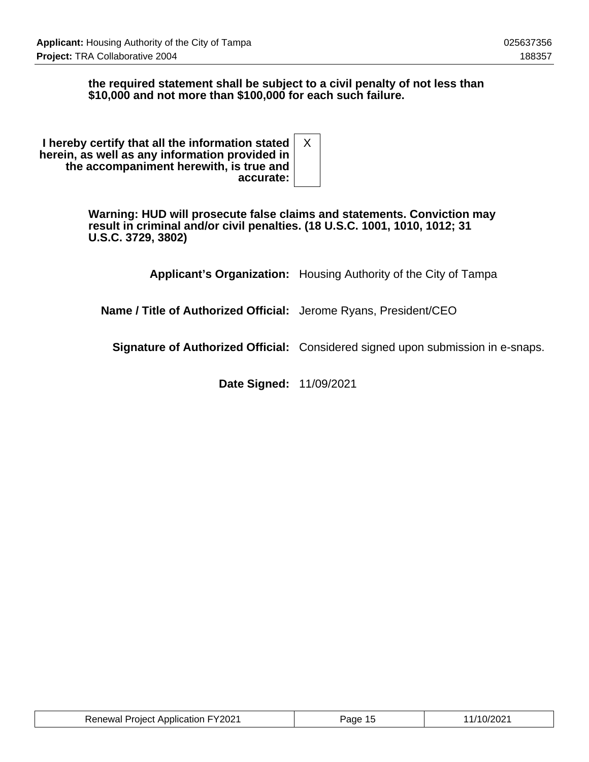**the required statement shall be subject to a civil penalty of not less than $10,000 and not more than $100,000 for each such failure.**

| | |
|---|---|
| **I hereby certify that all the information stated herein, as well as any information provided in the accompaniment herewith, is true and accurate:** | X |

**Warning: HUD will prosecute false claims and statements. Conviction may result in criminal and/or civil penalties. (18 U.S.C. 1001, 1010, 1012; 31 U.S.C. 3729, 3802)**

| | |
|---|---|
| **Applicant's Organization:** | Housing Authority of the City of Tampa |
| **Name / Title of Authorized Official:** | Jerome Ryans, President/CEO |
| **Signature of Authorized Official:** | Considered signed upon submission in e-snaps. |
| **Date Signed:** | 11/09/2021 |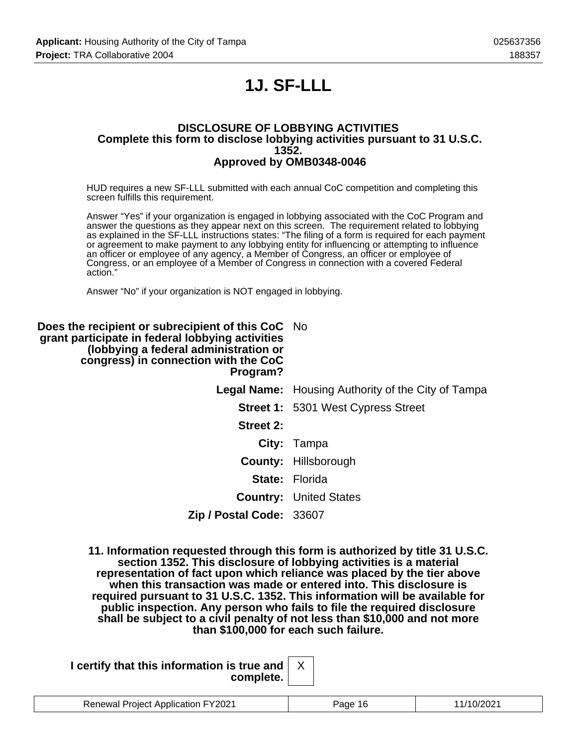# 1J. SF-LLL

**DISCLOSURE OF LOBBYING ACTIVITIES**
**Complete this form to disclose lobbying activities pursuant to 31 U.S.C. 1352.**
**Approved by OMB0348-0046**

HUD requires a new SF-LLL submitted with each annual CoC competition and completing this screen fulfills this requirement.

Answer “Yes” if your organization is engaged in lobbying associated with the CoC Program and answer the questions as they appear next on this screen. The requirement related to lobbying as explained in the SF-LLL instructions states: “The filing of a form is required for each payment or agreement to make payment to any lobbying entity for influencing or attempting to influence an officer or employee of any agency, a Member of Congress, an officer or employee of Congress, or an employee of a Member of Congress in connection with a covered Federal action.”

Answer “No” if your organization is NOT engaged in lobbying.

**Does the recipient or subrecipient of this CoC grant participate in federal lobbying activities (lobbying a federal administration or congress) in connection with the CoC Program?** No

**Legal Name:** Housing Authority of the City of Tampa

**Street 1:** 5301 West Cypress Street

**Street 2:**

**City:** Tampa

**County:** Hillsborough

**State:** Florida

**Country:** United States

**Zip / Postal Code:** 33607

**11. Information requested through this form is authorized by title 31 U.S.C. section 1352. This disclosure of lobbying activities is a material representation of fact upon which reliance was placed by the tier above when this transaction was made or entered into. This disclosure is required pursuant to 31 U.S.C. 1352. This information will be available for public inspection. Any person who fails to file the required disclosure shall be subject to a civil penalty of not less than $10,000 and not more than $100,000 for each such failure.**

**I certify that this information is true and complete.** X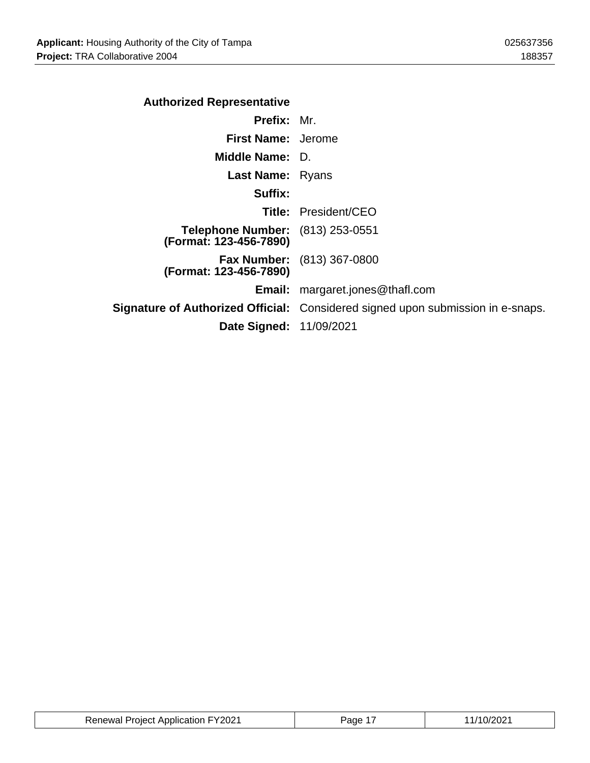### Authorized Representative

**Prefix:** Mr.

**First Name:** Jerome

**Middle Name:** D.

**Last Name:** Ryans

**Suffix:**

**Title:** President/CEO

**Telephone Number: (Format: 123-456-7890)** (813) 253-0551

**Fax Number: (Format: 123-456-7890)** (813) 367-0800

**Email:** margaret.jones@thafl.com

**Signature of Authorized Official:** Considered signed upon submission in e-snaps.

**Date Signed:** 11/09/2021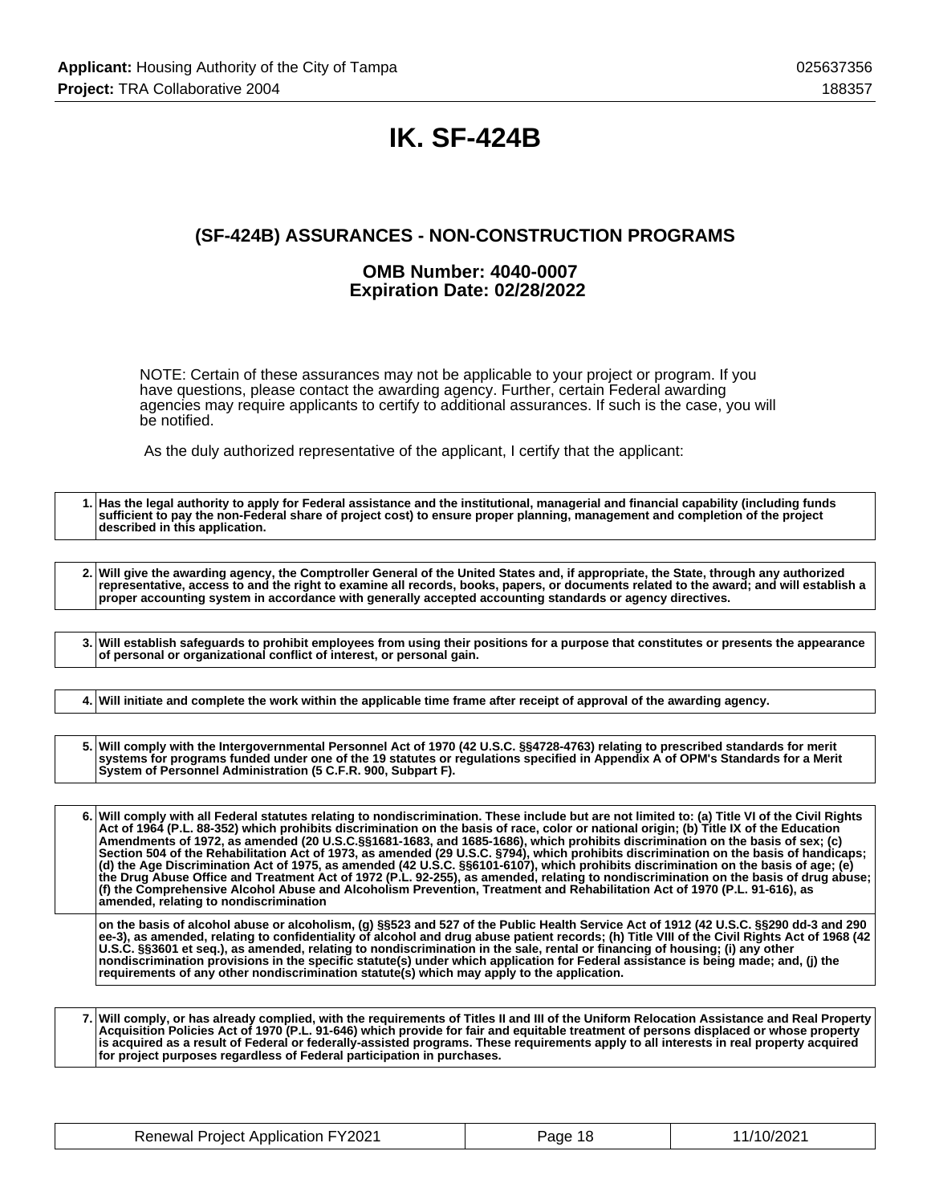# IK. SF-424B

## (SF-424B) ASSURANCES - NON-CONSTRUCTION PROGRAMS

### OMB Number: 4040-0007
### Expiration Date: 02/28/2022

NOTE: Certain of these assurances may not be applicable to your project or program. If you have questions, please contact the awarding agency. Further, certain Federal awarding agencies may require applicants to certify to additional assurances. If such is the case, you will be notified.

As the duly authorized representative of the applicant, I certify that the applicant:

| | |
|---|---|
| 1. | **Has the legal authority to apply for Federal assistance and the institutional, managerial and financial capability (including funds sufficient to pay the non-Federal share of project cost) to ensure proper planning, management and completion of the project described in this application.** |

| | |
|---|---|
| 2. | **Will give the awarding agency, the Comptroller General of the United States and, if appropriate, the State, through any authorized representative, access to and the right to examine all records, books, papers, or documents related to the award; and will establish a proper accounting system in accordance with generally accepted accounting standards or agency directives.** |

| | |
|---|---|
| 3. | **Will establish safeguards to prohibit employees from using their positions for a purpose that constitutes or presents the appearance of personal or organizational conflict of interest, or personal gain.** |

| | |
|---|---|
| 4. | **Will initiate and complete the work within the applicable time frame after receipt of approval of the awarding agency.** |

| | |
|---|---|
| 5. | **Will comply with the Intergovernmental Personnel Act of 1970 (42 U.S.C. §§4728-4763) relating to prescribed standards for merit systems for programs funded under one of the 19 statutes or regulations specified in Appendix A of OPM's Standards for a Merit System of Personnel Administration (5 C.F.R. 900, Subpart F).** |

| | |
|---|---|
| 6. | **Will comply with all Federal statutes relating to nondiscrimination. These include but are not limited to: (a) Title VI of the Civil Rights Act of 1964 (P.L. 88-352) which prohibits discrimination on the basis of race, color or national origin; (b) Title IX of the Education Amendments of 1972, as amended (20 U.S.C.§§1681-1683, and 1685-1686), which prohibits discrimination on the basis of sex; (c) Section 504 of the Rehabilitation Act of 1973, as amended (29 U.S.C. §794), which prohibits discrimination on the basis of handicaps; (d) the Age Discrimination Act of 1975, as amended (42 U.S.C. §§6101-6107), which prohibits discrimination on the basis of age; (e) the Drug Abuse Office and Treatment Act of 1972 (P.L. 92-255), as amended, relating to nondiscrimination on the basis of drug abuse; (f) the Comprehensive Alcohol Abuse and Alcoholism Prevention, Treatment and Rehabilitation Act of 1970 (P.L. 91-616), as amended, relating to nondiscrimination** |
| | **on the basis of alcohol abuse or alcoholism, (g) §§523 and 527 of the Public Health Service Act of 1912 (42 U.S.C. §§290 dd-3 and 290 ee-3), as amended, relating to confidentiality of alcohol and drug abuse patient records; (h) Title VIII of the Civil Rights Act of 1968 (42 U.S.C. §§3601 et seq.), as amended, relating to nondiscrimination in the sale, rental or financing of housing; (i) any other nondiscrimination provisions in the specific statute(s) under which application for Federal assistance is being made; and, (j) the requirements of any other nondiscrimination statute(s) which may apply to the application.** |

| | |
|---|---|
| 7. | **Will comply, or has already complied, with the requirements of Titles II and III of the Uniform Relocation Assistance and Real Property Acquisition Policies Act of 1970 (P.L. 91-646) which provide for fair and equitable treatment of persons displaced or whose property is acquired as a result of Federal or federally-assisted programs. These requirements apply to all interests in real property acquired for project purposes regardless of Federal participation in purchases.** |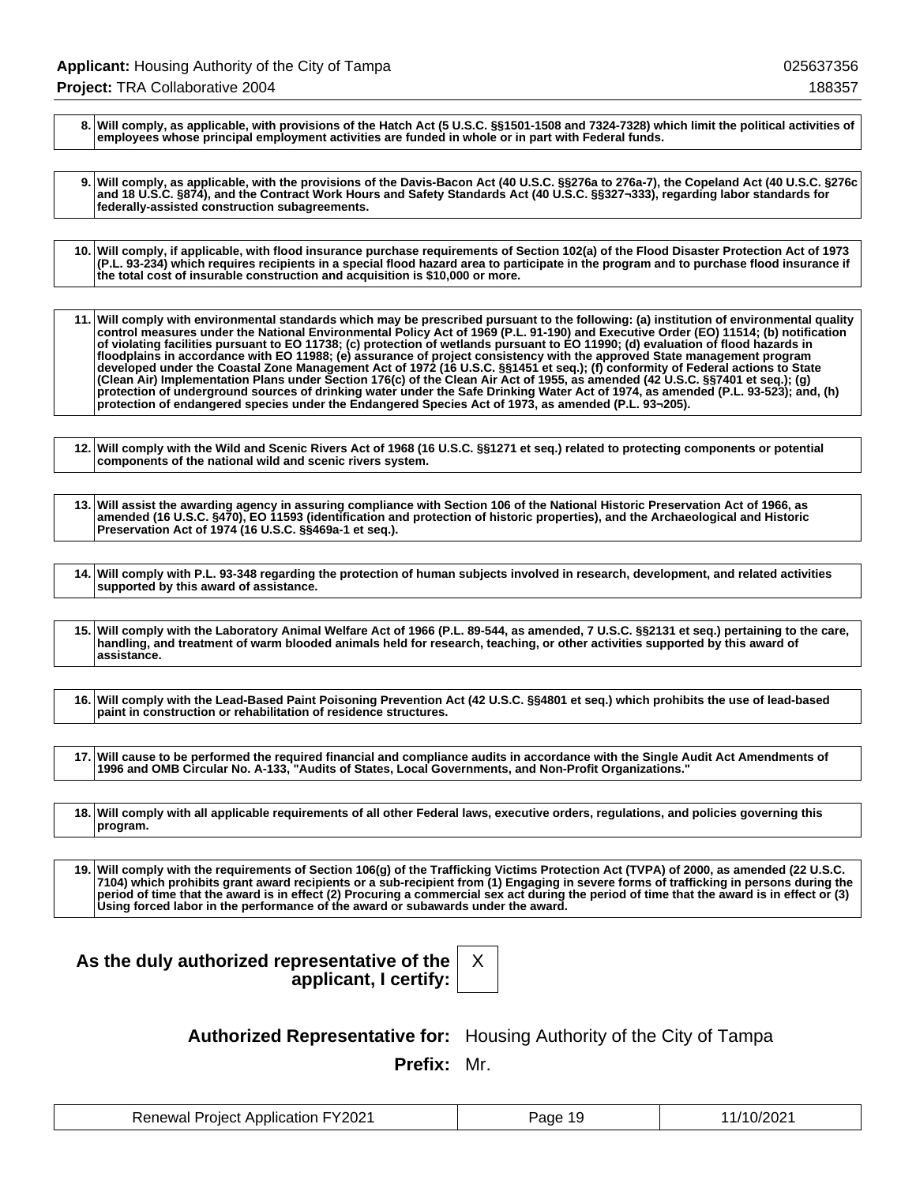| | |
|---|---|
| **8.** | **Will comply, as applicable, with provisions of the Hatch Act (5 U.S.C. §§1501-1508 and 7324-7328) which limit the political activities of employees whose principal employment activities are funded in whole or in part with Federal funds.** |

| | |
|---|---|
| **9.** | **Will comply, as applicable, with the provisions of the Davis-Bacon Act (40 U.S.C. §§276a to 276a-7), the Copeland Act (40 U.S.C. §276c and 18 U.S.C. §874), and the Contract Work Hours and Safety Standards Act (40 U.S.C. §§327¬333), regarding labor standards for federally-assisted construction subagreements.** |

| | |
|---|---|
| **10.** | **Will comply, if applicable, with flood insurance purchase requirements of Section 102(a) of the Flood Disaster Protection Act of 1973 (P.L. 93-234) which requires recipients in a special flood hazard area to participate in the program and to purchase flood insurance if the total cost of insurable construction and acquisition is $10,000 or more.** |

| | |
|---|---|
| **11.** | **Will comply with environmental standards which may be prescribed pursuant to the following: (a) institution of environmental quality control measures under the National Environmental Policy Act of 1969 (P.L. 91-190) and Executive Order (EO) 11514; (b) notification of violating facilities pursuant to EO 11738; (c) protection of wetlands pursuant to EO 11990; (d) evaluation of flood hazards in floodplains in accordance with EO 11988; (e) assurance of project consistency with the approved State management program developed under the Coastal Zone Management Act of 1972 (16 U.S.C. §§1451 et seq.); (f) conformity of Federal actions to State (Clean Air) Implementation Plans under Section 176(c) of the Clean Air Act of 1955, as amended (42 U.S.C. §§7401 et seq.); (g) protection of underground sources of drinking water under the Safe Drinking Water Act of 1974, as amended (P.L. 93-523); and, (h) protection of endangered species under the Endangered Species Act of 1973, as amended (P.L. 93¬205).** |

| | |
|---|---|
| **12.** | **Will comply with the Wild and Scenic Rivers Act of 1968 (16 U.S.C. §§1271 et seq.) related to protecting components or potential components of the national wild and scenic rivers system.** |

| | |
|---|---|
| **13.** | **Will assist the awarding agency in assuring compliance with Section 106 of the National Historic Preservation Act of 1966, as amended (16 U.S.C. §470), EO 11593 (identification and protection of historic properties), and the Archaeological and Historic Preservation Act of 1974 (16 U.S.C. §§469a-1 et seq.).** |

| | |
|---|---|
| **14.** | **Will comply with P.L. 93-348 regarding the protection of human subjects involved in research, development, and related activities supported by this award of assistance.** |

| | |
|---|---|
| **15.** | **Will comply with the Laboratory Animal Welfare Act of 1966 (P.L. 89-544, as amended, 7 U.S.C. §§2131 et seq.) pertaining to the care, handling, and treatment of warm blooded animals held for research, teaching, or other activities supported by this award of assistance.** |

| | |
|---|---|
| **16.** | **Will comply with the Lead-Based Paint Poisoning Prevention Act (42 U.S.C. §§4801 et seq.) which prohibits the use of lead-based paint in construction or rehabilitation of residence structures.** |

| | |
|---|---|
| **17.** | **Will cause to be performed the required financial and compliance audits in accordance with the Single Audit Act Amendments of 1996 and OMB Circular No. A-133, "Audits of States, Local Governments, and Non-Profit Organizations."** |

| | |
|---|---|
| **18.** | **Will comply with all applicable requirements of all other Federal laws, executive orders, regulations, and policies governing this program.** |

| | |
|---|---|
| **19.** | **Will comply with the requirements of Section 106(g) of the Trafficking Victims Protection Act (TVPA) of 2000, as amended (22 U.S.C. 7104) which prohibits grant award recipients or a sub-recipient from (1) Engaging in severe forms of trafficking in persons during the period of time that the award is in effect (2) Procuring a commercial sex act during the period of time that the award is in effect or (3) Using forced labor in the performance of the award or subawards under the award.** |

**As the duly authorized representative of the applicant, I certify:** X

**Authorized Representative for:** Housing Authority of the City of Tampa

**Prefix:** Mr.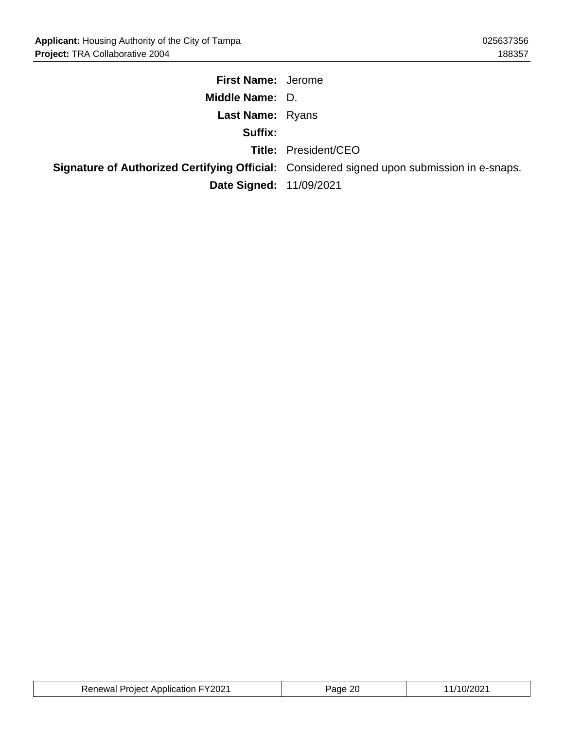**First Name:** Jerome

**Middle Name:** D.

**Last Name:** Ryans

**Suffix:**

**Title:** President/CEO

**Signature of Authorized Certifying Official:** Considered signed upon submission in e-snaps.

**Date Signed:** 11/09/2021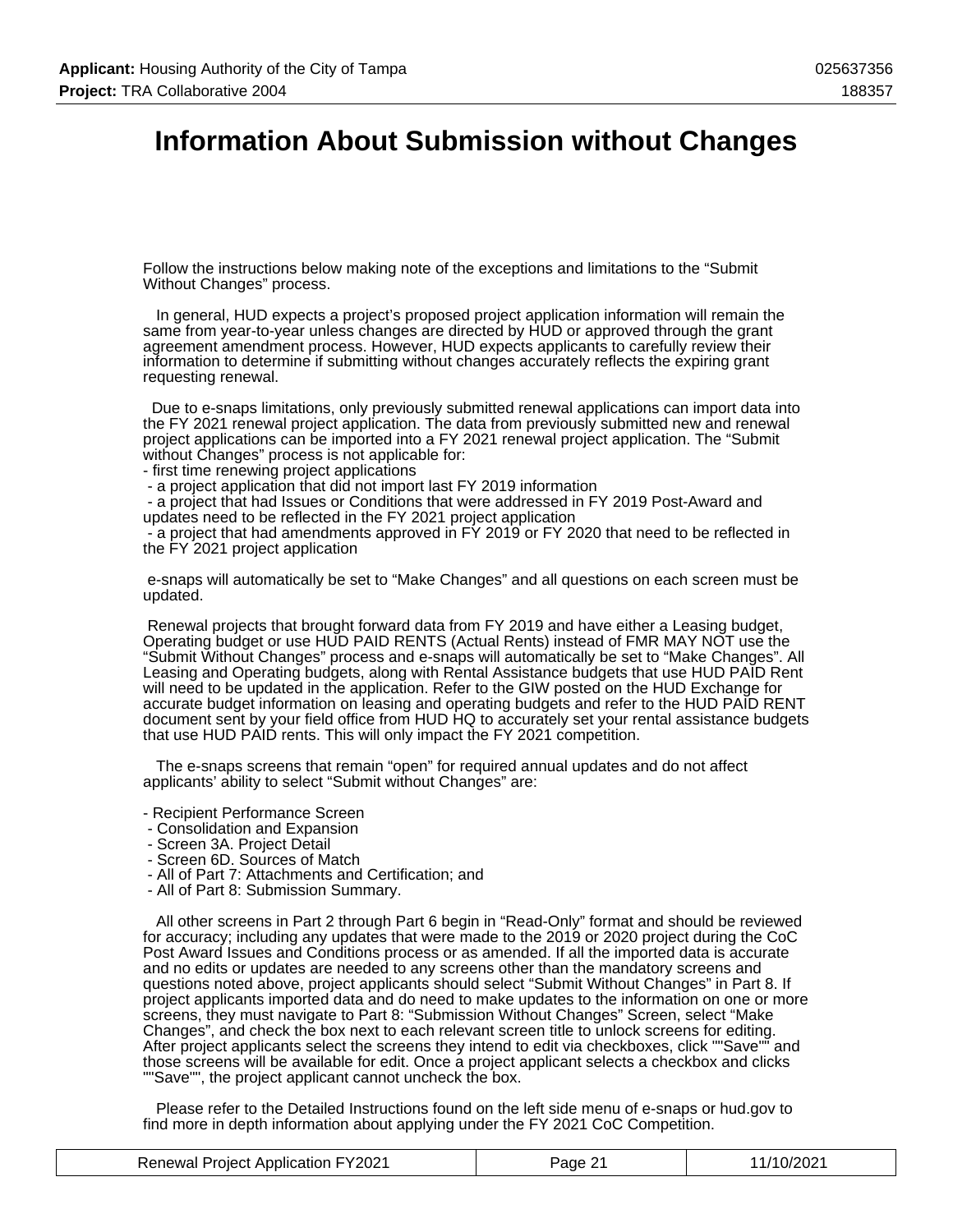# Information About Submission without Changes

Follow the instructions below making note of the exceptions and limitations to the “Submit Without Changes” process.

In general, HUD expects a project’s proposed project application information will remain the same from year-to-year unless changes are directed by HUD or approved through the grant agreement amendment process. However, HUD expects applicants to carefully review their information to determine if submitting without changes accurately reflects the expiring grant requesting renewal.

Due to e-snaps limitations, only previously submitted renewal applications can import data into the FY 2021 renewal project application. The data from previously submitted new and renewal project applications can be imported into a FY 2021 renewal project application. The “Submit without Changes” process is not applicable for:

- first time renewing project applications
- a project application that did not import last FY 2019 information
- a project that had Issues or Conditions that were addressed in FY 2019 Post-Award and updates need to be reflected in the FY 2021 project application
- a project that had amendments approved in FY 2019 or FY 2020 that need to be reflected in the FY 2021 project application

e-snaps will automatically be set to “Make Changes” and all questions on each screen must be updated.

Renewal projects that brought forward data from FY 2019 and have either a Leasing budget, Operating budget or use HUD PAID RENTS (Actual Rents) instead of FMR MAY NOT use the “Submit Without Changes” process and e-snaps will automatically be set to “Make Changes”. All Leasing and Operating budgets, along with Rental Assistance budgets that use HUD PAID Rent will need to be updated in the application. Refer to the GIW posted on the HUD Exchange for accurate budget information on leasing and operating budgets and refer to the HUD PAID RENT document sent by your field office from HUD HQ to accurately set your rental assistance budgets that use HUD PAID rents. This will only impact the FY 2021 competition.

The e-snaps screens that remain “open” for required annual updates and do not affect applicants’ ability to select “Submit without Changes” are:

- Recipient Performance Screen
- Consolidation and Expansion
- Screen 3A. Project Detail
- Screen 6D. Sources of Match
- All of Part 7: Attachments and Certification; and
- All of Part 8: Submission Summary.

All other screens in Part 2 through Part 6 begin in “Read-Only” format and should be reviewed for accuracy; including any updates that were made to the 2019 or 2020 project during the CoC Post Award Issues and Conditions process or as amended. If all the imported data is accurate and no edits or updates are needed to any screens other than the mandatory screens and questions noted above, project applicants should select “Submit Without Changes” in Part 8. If project applicants imported data and do need to make updates to the information on one or more screens, they must navigate to Part 8: “Submission Without Changes” Screen, select “Make Changes”, and check the box next to each relevant screen title to unlock screens for editing. After project applicants select the screens they intend to edit via checkboxes, click ""Save"" and those screens will be available for edit. Once a project applicant selects a checkbox and clicks ""Save"", the project applicant cannot uncheck the box.

Please refer to the Detailed Instructions found on the left side menu of e-snaps or hud.gov to find more in depth information about applying under the FY 2021 CoC Competition.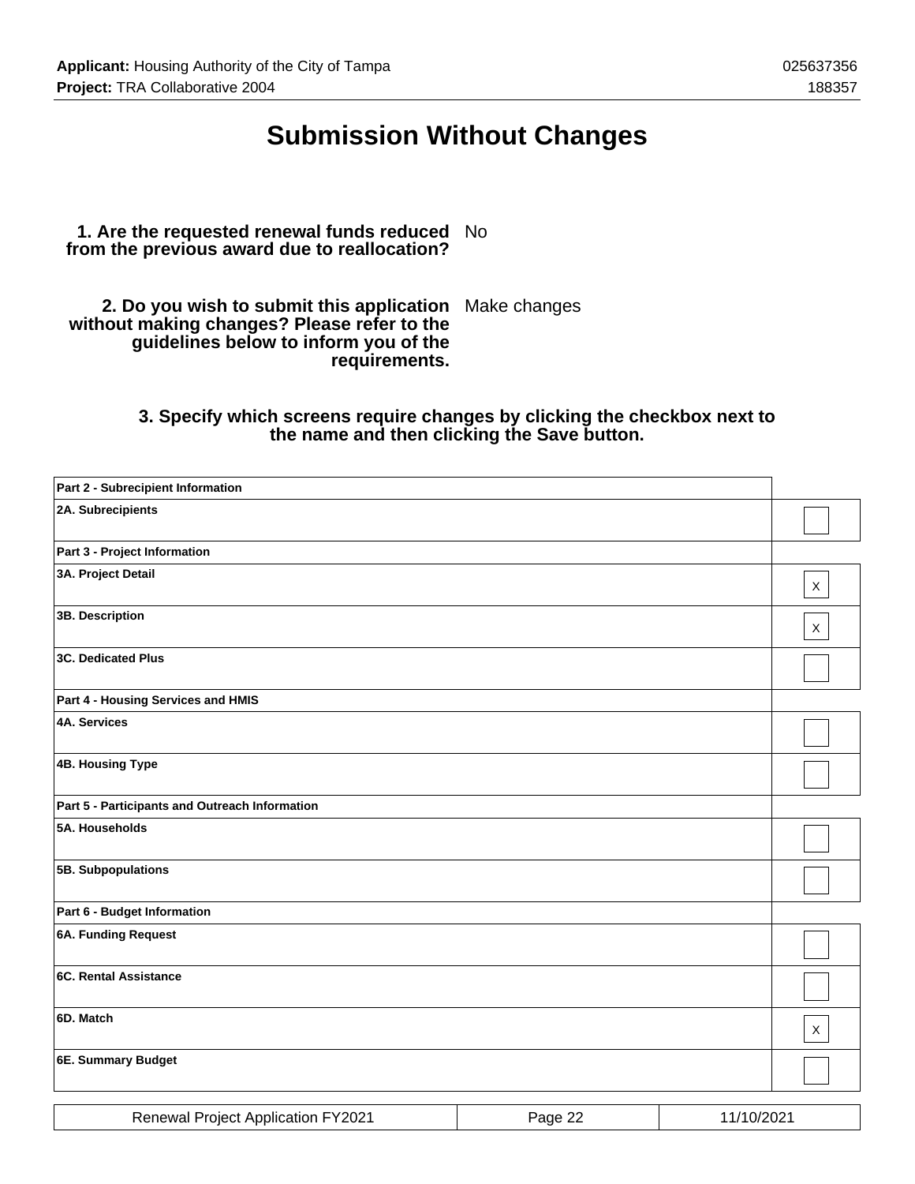# Submission Without Changes

**1. Are the requested renewal funds reduced from the previous award due to reallocation?** No

**2. Do you wish to submit this application without making changes? Please refer to the guidelines below to inform you of the requirements.** Make changes

**3. Specify which screens require changes by clicking the checkbox next to the name and then clicking the Save button.**

| | |
|---|---|
| **Part 2 - Subrecipient Information** | |
| **2A. Subrecipients** | |
| **Part 3 - Project Information** | |
| **3A. Project Detail** | X |
| **3B. Description** | X |
| **3C. Dedicated Plus** | |
| **Part 4 - Housing Services and HMIS** | |
| **4A. Services** | |
| **4B. Housing Type** | |
| **Part 5 - Participants and Outreach Information** | |
| **5A. Households** | |
| **5B. Subpopulations** | |
| **Part 6 - Budget Information** | |
| **6A. Funding Request** | |
| **6C. Rental Assistance** | |
| **6D. Match** | X |
| **6E. Summary Budget** | |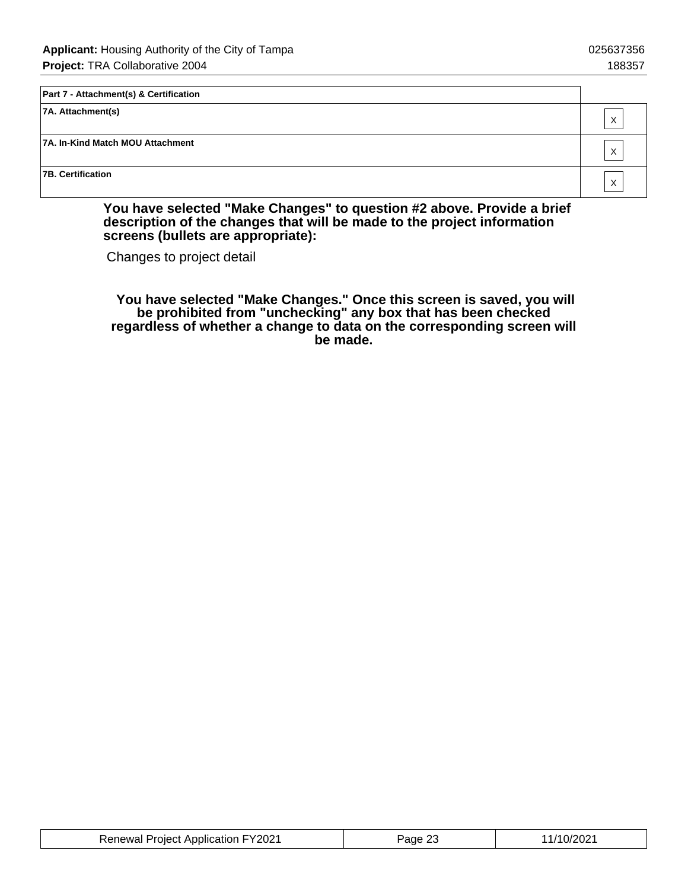| Part 7 - Attachment(s) & Certification | |
|---|---|
| 7A. Attachment(s) | X |
| 7A. In-Kind Match MOU Attachment | X |
| 7B. Certification | X |

**You have selected "Make Changes" to question #2 above. Provide a brief description of the changes that will be made to the project information screens (bullets are appropriate):**

Changes to project detail

**You have selected "Make Changes." Once this screen is saved, you will be prohibited from "unchecking" any box that has been checked regardless of whether a change to data on the corresponding screen will be made.**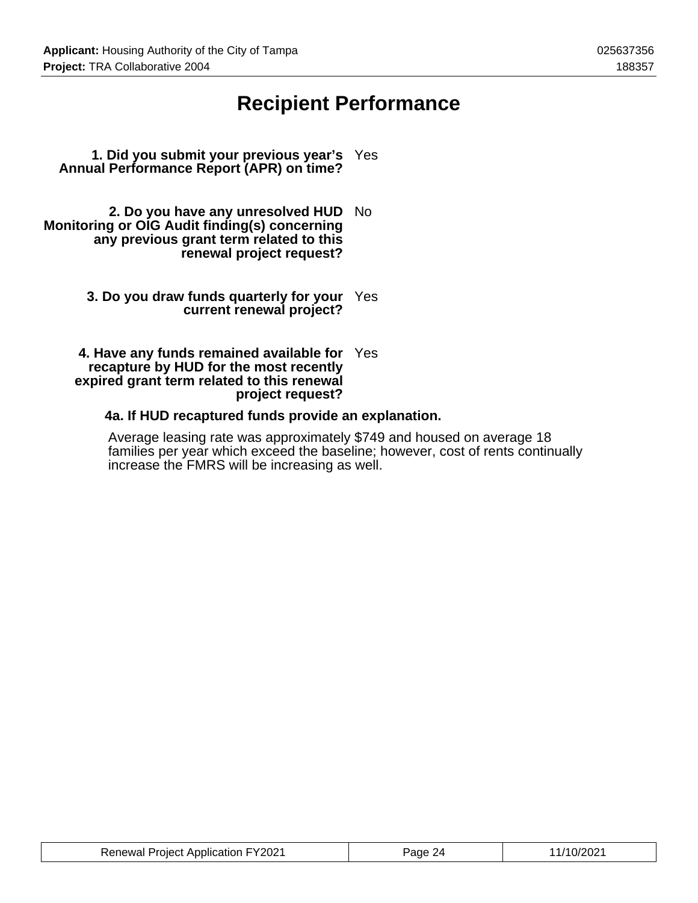# Recipient Performance

**1. Did you submit your previous year's Annual Performance Report (APR) on time?** Yes

**2. Do you have any unresolved HUD Monitoring or OIG Audit finding(s) concerning any previous grant term related to this renewal project request?** No

**3. Do you draw funds quarterly for your current renewal project?** Yes

**4. Have any funds remained available for recapture by HUD for the most recently expired grant term related to this renewal project request?** Yes

**4a. If HUD recaptured funds provide an explanation.**

Average leasing rate was approximately $749 and housed on average 18 families per year which exceed the baseline; however, cost of rents continually increase the FMRS will be increasing as well.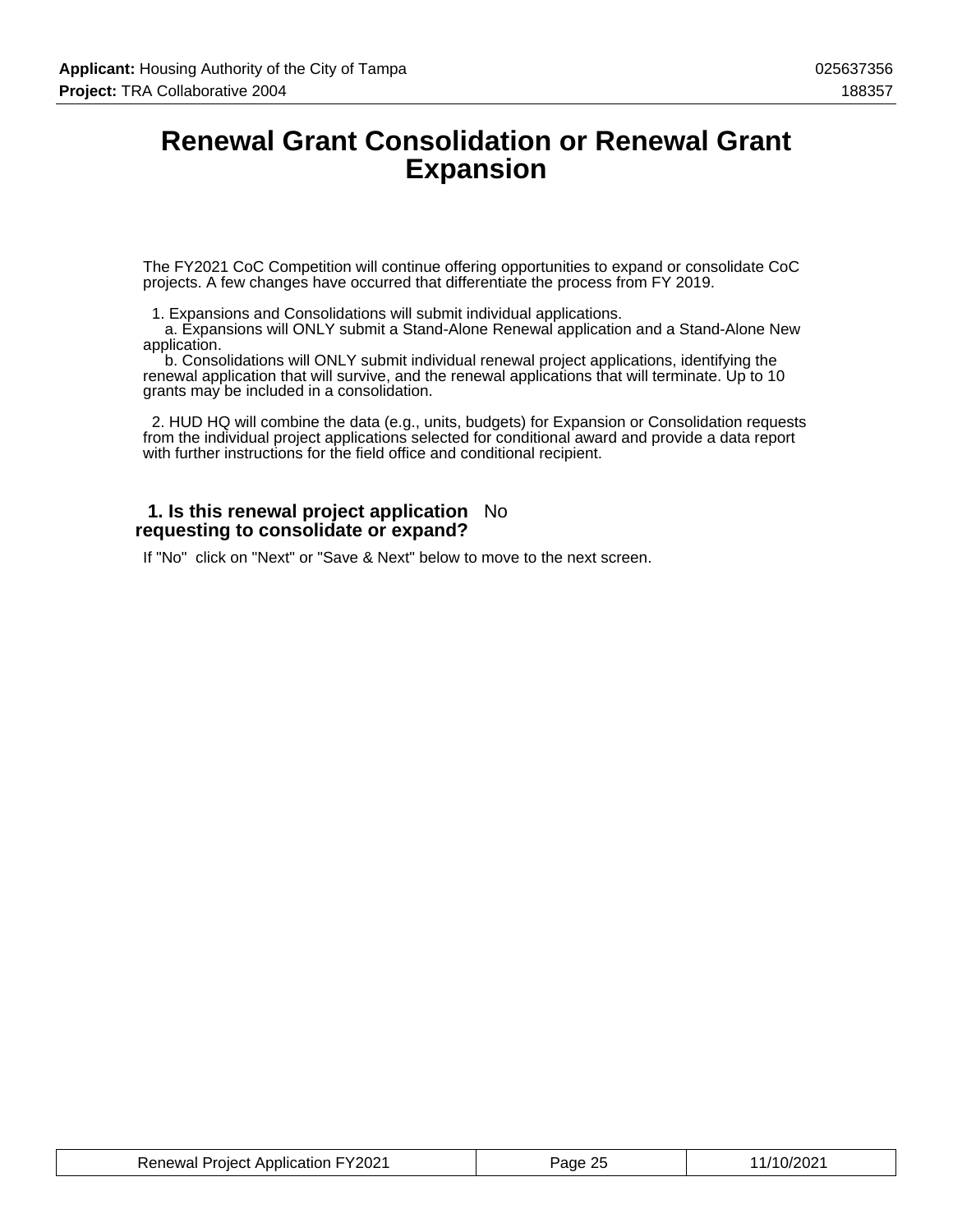# Renewal Grant Consolidation or Renewal Grant Expansion

The FY2021 CoC Competition will continue offering opportunities to expand or consolidate CoC projects. A few changes have occurred that differentiate the process from FY 2019.

1. Expansions and Consolidations will submit individual applications.
   a. Expansions will ONLY submit a Stand-Alone Renewal application and a Stand-Alone New application.
   b. Consolidations will ONLY submit individual renewal project applications, identifying the renewal application that will survive, and the renewal applications that will terminate. Up to 10 grants may be included in a consolidation.

2. HUD HQ will combine the data (e.g., units, budgets) for Expansion or Consolidation requests from the individual project applications selected for conditional award and provide a data report with further instructions for the field office and conditional recipient.

**1. Is this renewal project application requesting to consolidate or expand?** No

If "No" click on "Next" or "Save & Next" below to move to the next screen.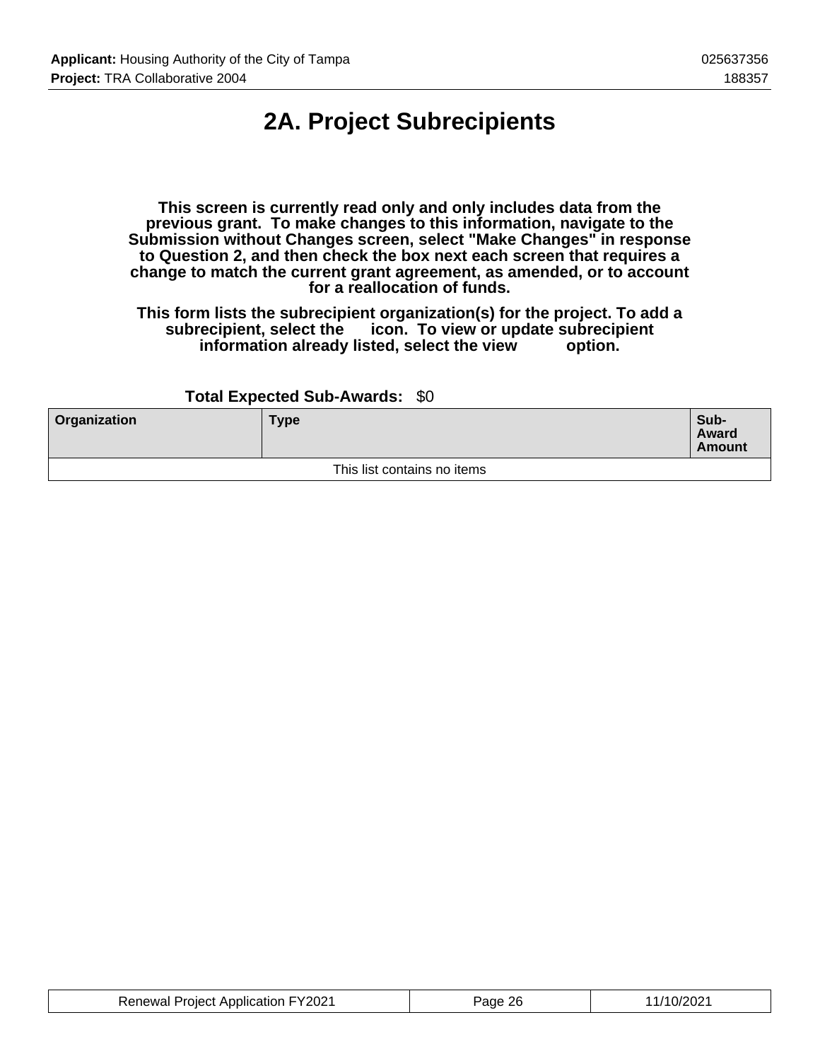# 2A. Project Subrecipients

**This screen is currently read only and only includes data from the previous grant. To make changes to this information, navigate to the Submission without Changes screen, select "Make Changes" in response to Question 2, and then check the box next each screen that requires a change to match the current grant agreement, as amended, or to account for a reallocation of funds.**

**This form lists the subrecipient organization(s) for the project. To add a subrecipient, select the icon. To view or update subrecipient information already listed, select the view option.**

**Total Expected Sub-Awards:** $0

| Organization | Type | Sub-Award Amount |
|---|---|---|
| This list contains no items | | |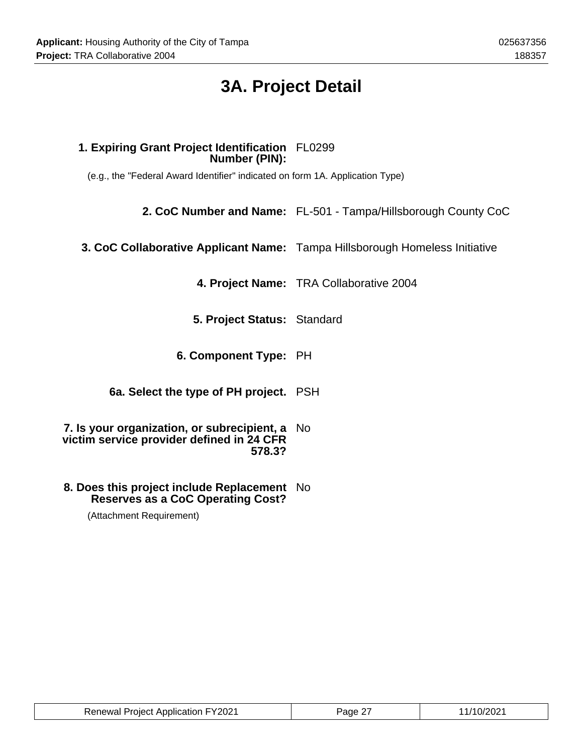# 3A. Project Detail

**1. Expiring Grant Project Identification Number (PIN):** FL0299

(e.g., the "Federal Award Identifier" indicated on form 1A. Application Type)

**2. CoC Number and Name:** FL-501 - Tampa/Hillsborough County CoC

**3. CoC Collaborative Applicant Name:** Tampa Hillsborough Homeless Initiative

**4. Project Name:** TRA Collaborative 2004

**5. Project Status:** Standard

**6. Component Type:** PH

**6a. Select the type of PH project.** PSH

**7. Is your organization, or subrecipient, a victim service provider defined in 24 CFR 578.3?** No

**8. Does this project include Replacement Reserves as a CoC Operating Cost?** No

(Attachment Requirement)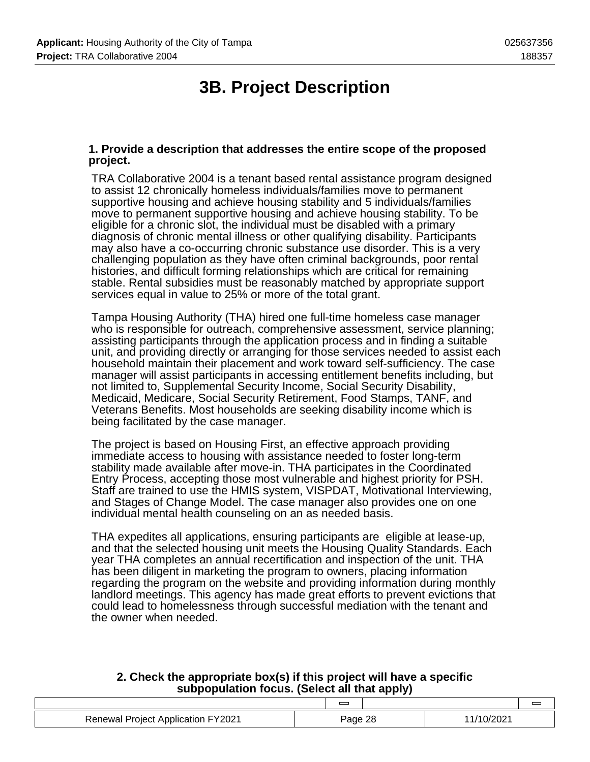# 3B. Project Description

**1. Provide a description that addresses the entire scope of the proposed project.**

TRA Collaborative 2004 is a tenant based rental assistance program designed to assist 12 chronically homeless individuals/families move to permanent supportive housing and achieve housing stability and 5 individuals/families move to permanent supportive housing and achieve housing stability. To be eligible for a chronic slot, the individual must be disabled with a primary diagnosis of chronic mental illness or other qualifying disability. Participants may also have a co-occurring chronic substance use disorder. This is a very challenging population as they have often criminal backgrounds, poor rental histories, and difficult forming relationships which are critical for remaining stable. Rental subsidies must be reasonably matched by appropriate support services equal in value to 25% or more of the total grant.

Tampa Housing Authority (THA) hired one full-time homeless case manager who is responsible for outreach, comprehensive assessment, service planning; assisting participants through the application process and in finding a suitable unit, and providing directly or arranging for those services needed to assist each household maintain their placement and work toward self-sufficiency. The case manager will assist participants in accessing entitlement benefits including, but not limited to, Supplemental Security Income, Social Security Disability, Medicaid, Medicare, Social Security Retirement, Food Stamps, TANF, and Veterans Benefits. Most households are seeking disability income which is being facilitated by the case manager.

The project is based on Housing First, an effective approach providing immediate access to housing with assistance needed to foster long-term stability made available after move-in. THA participates in the Coordinated Entry Process, accepting those most vulnerable and highest priority for PSH. Staff are trained to use the HMIS system, VISPDAT, Motivational Interviewing, and Stages of Change Model. The case manager also provides one on one individual mental health counseling on an as needed basis.

THA expedites all applications, ensuring participants are eligible at lease-up, and that the selected housing unit meets the Housing Quality Standards. Each year THA completes an annual recertification and inspection of the unit. THA has been diligent in marketing the program to owners, placing information regarding the program on the website and providing information during monthly landlord meetings. This agency has made great efforts to prevent evictions that could lead to homelessness through successful mediation with the tenant and the owner when needed.

**2. Check the appropriate box(s) if this project will have a specific subpopulation focus. (Select all that apply)**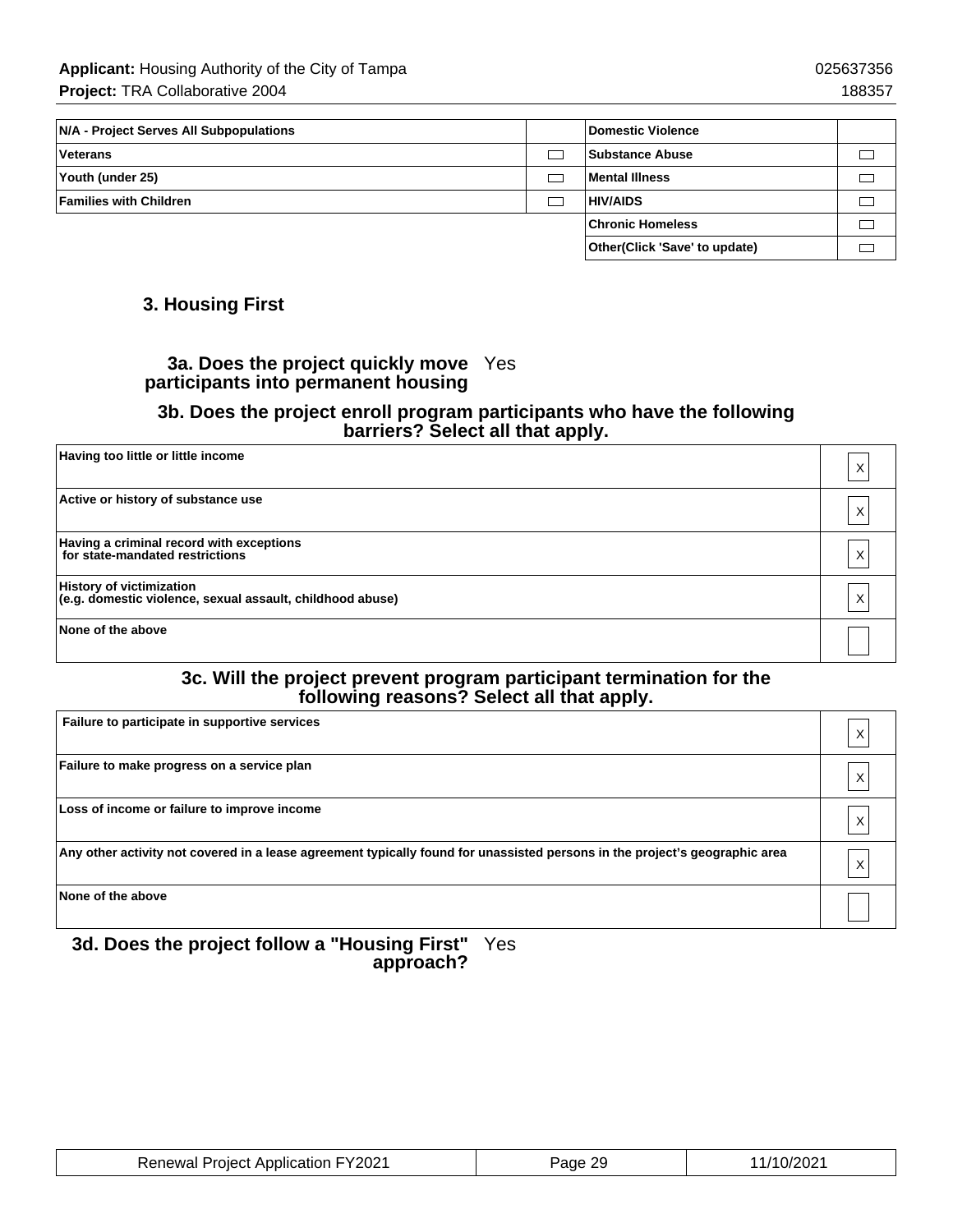| N/A - Project Serves All Subpopulations | | Domestic Violence | |
|---|---|---|---|
| Veterans | ☐ | Substance Abuse | ☐ |
| Youth (under 25) | ☐ | Mental Illness | ☐ |
| Families with Children | ☐ | HIV/AIDS | ☐ |
| | | Chronic Homeless | ☐ |
| | | Other(Click 'Save' to update) | ☐ |

### 3. Housing First

**3a. Does the project quickly move participants into permanent housing** Yes

**3b. Does the project enroll program participants who have the following barriers? Select all that apply.**

| | |
|---|---|
| Having too little or little income | X |
| Active or history of substance use | X |
| Having a criminal record with exceptions for state-mandated restrictions | X |
| History of victimization (e.g. domestic violence, sexual assault, childhood abuse) | X |
| None of the above | |

**3c. Will the project prevent program participant termination for the following reasons? Select all that apply.**

| | |
|---|---|
| Failure to participate in supportive services | X |
| Failure to make progress on a service plan | X |
| Loss of income or failure to improve income | X |
| Any other activity not covered in a lease agreement typically found for unassisted persons in the project's geographic area | X |
| None of the above | |

**3d. Does the project follow a "Housing First" approach?** Yes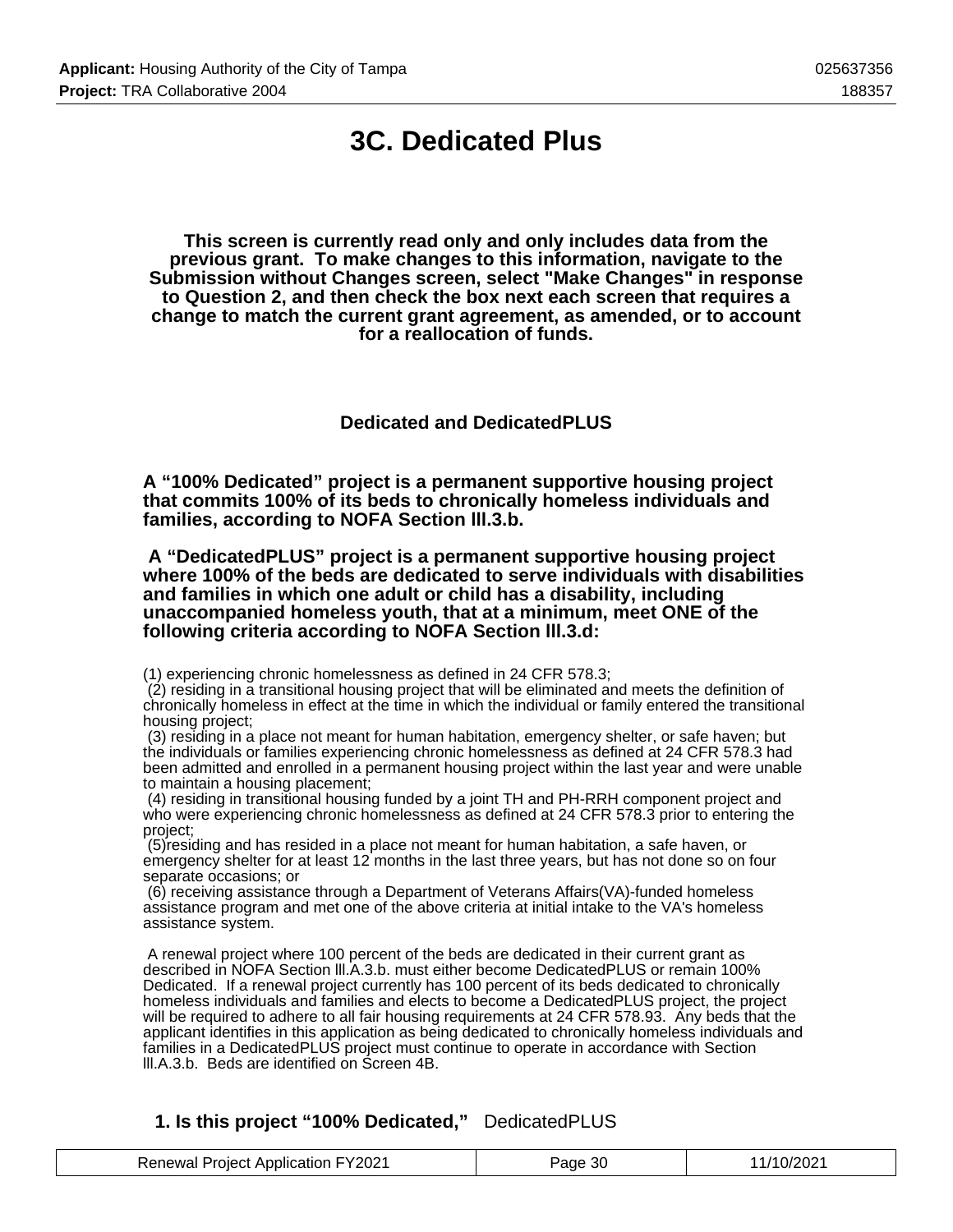# 3C. Dedicated Plus

**This screen is currently read only and only includes data from the previous grant. To make changes to this information, navigate to the Submission without Changes screen, select "Make Changes" in response to Question 2, and then check the box next each screen that requires a change to match the current grant agreement, as amended, or to account for a reallocation of funds.**

## Dedicated and DedicatedPLUS

**A "100% Dedicated" project is a permanent supportive housing project that commits 100% of its beds to chronically homeless individuals and families, according to NOFA Section lll.3.b.**

**A "DedicatedPLUS" project is a permanent supportive housing project where 100% of the beds are dedicated to serve individuals with disabilities and families in which one adult or child has a disability, including unaccompanied homeless youth, that at a minimum, meet ONE of the following criteria according to NOFA Section lll.3.d:**

(1) experiencing chronic homelessness as defined in 24 CFR 578.3;
(2) residing in a transitional housing project that will be eliminated and meets the definition of chronically homeless in effect at the time in which the individual or family entered the transitional housing project;
(3) residing in a place not meant for human habitation, emergency shelter, or safe haven; but the individuals or families experiencing chronic homelessness as defined at 24 CFR 578.3 had been admitted and enrolled in a permanent housing project within the last year and were unable to maintain a housing placement;
(4) residing in transitional housing funded by a joint TH and PH-RRH component project and who were experiencing chronic homelessness as defined at 24 CFR 578.3 prior to entering the project;
(5)residing and has resided in a place not meant for human habitation, a safe haven, or emergency shelter for at least 12 months in the last three years, but has not done so on four separate occasions; or
(6) receiving assistance through a Department of Veterans Affairs(VA)-funded homeless assistance program and met one of the above criteria at initial intake to the VA's homeless assistance system.

A renewal project where 100 percent of the beds are dedicated in their current grant as described in NOFA Section lll.A.3.b. must either become DedicatedPLUS or remain 100% Dedicated. If a renewal project currently has 100 percent of its beds dedicated to chronically homeless individuals and families and elects to become a DedicatedPLUS project, the project will be required to adhere to all fair housing requirements at 24 CFR 578.93. Any beds that the applicant identifies in this application as being dedicated to chronically homeless individuals and families in a DedicatedPLUS project must continue to operate in accordance with Section lll.A.3.b. Beds are identified on Screen 4B.

**1. Is this project "100% Dedicated,"** DedicatedPLUS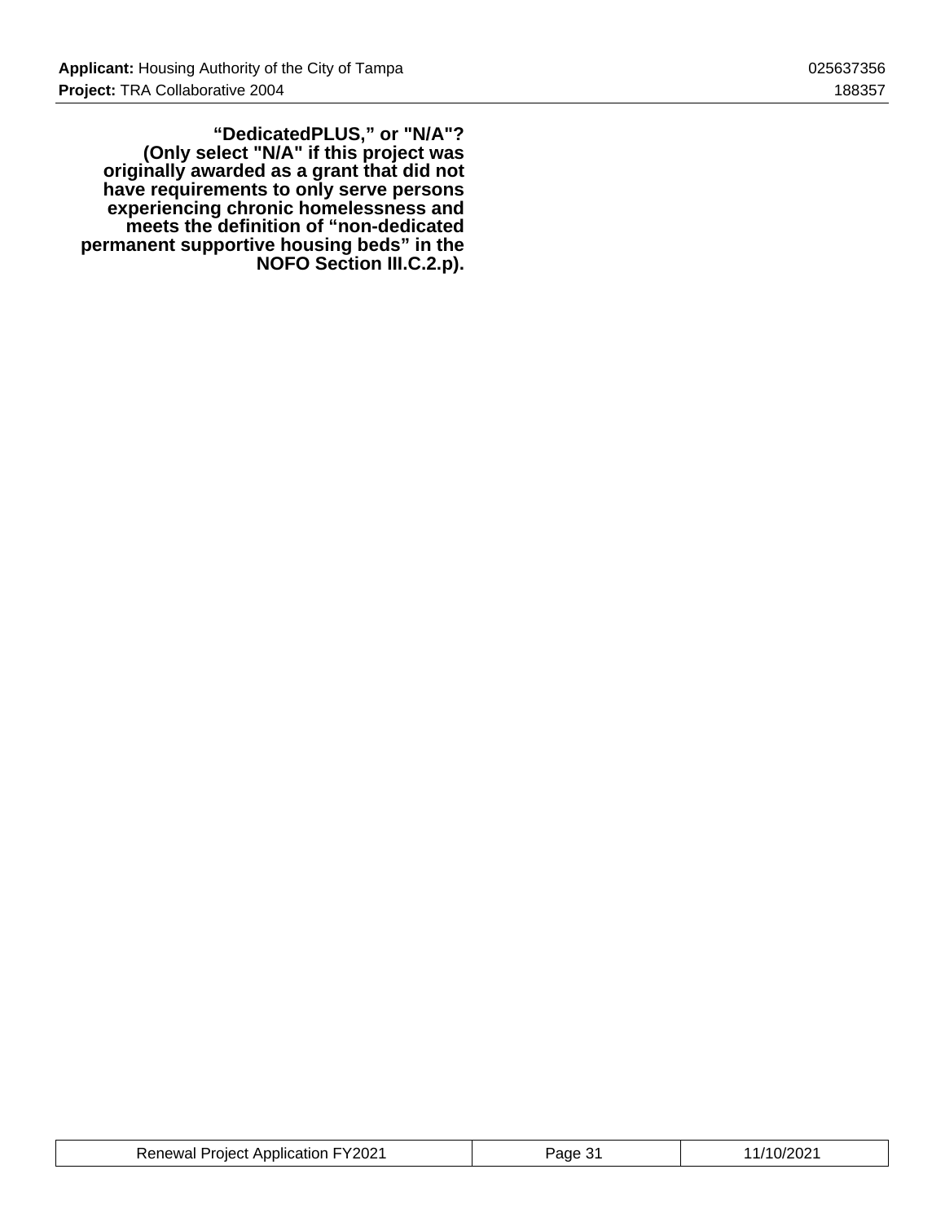**“DedicatedPLUS,” or "N/A"? (Only select "N/A" if this project was originally awarded as a grant that did not have requirements to only serve persons experiencing chronic homelessness and meets the definition of “non-dedicated permanent supportive housing beds” in the NOFO Section III.C.2.p).**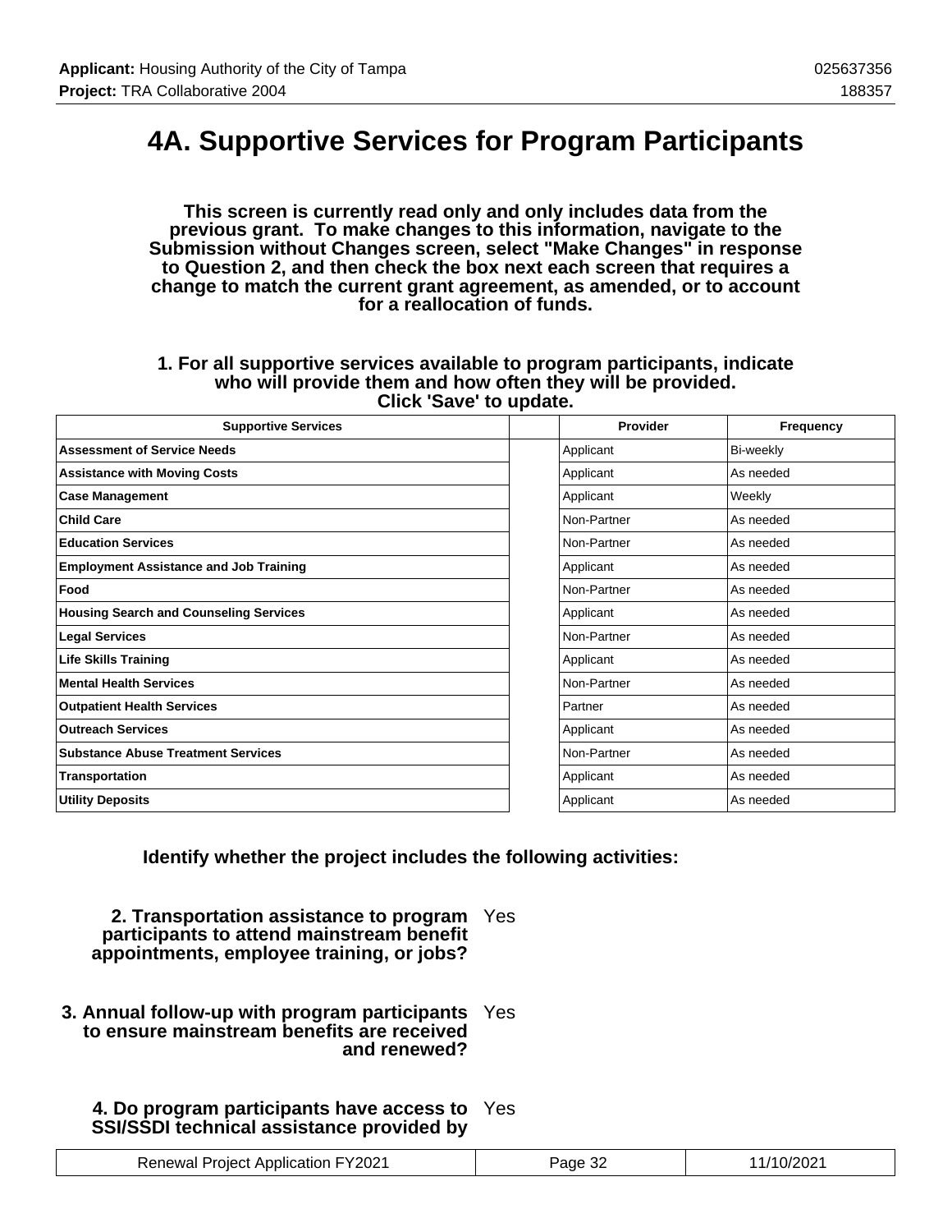# 4A. Supportive Services for Program Participants

**This screen is currently read only and only includes data from the previous grant. To make changes to this information, navigate to the Submission without Changes screen, select "Make Changes" in response to Question 2, and then check the box next each screen that requires a change to match the current grant agreement, as amended, or to account for a reallocation of funds.**

**1. For all supportive services available to program participants, indicate who will provide them and how often they will be provided. Click 'Save' to update.**

| Supportive Services | | Provider | Frequency |
|---|---|---|---|
| **Assessment of Service Needs** | | Applicant | Bi-weekly |
| **Assistance with Moving Costs** | | Applicant | As needed |
| **Case Management** | | Applicant | Weekly |
| **Child Care** | | Non-Partner | As needed |
| **Education Services** | | Non-Partner | As needed |
| **Employment Assistance and Job Training** | | Applicant | As needed |
| **Food** | | Non-Partner | As needed |
| **Housing Search and Counseling Services** | | Applicant | As needed |
| **Legal Services** | | Non-Partner | As needed |
| **Life Skills Training** | | Applicant | As needed |
| **Mental Health Services** | | Non-Partner | As needed |
| **Outpatient Health Services** | | Partner | As needed |
| **Outreach Services** | | Applicant | As needed |
| **Substance Abuse Treatment Services** | | Non-Partner | As needed |
| **Transportation** | | Applicant | As needed |
| **Utility Deposits** | | Applicant | As needed |

**Identify whether the project includes the following activities:**

**2. Transportation assistance to program participants to attend mainstream benefit appointments, employee training, or jobs?** Yes

**3. Annual follow-up with program participants to ensure mainstream benefits are received and renewed?** Yes

**4. Do program participants have access to SSI/SSDI technical assistance provided by** Yes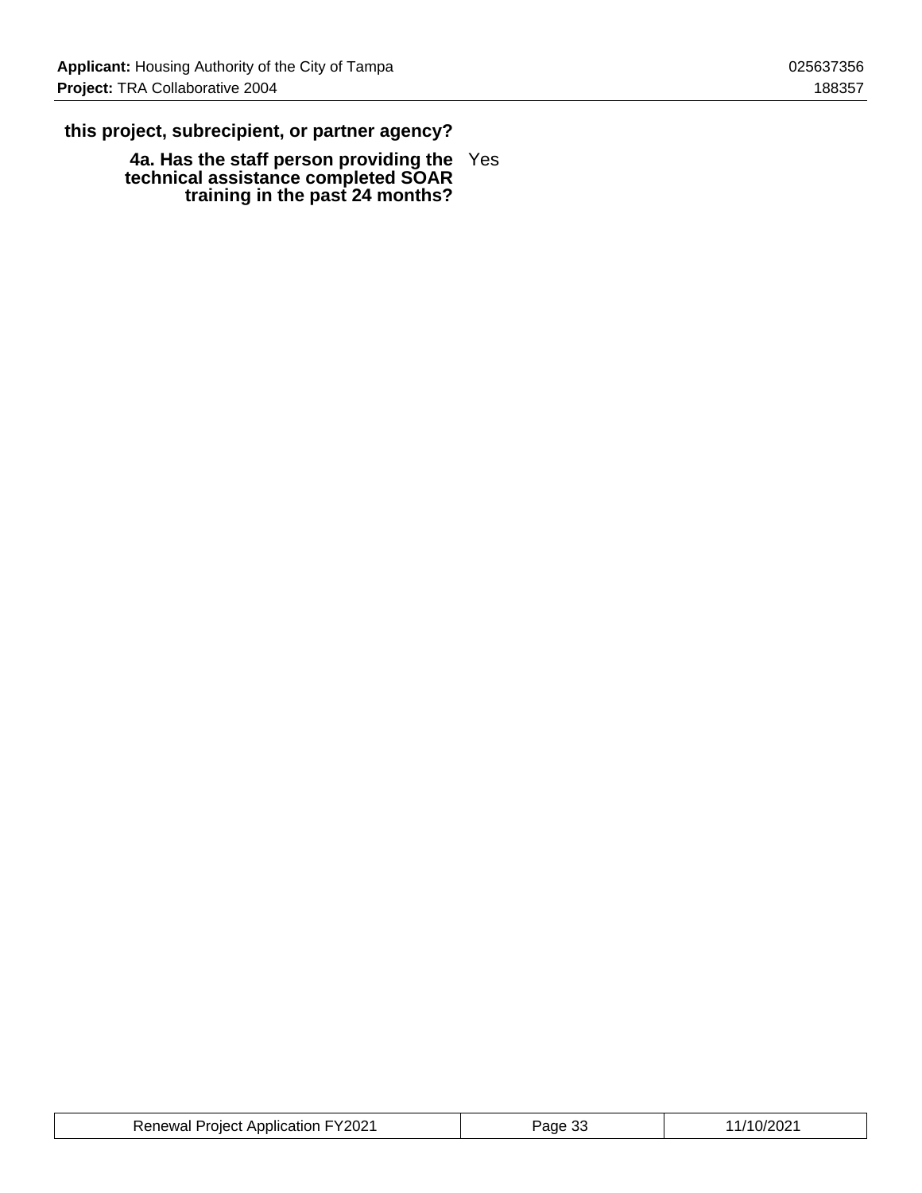**this project, subrecipient, or partner agency?**

| | |
|---|---|
| **4a. Has the staff person providing the technical assistance completed SOAR training in the past 24 months?** | Yes |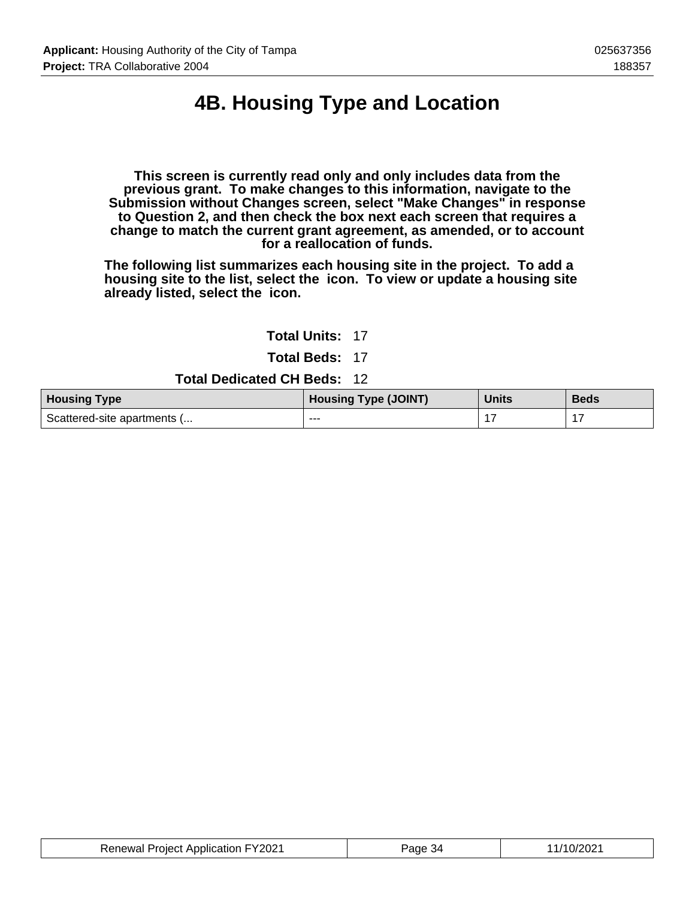# 4B. Housing Type and Location

**This screen is currently read only and only includes data from the previous grant. To make changes to this information, navigate to the Submission without Changes screen, select "Make Changes" in response to Question 2, and then check the box next each screen that requires a change to match the current grant agreement, as amended, or to account for a reallocation of funds.**

**The following list summarizes each housing site in the project. To add a housing site to the list, select the icon. To view or update a housing site already listed, select the icon.**

**Total Units:** 17

**Total Beds:** 17

**Total Dedicated CH Beds:** 12

| Housing Type | Housing Type (JOINT) | Units | Beds |
|---|---|---|---|
| Scattered-site apartments (... | --- | 17 | 17 |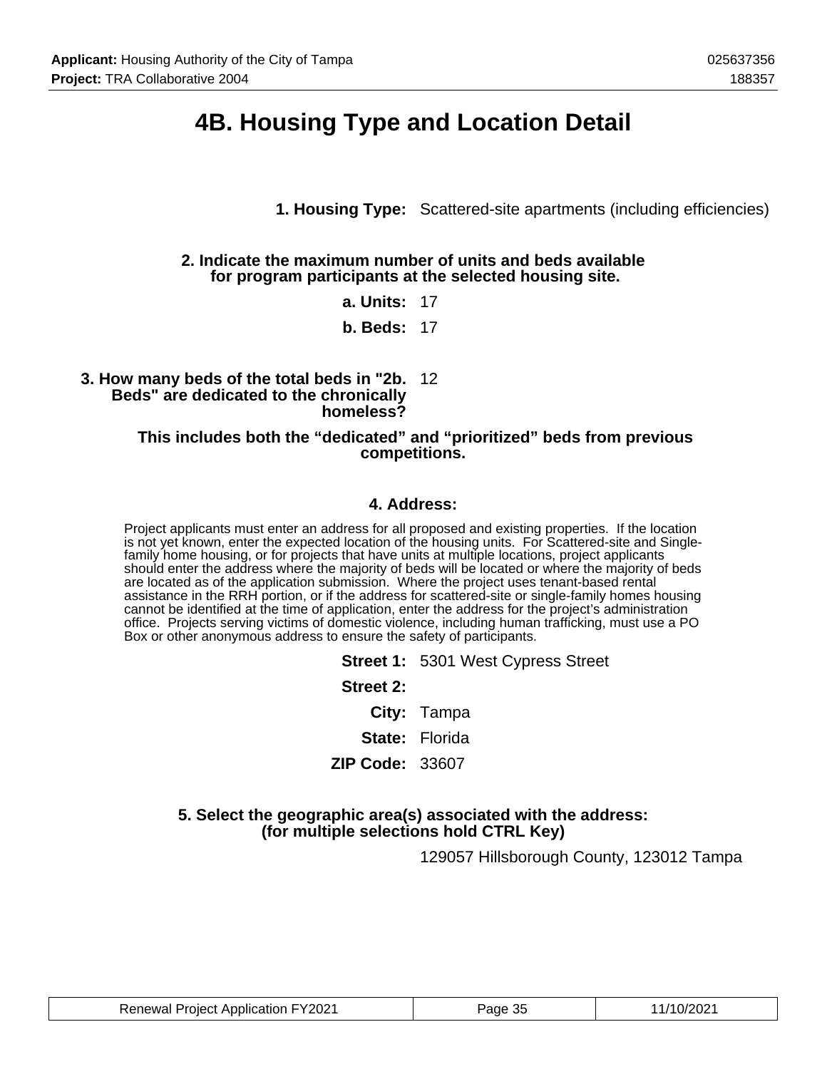# 4B. Housing Type and Location Detail

**1. Housing Type:** Scattered-site apartments (including efficiencies)

**2. Indicate the maximum number of units and beds available for program participants at the selected housing site.**

**a. Units:** 17

**b. Beds:** 17

**3. How many beds of the total beds in "2b. Beds" are dedicated to the chronically homeless?** 12

**This includes both the "dedicated" and "prioritized" beds from previous competitions.**

**4. Address:**

Project applicants must enter an address for all proposed and existing properties. If the location is not yet known, enter the expected location of the housing units. For Scattered-site and Single-family home housing, or for projects that have units at multiple locations, project applicants should enter the address where the majority of beds will be located or where the majority of beds are located as of the application submission. Where the project uses tenant-based rental assistance in the RRH portion, or if the address for scattered-site or single-family homes housing cannot be identified at the time of application, enter the address for the project's administration office. Projects serving victims of domestic violence, including human trafficking, must use a PO Box or other anonymous address to ensure the safety of participants.

**Street 1:** 5301 West Cypress Street

**Street 2:**

**City:** Tampa

**State:** Florida

**ZIP Code:** 33607

**5. Select the geographic area(s) associated with the address: (for multiple selections hold CTRL Key)**

129057 Hillsborough County, 123012 Tampa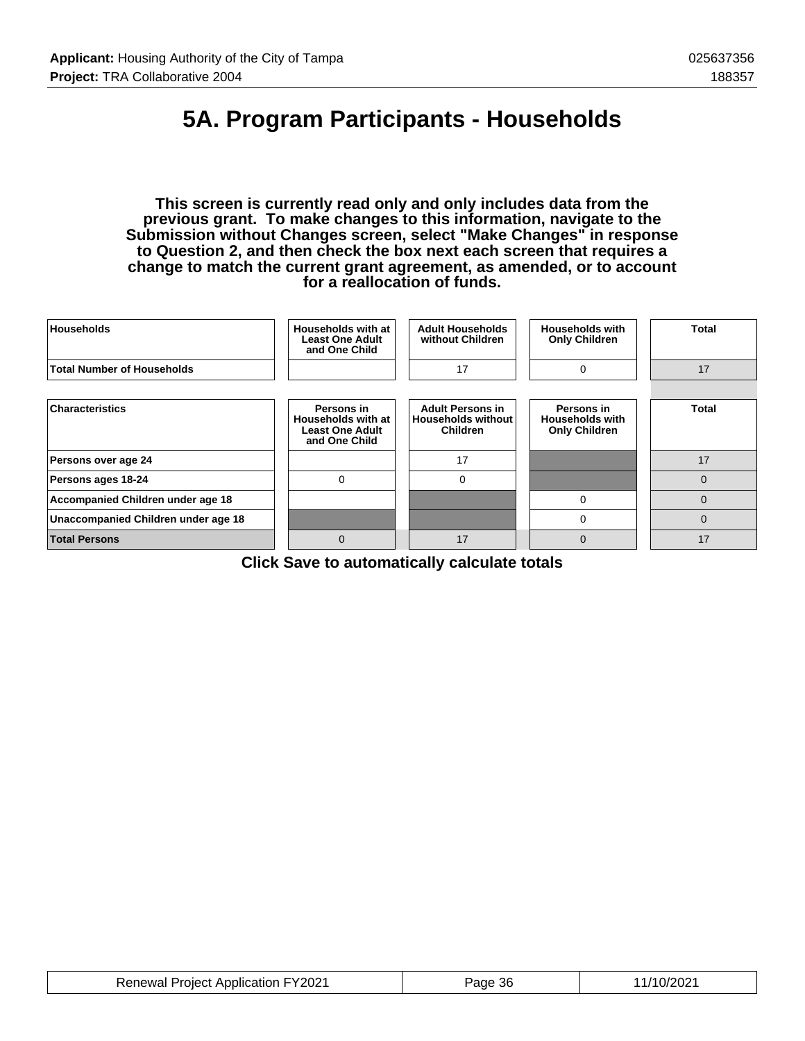# 5A. Program Participants - Households

**This screen is currently read only and only includes data from the previous grant. To make changes to this information, navigate to the Submission without Changes screen, select "Make Changes" in response to Question 2, and then check the box next each screen that requires a change to match the current grant agreement, as amended, or to account for a reallocation of funds.**

| Households | Households with at Least One Adult and One Child | Adult Households without Children | Households with Only Children | Total |
|---|---|---|---|---|
| Total Number of Households | | 17 | 0 | 17 |

| Characteristics | Persons in Households with at Least One Adult and One Child | Adult Persons in Households without Children | Persons in Households with Only Children | Total |
|---|---|---|---|---|
| Persons over age 24 | | 17 | | 17 |
| Persons ages 18-24 | 0 | 0 | | 0 |
| Accompanied Children under age 18 | | | 0 | 0 |
| Unaccompanied Children under age 18 | | | 0 | 0 |
| Total Persons | 0 | 17 | 0 | 17 |

**Click Save to automatically calculate totals**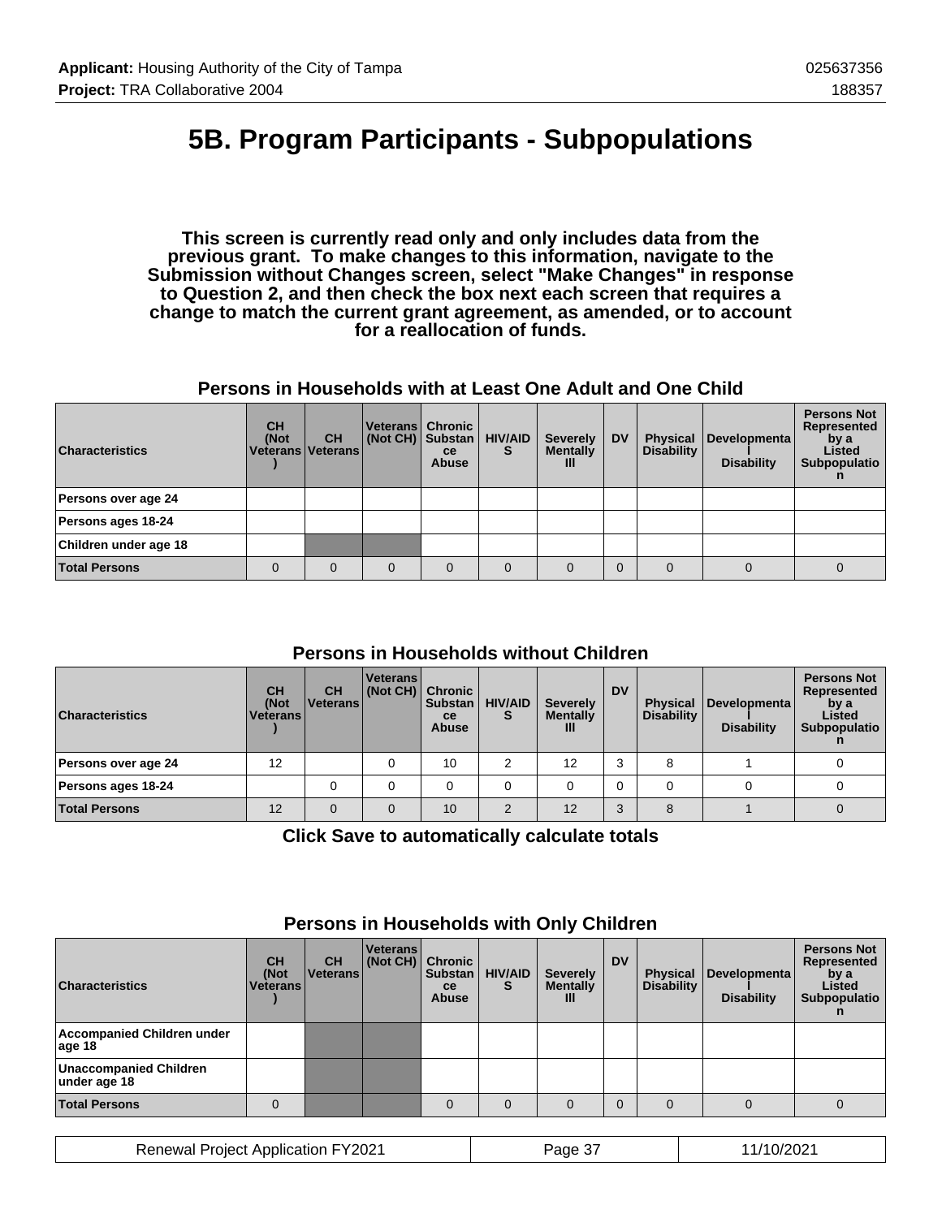# 5B. Program Participants - Subpopulations

**This screen is currently read only and only includes data from the previous grant. To make changes to this information, navigate to the Submission without Changes screen, select "Make Changes" in response to Question 2, and then check the box next each screen that requires a change to match the current grant agreement, as amended, or to account for a reallocation of funds.**

### Persons in Households with at Least One Adult and One Child

| Characteristics | CH (Not Veterans) | CH Veterans | Veterans (Not CH) | Chronic Substance Abuse | HIV/AIDS | Severely Mentally Ill | DV | Physical Disability | Developmental Disability | Persons Not Represented by a Listed Subpopulation |
|---|---|---|---|---|---|---|---|---|---|---|
| Persons over age 24 | | | | | | | | | | |
| Persons ages 18-24 | | | | | | | | | | |
| Children under age 18 | | | | | | | | | | |
| **Total Persons** | 0 | 0 | 0 | 0 | 0 | 0 | 0 | 0 | 0 | 0 |

### Persons in Households without Children

| Characteristics | CH (Not Veterans) | CH Veterans | Veterans (Not CH) | Chronic Substance Abuse | HIV/AIDS | Severely Mentally Ill | DV | Physical Disability | Developmental Disability | Persons Not Represented by a Listed Subpopulation |
|---|---|---|---|---|---|---|---|---|---|---|
| Persons over age 24 | 12 | | 0 | 10 | 2 | 12 | 3 | 8 | 1 | 0 |
| Persons ages 18-24 | | 0 | 0 | 0 | 0 | 0 | 0 | 0 | 0 | 0 |
| **Total Persons** | 12 | 0 | 0 | 10 | 2 | 12 | 3 | 8 | 1 | 0 |

**Click Save to automatically calculate totals**

### Persons in Households with Only Children

| Characteristics | CH (Not Veterans) | CH Veterans | Veterans (Not CH) | Chronic Substance Abuse | HIV/AIDS | Severely Mentally Ill | DV | Physical Disability | Developmental Disability | Persons Not Represented by a Listed Subpopulation |
|---|---|---|---|---|---|---|---|---|---|---|
| Accompanied Children under age 18 | | | | | | | | | | |
| Unaccompanied Children under age 18 | | | | | | | | | | |
| **Total Persons** | 0 | | | 0 | 0 | 0 | 0 | 0 | 0 | 0 |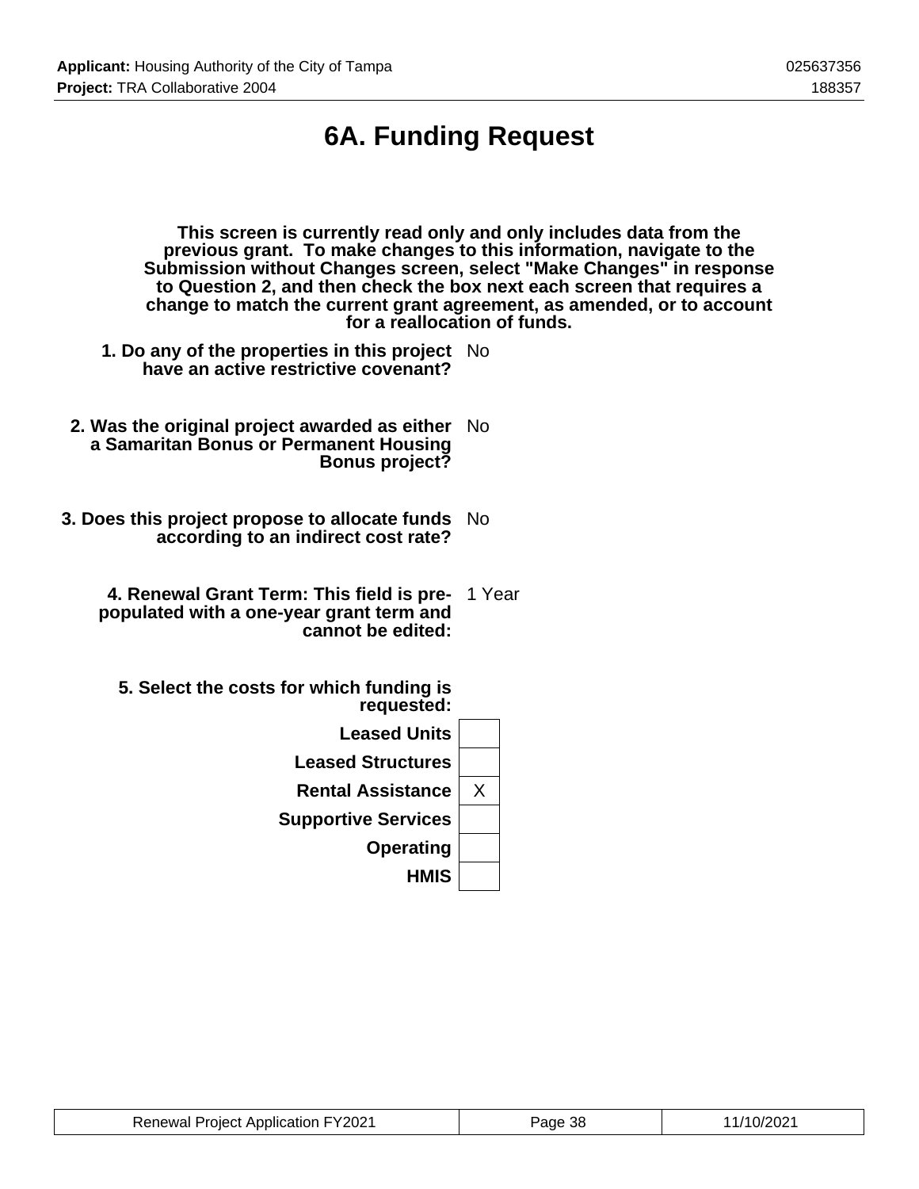# 6A. Funding Request

**This screen is currently read only and only includes data from the previous grant. To make changes to this information, navigate to the Submission without Changes screen, select "Make Changes" in response to Question 2, and then check the box next each screen that requires a change to match the current grant agreement, as amended, or to account for a reallocation of funds.**

**1. Do any of the properties in this project have an active restrictive covenant?** No

**2. Was the original project awarded as either a Samaritan Bonus or Permanent Housing Bonus project?** No

**3. Does this project propose to allocate funds according to an indirect cost rate?** No

**4. Renewal Grant Term: This field is pre-populated with a one-year grant term and cannot be edited:** 1 Year

**5. Select the costs for which funding is requested:**

| Cost | Selected |
|---|---|
| Leased Units | |
| Leased Structures | |
| Rental Assistance | X |
| Supportive Services | |
| Operating | |
| HMIS | |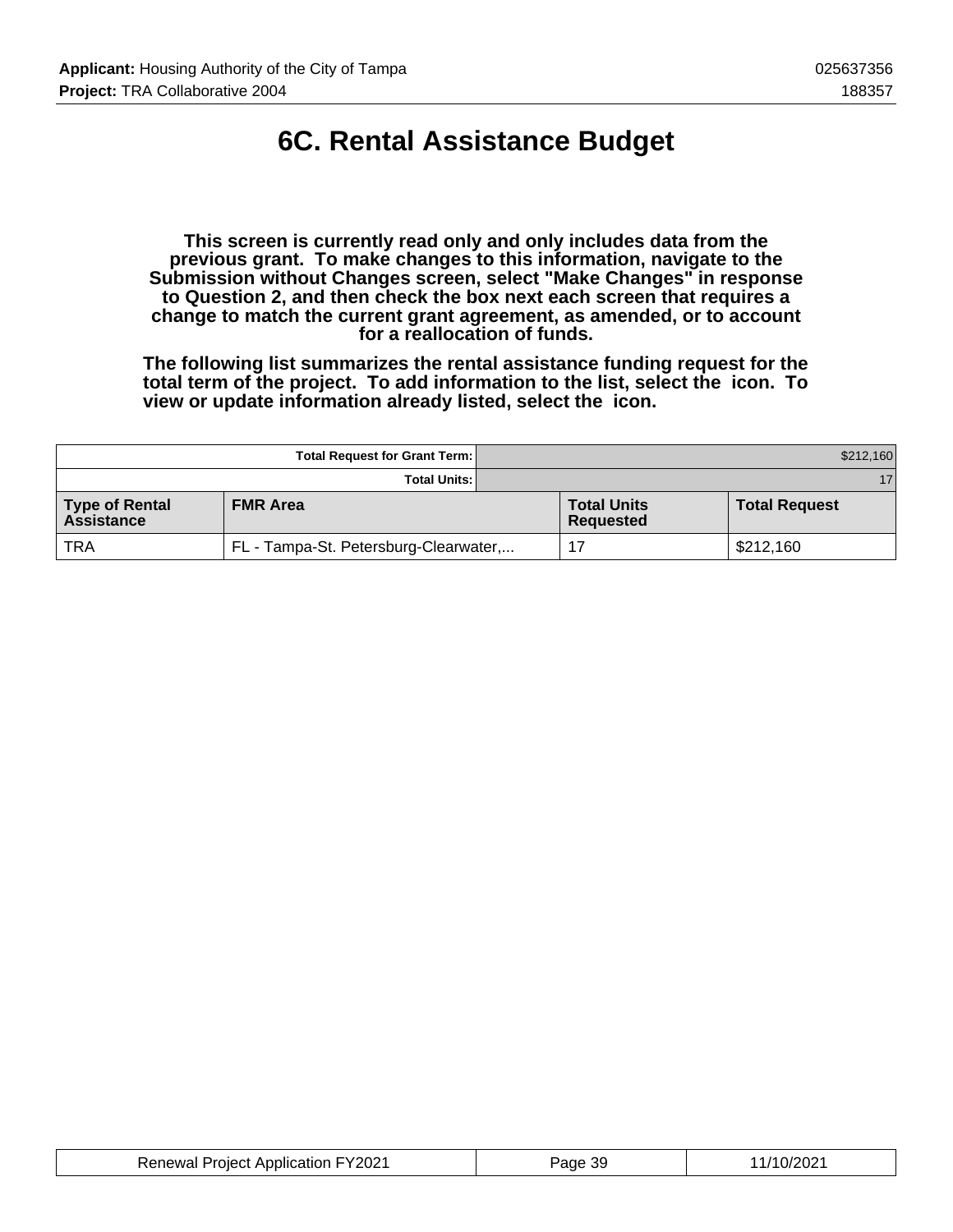# 6C. Rental Assistance Budget

**This screen is currently read only and only includes data from the previous grant. To make changes to this information, navigate to the Submission without Changes screen, select "Make Changes" in response to Question 2, and then check the box next each screen that requires a change to match the current grant agreement, as amended, or to account for a reallocation of funds.**

**The following list summarizes the rental assistance funding request for the total term of the project. To add information to the list, select the icon. To view or update information already listed, select the icon.**

| | **Total Request for Grant Term:** | | $212,160 |
|---|---|---|---|
| | **Total Units:** | | 17 |
| **Type of Rental Assistance** | **FMR Area** | **Total Units Requested** | **Total Request** |
| TRA | FL - Tampa-St. Petersburg-Clearwater,... | 17 | $212,160 |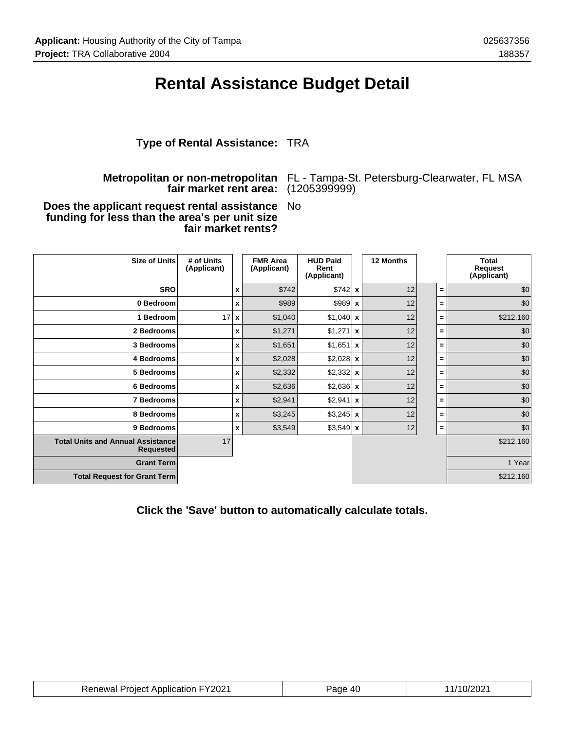# Rental Assistance Budget Detail

**Type of Rental Assistance:** TRA

**Metropolitan or non-metropolitan fair market rent area:** FL - Tampa-St. Petersburg-Clearwater, FL MSA (1205399999)

**Does the applicant request rental assistance funding for less than the area's per unit size fair market rents?** No

| Size of Units | # of Units (Applicant) | | FMR Area (Applicant) | HUD Paid Rent (Applicant) | | 12 Months | | Total Request (Applicant) |
|---|---|---|---|---|---|---|---|---|
| SRO | | x | $742 | $742 | x | 12 | = | $0 |
| 0 Bedroom | | x | $989 | $989 | x | 12 | = | $0 |
| 1 Bedroom | 17 | x | $1,040 | $1,040 | x | 12 | = | $212,160 |
| 2 Bedrooms | | x | $1,271 | $1,271 | x | 12 | = | $0 |
| 3 Bedrooms | | x | $1,651 | $1,651 | x | 12 | = | $0 |
| 4 Bedrooms | | x | $2,028 | $2,028 | x | 12 | = | $0 |
| 5 Bedrooms | | x | $2,332 | $2,332 | x | 12 | = | $0 |
| 6 Bedrooms | | x | $2,636 | $2,636 | x | 12 | = | $0 |
| 7 Bedrooms | | x | $2,941 | $2,941 | x | 12 | = | $0 |
| 8 Bedrooms | | x | $3,245 | $3,245 | x | 12 | = | $0 |
| 9 Bedrooms | | x | $3,549 | $3,549 | x | 12 | = | $0 |
| Total Units and Annual Assistance Requested | 17 | | | | | | | $212,160 |
| Grant Term | | | | | | | | 1 Year |
| Total Request for Grant Term | | | | | | | | $212,160 |

**Click the 'Save' button to automatically calculate totals.**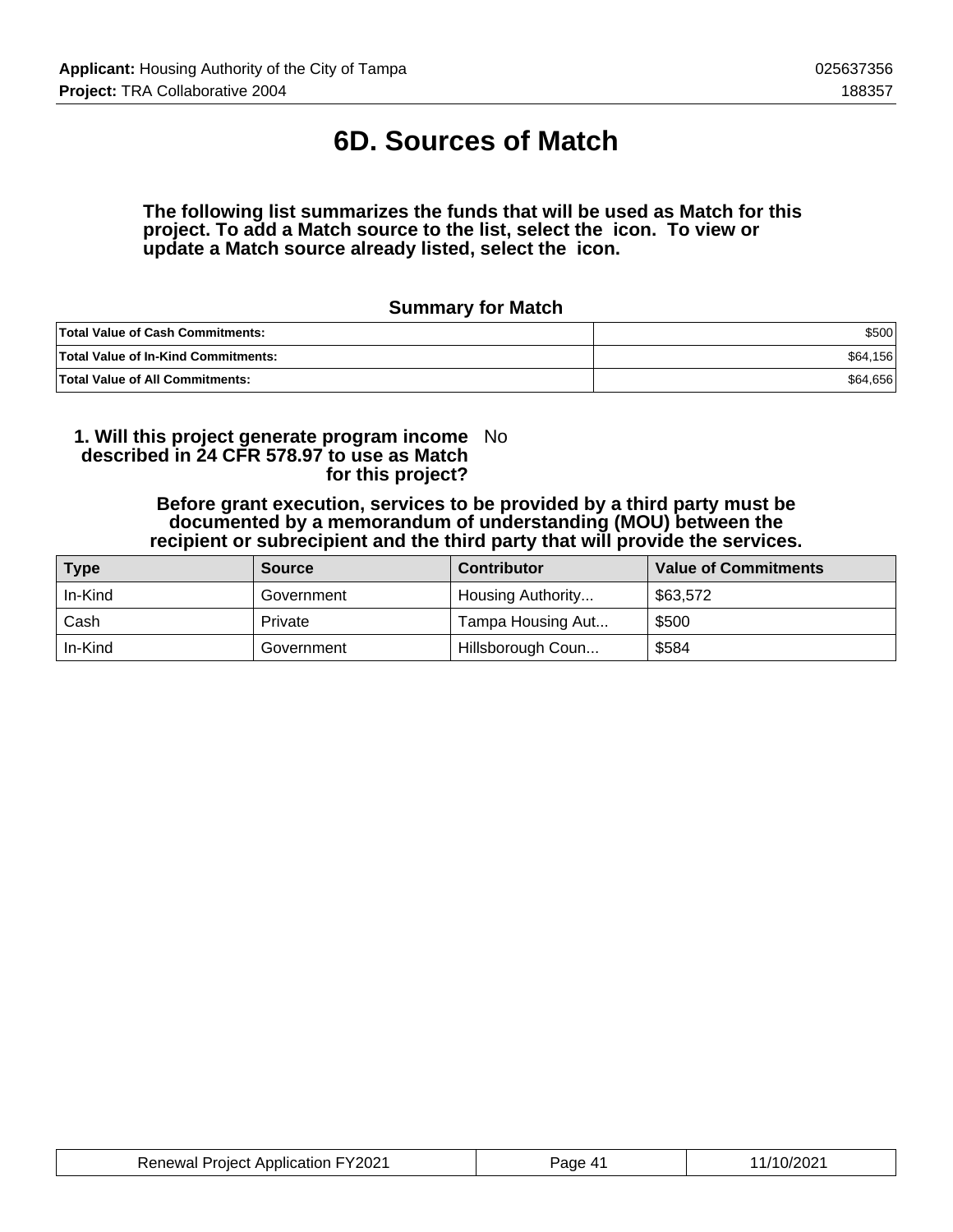# 6D. Sources of Match

**The following list summarizes the funds that will be used as Match for this project. To add a Match source to the list, select the icon. To view or update a Match source already listed, select the icon.**

### Summary for Match

| | |
|---|---:|
| **Total Value of Cash Commitments:** | $500 |
| **Total Value of In-Kind Commitments:** | $64,156 |
| **Total Value of All Commitments:** | $64,656 |

**1. Will this project generate program income described in 24 CFR 578.97 to use as Match for this project?** No

**Before grant execution, services to be provided by a third party must be documented by a memorandum of understanding (MOU) between the recipient or subrecipient and the third party that will provide the services.**

| Type | Source | Contributor | Value of Commitments |
|---|---|---|---|
| In-Kind | Government | Housing Authority... | $63,572 |
| Cash | Private | Tampa Housing Aut... | $500 |
| In-Kind | Government | Hillsborough Coun... | $584 |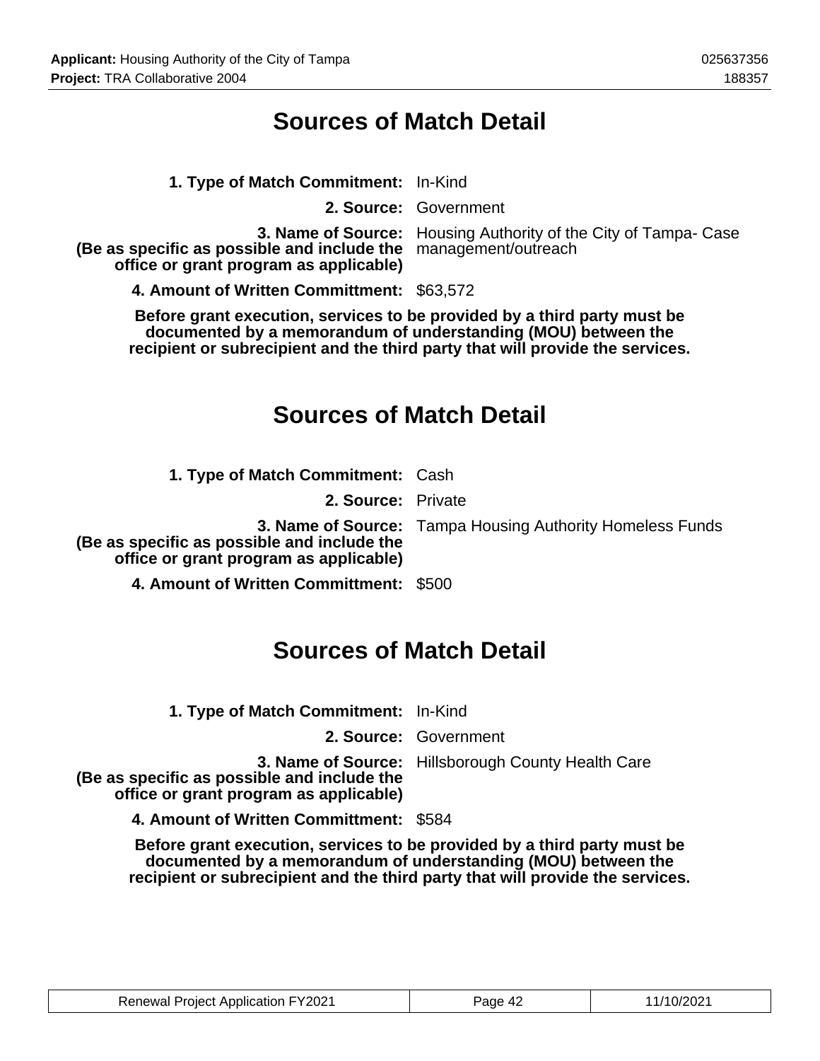# Sources of Match Detail

**1. Type of Match Commitment:** In-Kind

**2. Source:** Government

**3. Name of Source: (Be as specific as possible and include the office or grant program as applicable)** Housing Authority of the City of Tampa- Case management/outreach

**4. Amount of Written Committment:** $63,572

**Before grant execution, services to be provided by a third party must be documented by a memorandum of understanding (MOU) between the recipient or subrecipient and the third party that will provide the services.**

# Sources of Match Detail

**1. Type of Match Commitment:** Cash

**2. Source:** Private

**3. Name of Source: (Be as specific as possible and include the office or grant program as applicable)** Tampa Housing Authority Homeless Funds

**4. Amount of Written Committment:** $500

# Sources of Match Detail

**1. Type of Match Commitment:** In-Kind

**2. Source:** Government

**3. Name of Source: (Be as specific as possible and include the office or grant program as applicable)** Hillsborough County Health Care

**4. Amount of Written Committment:** $584

**Before grant execution, services to be provided by a third party must be documented by a memorandum of understanding (MOU) between the recipient or subrecipient and the third party that will provide the services.**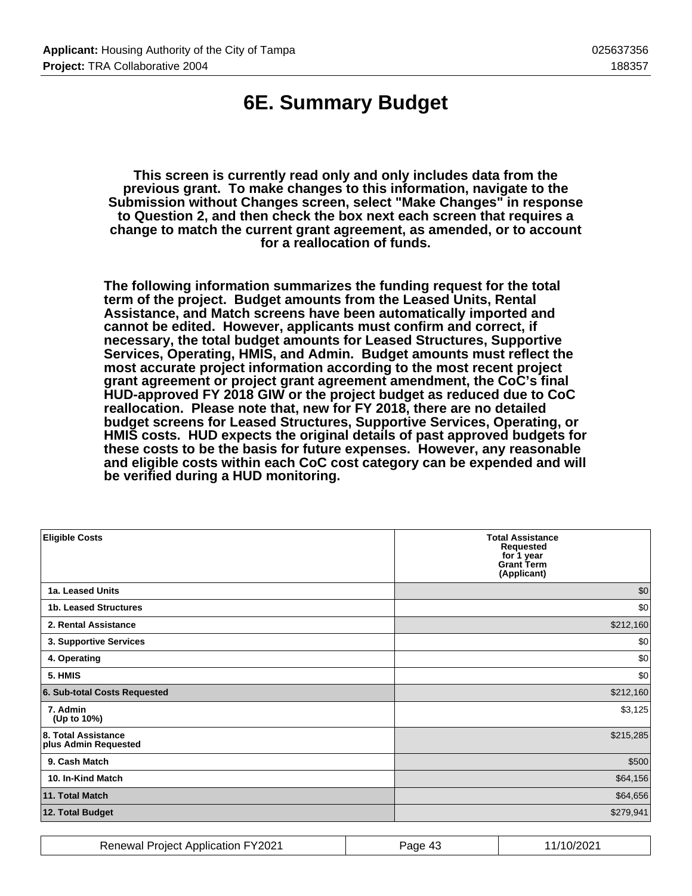# 6E. Summary Budget

**This screen is currently read only and only includes data from the previous grant. To make changes to this information, navigate to the Submission without Changes screen, select "Make Changes" in response to Question 2, and then check the box next each screen that requires a change to match the current grant agreement, as amended, or to account for a reallocation of funds.**

**The following information summarizes the funding request for the total term of the project. Budget amounts from the Leased Units, Rental Assistance, and Match screens have been automatically imported and cannot be edited. However, applicants must confirm and correct, if necessary, the total budget amounts for Leased Structures, Supportive Services, Operating, HMIS, and Admin. Budget amounts must reflect the most accurate project information according to the most recent project grant agreement or project grant agreement amendment, the CoC's final HUD-approved FY 2018 GIW or the project budget as reduced due to CoC reallocation. Please note that, new for FY 2018, there are no detailed budget screens for Leased Structures, Supportive Services, Operating, or HMIS costs. HUD expects the original details of past approved budgets for these costs to be the basis for future expenses. However, any reasonable and eligible costs within each CoC cost category can be expended and will be verified during a HUD monitoring.**

| Eligible Costs | Total Assistance Requested for 1 year Grant Term (Applicant) |
|---|---|
| 1a. Leased Units | $0 |
| 1b. Leased Structures | $0 |
| 2. Rental Assistance | $212,160 |
| 3. Supportive Services | $0 |
| 4. Operating | $0 |
| 5. HMIS | $0 |
| 6. Sub-total Costs Requested | $212,160 |
| 7. Admin (Up to 10%) | $3,125 |
| 8. Total Assistance plus Admin Requested | $215,285 |
| 9. Cash Match | $500 |
| 10. In-Kind Match | $64,156 |
| 11. Total Match | $64,656 |
| 12. Total Budget | $279,941 |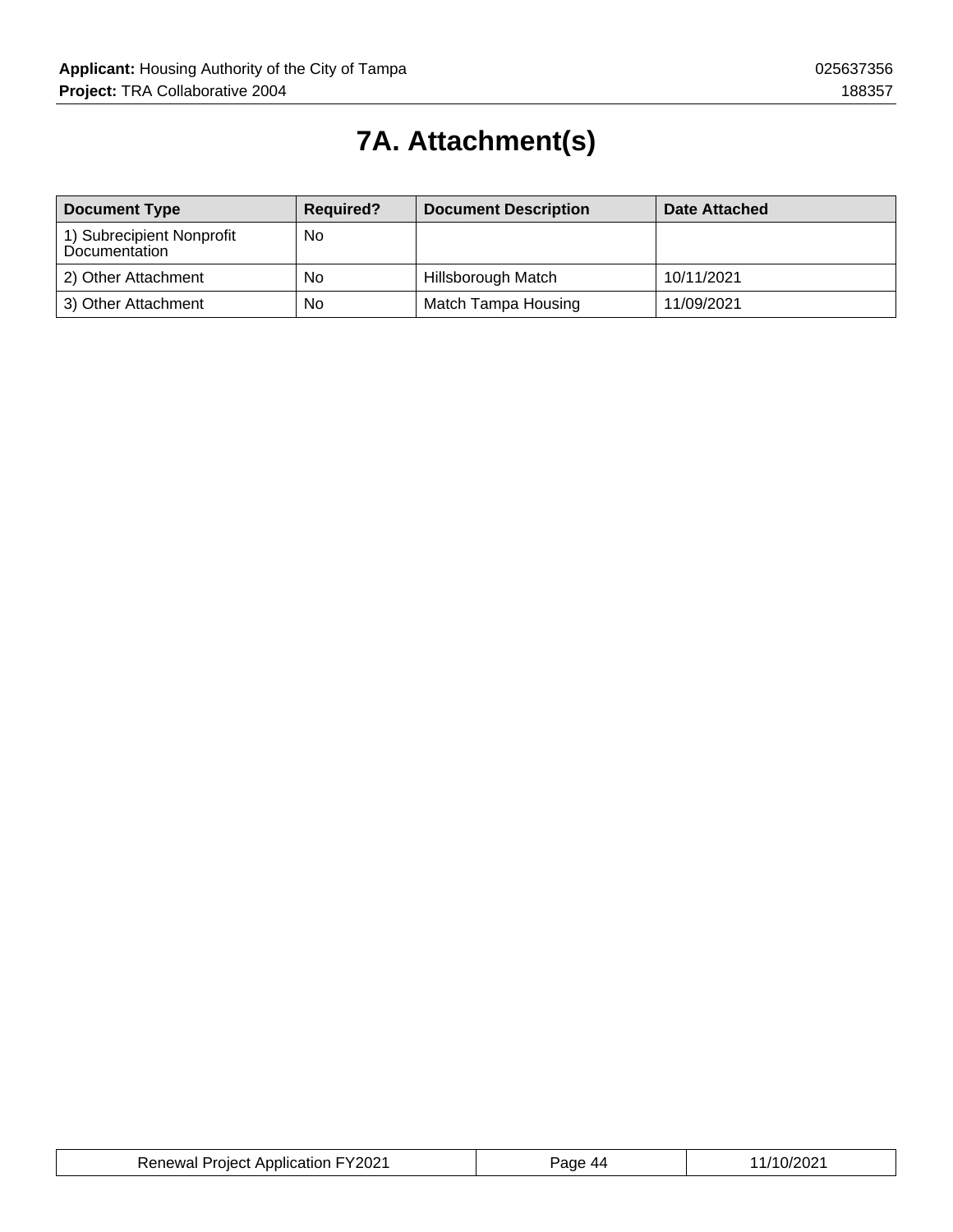# 7A. Attachment(s)

| Document Type | Required? | Document Description | Date Attached |
|---|---|---|---|
| 1) Subrecipient Nonprofit Documentation | No | | |
| 2) Other Attachment | No | Hillsborough Match | 10/11/2021 |
| 3) Other Attachment | No | Match Tampa Housing | 11/09/2021 |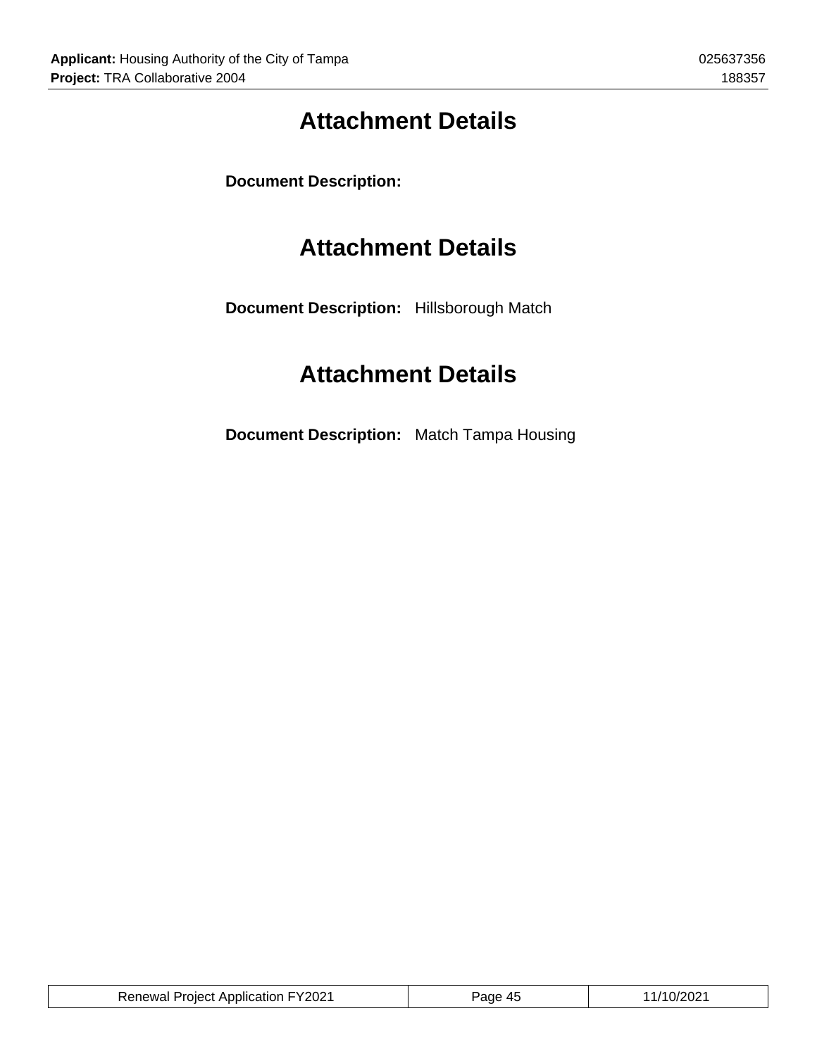# Attachment Details

**Document Description:**

# Attachment Details

**Document Description:** Hillsborough Match

# Attachment Details

**Document Description:** Match Tampa Housing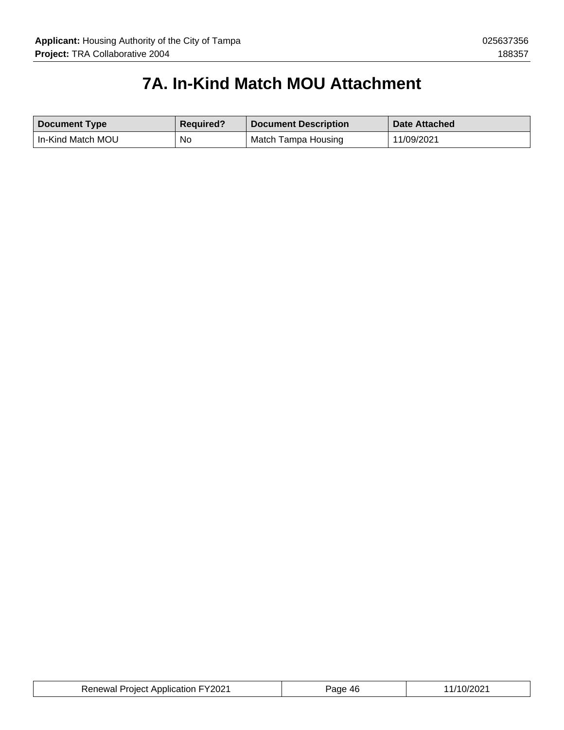# 7A. In-Kind Match MOU Attachment

| Document Type | Required? | Document Description | Date Attached |
|---|---|---|---|
| In-Kind Match MOU | No | Match Tampa Housing | 11/09/2021 |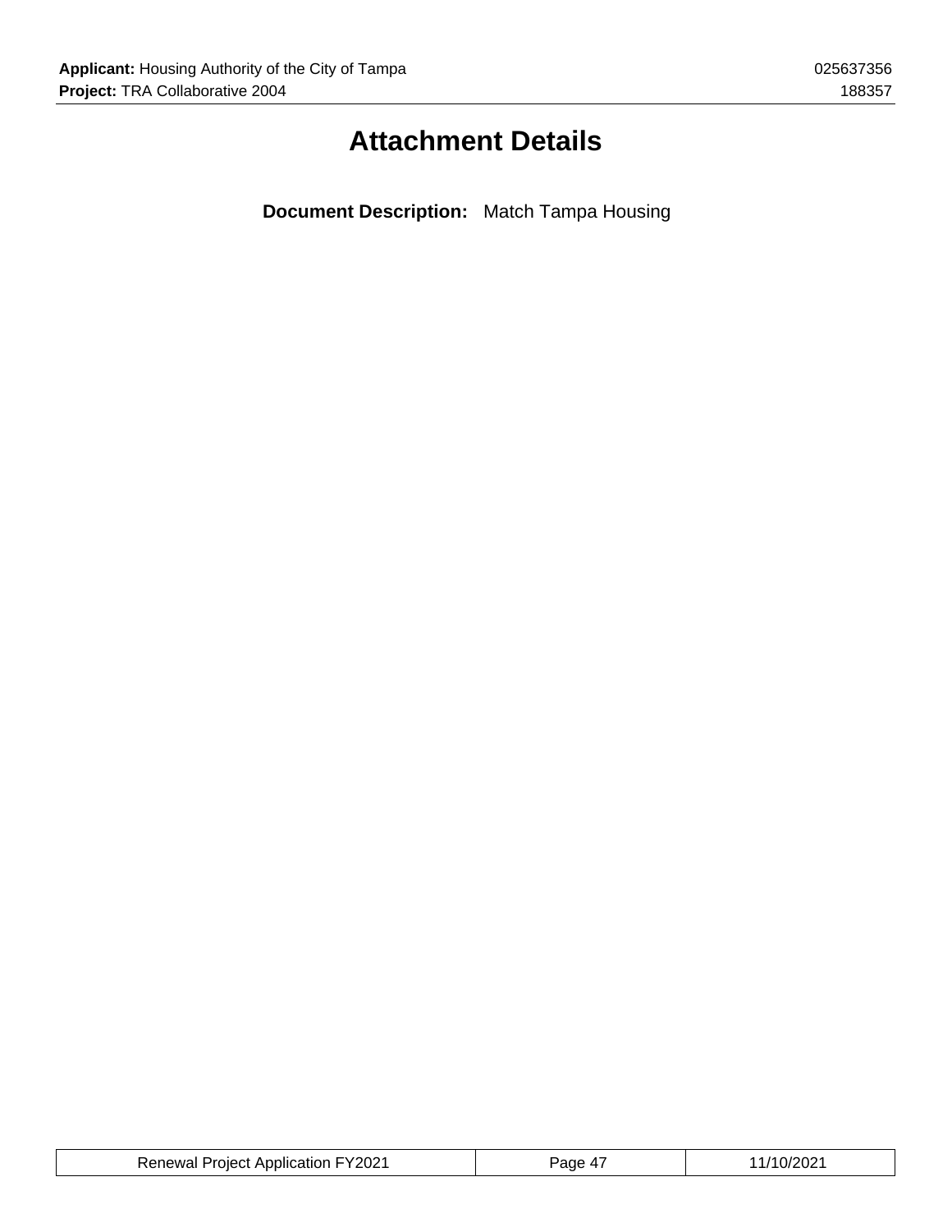# Attachment Details

**Document Description:** Match Tampa Housing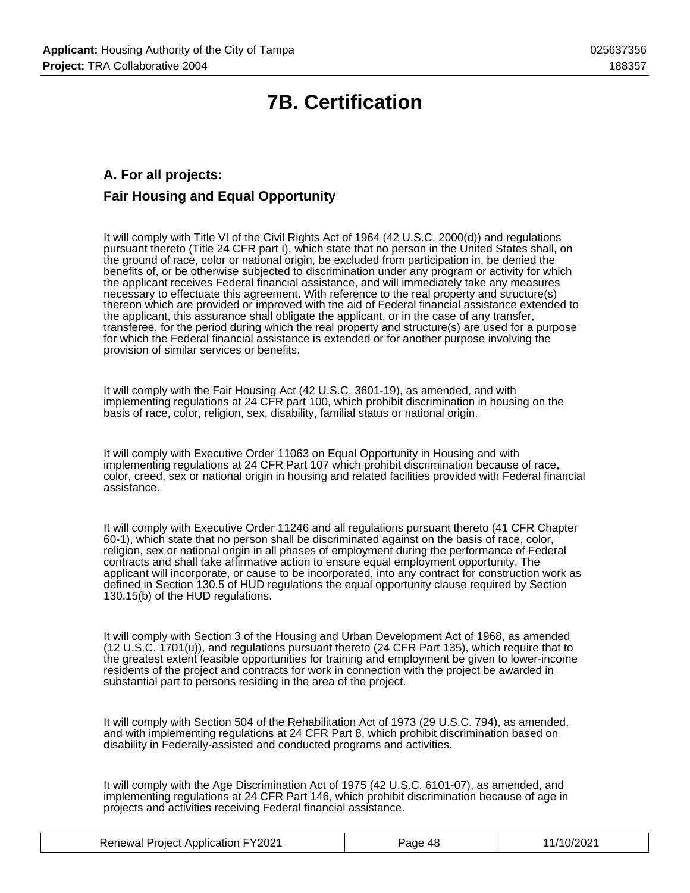# 7B. Certification

## A. For all projects:

## Fair Housing and Equal Opportunity

It will comply with Title VI of the Civil Rights Act of 1964 (42 U.S.C. 2000(d)) and regulations pursuant thereto (Title 24 CFR part I), which state that no person in the United States shall, on the ground of race, color or national origin, be excluded from participation in, be denied the benefits of, or be otherwise subjected to discrimination under any program or activity for which the applicant receives Federal financial assistance, and will immediately take any measures necessary to effectuate this agreement. With reference to the real property and structure(s) thereon which are provided or improved with the aid of Federal financial assistance extended to the applicant, this assurance shall obligate the applicant, or in the case of any transfer, transferee, for the period during which the real property and structure(s) are used for a purpose for which the Federal financial assistance is extended or for another purpose involving the provision of similar services or benefits.

It will comply with the Fair Housing Act (42 U.S.C. 3601-19), as amended, and with implementing regulations at 24 CFR part 100, which prohibit discrimination in housing on the basis of race, color, religion, sex, disability, familial status or national origin.

It will comply with Executive Order 11063 on Equal Opportunity in Housing and with implementing regulations at 24 CFR Part 107 which prohibit discrimination because of race, color, creed, sex or national origin in housing and related facilities provided with Federal financial assistance.

It will comply with Executive Order 11246 and all regulations pursuant thereto (41 CFR Chapter 60-1), which state that no person shall be discriminated against on the basis of race, color, religion, sex or national origin in all phases of employment during the performance of Federal contracts and shall take affirmative action to ensure equal employment opportunity. The applicant will incorporate, or cause to be incorporated, into any contract for construction work as defined in Section 130.5 of HUD regulations the equal opportunity clause required by Section 130.15(b) of the HUD regulations.

It will comply with Section 3 of the Housing and Urban Development Act of 1968, as amended (12 U.S.C. 1701(u)), and regulations pursuant thereto (24 CFR Part 135), which require that to the greatest extent feasible opportunities for training and employment be given to lower-income residents of the project and contracts for work in connection with the project be awarded in substantial part to persons residing in the area of the project.

It will comply with Section 504 of the Rehabilitation Act of 1973 (29 U.S.C. 794), as amended, and with implementing regulations at 24 CFR Part 8, which prohibit discrimination based on disability in Federally-assisted and conducted programs and activities.

It will comply with the Age Discrimination Act of 1975 (42 U.S.C. 6101-07), as amended, and implementing regulations at 24 CFR Part 146, which prohibit discrimination because of age in projects and activities receiving Federal financial assistance.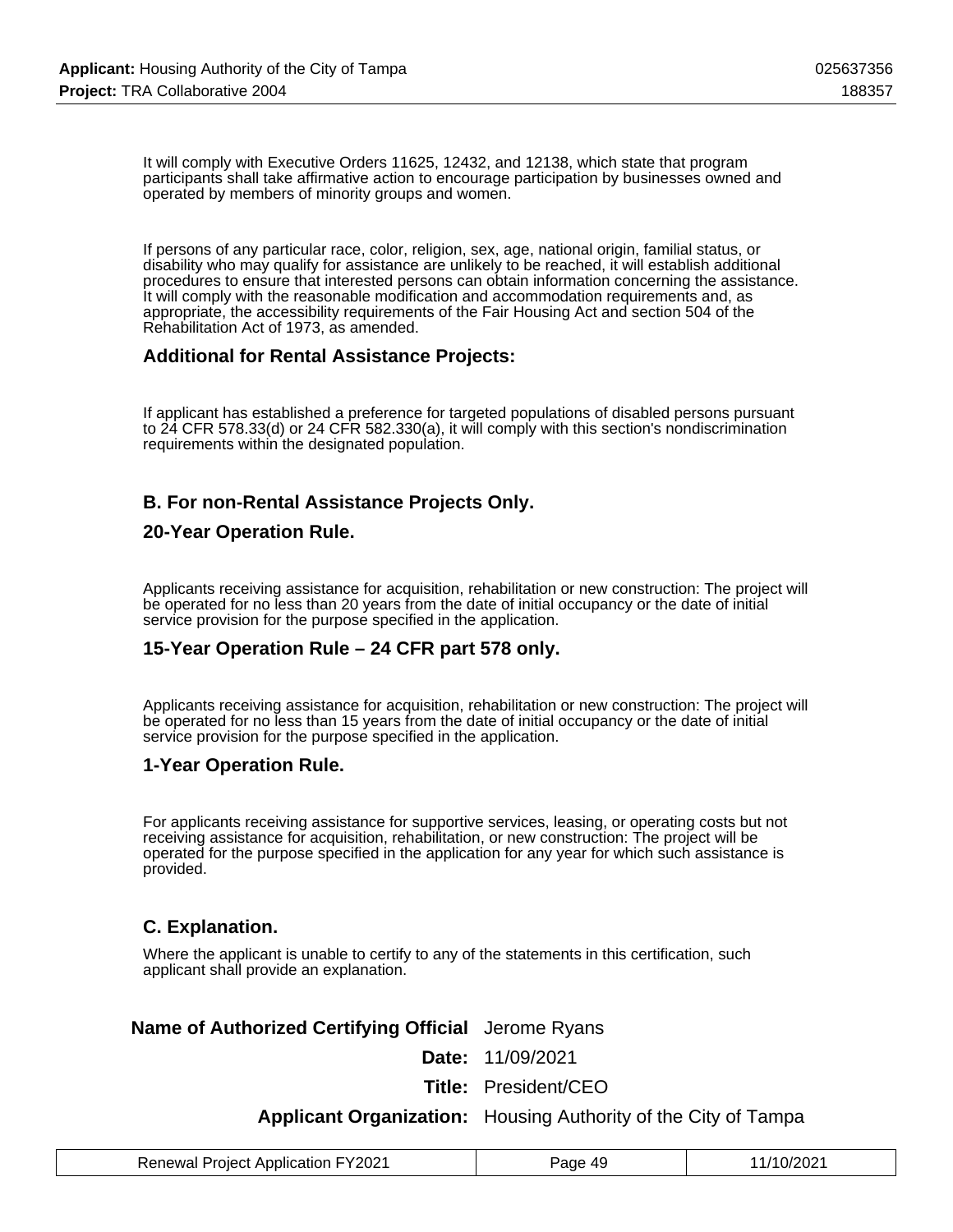It will comply with Executive Orders 11625, 12432, and 12138, which state that program participants shall take affirmative action to encourage participation by businesses owned and operated by members of minority groups and women.

If persons of any particular race, color, religion, sex, age, national origin, familial status, or disability who may qualify for assistance are unlikely to be reached, it will establish additional procedures to ensure that interested persons can obtain information concerning the assistance. It will comply with the reasonable modification and accommodation requirements and, as appropriate, the accessibility requirements of the Fair Housing Act and section 504 of the Rehabilitation Act of 1973, as amended.

### Additional for Rental Assistance Projects:

If applicant has established a preference for targeted populations of disabled persons pursuant to 24 CFR 578.33(d) or 24 CFR 582.330(a), it will comply with this section's nondiscrimination requirements within the designated population.

### B. For non-Rental Assistance Projects Only.

### 20-Year Operation Rule.

Applicants receiving assistance for acquisition, rehabilitation or new construction: The project will be operated for no less than 20 years from the date of initial occupancy or the date of initial service provision for the purpose specified in the application.

### 15-Year Operation Rule – 24 CFR part 578 only.

Applicants receiving assistance for acquisition, rehabilitation or new construction: The project will be operated for no less than 15 years from the date of initial occupancy or the date of initial service provision for the purpose specified in the application.

### 1-Year Operation Rule.

For applicants receiving assistance for supportive services, leasing, or operating costs but not receiving assistance for acquisition, rehabilitation, or new construction: The project will be operated for the purpose specified in the application for any year for which such assistance is provided.

### C. Explanation.

Where the applicant is unable to certify to any of the statements in this certification, such applicant shall provide an explanation.

| | |
|---|---|
| **Name of Authorized Certifying Official** | Jerome Ryans |
| **Date:** | 11/09/2021 |
| **Title:** | President/CEO |
| **Applicant Organization:** | Housing Authority of the City of Tampa |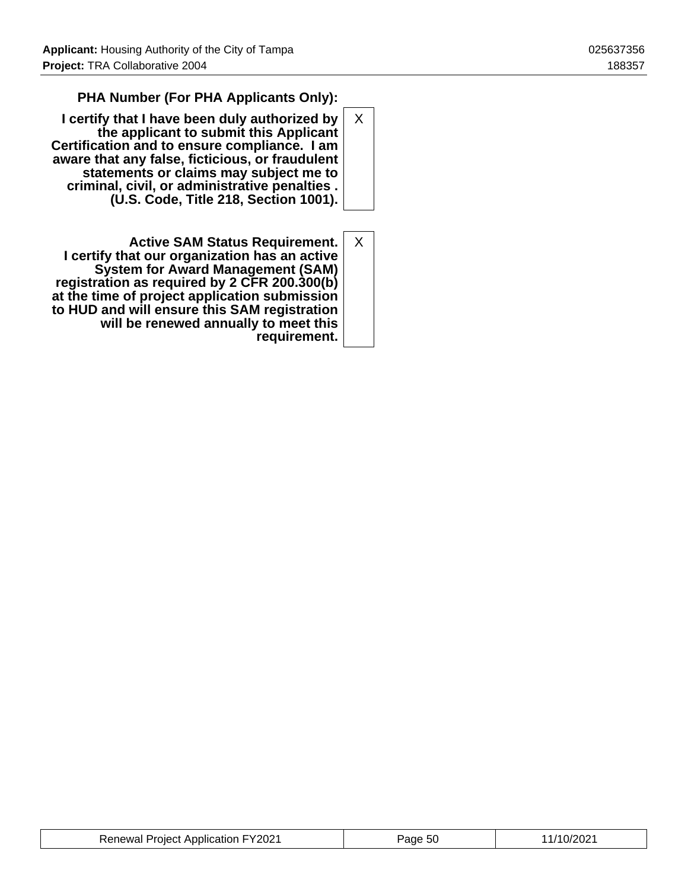| | |
|---|---|
| **PHA Number (For PHA Applicants Only):** | |
| **I certify that I have been duly authorized by the applicant to submit this Applicant Certification and to ensure compliance. I am aware that any false, ficticious, or fraudulent statements or claims may subject me to criminal, civil, or administrative penalties . (U.S. Code, Title 218, Section 1001).** | X |
| **Active SAM Status Requirement. I certify that our organization has an active System for Award Management (SAM) registration as required by 2 CFR 200.300(b) at the time of project application submission to HUD and will ensure this SAM registration will be renewed annually to meet this requirement.** | X |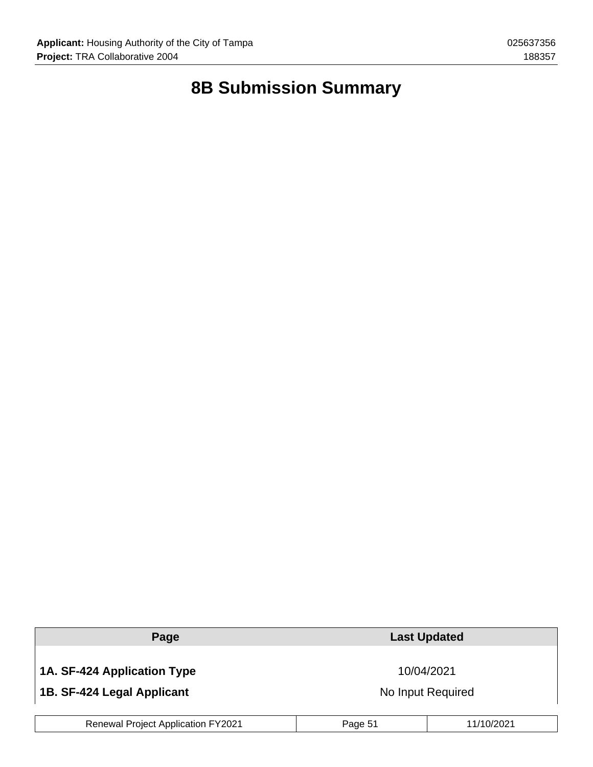# 8B Submission Summary

| Page | Last Updated |
| --- | --- |
| **1A. SF-424 Application Type** | 10/04/2021 |
| **1B. SF-424 Legal Applicant** | No Input Required |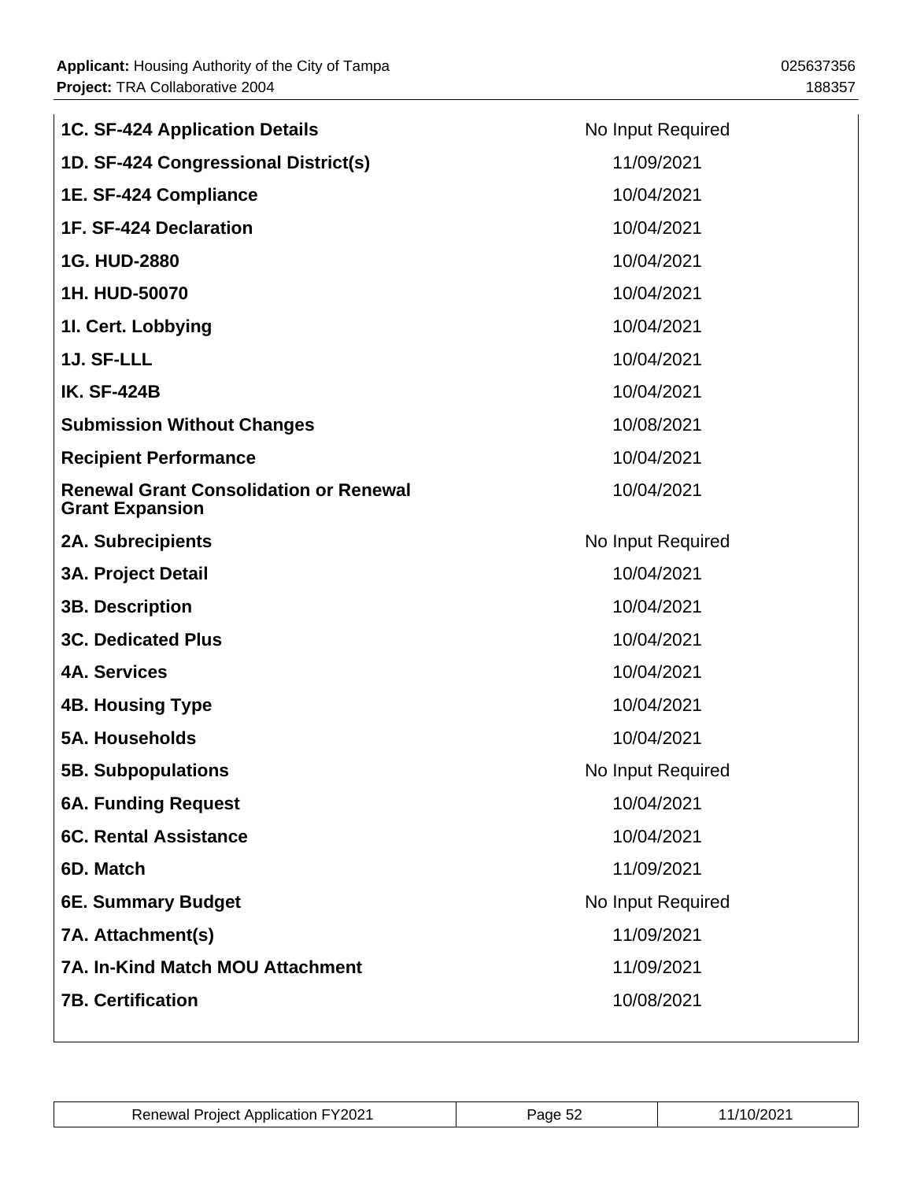| | |
|---|---|
| **1C. SF-424 Application Details** | No Input Required |
| **1D. SF-424 Congressional District(s)** | 11/09/2021 |
| **1E. SF-424 Compliance** | 10/04/2021 |
| **1F. SF-424 Declaration** | 10/04/2021 |
| **1G. HUD-2880** | 10/04/2021 |
| **1H. HUD-50070** | 10/04/2021 |
| **1I. Cert. Lobbying** | 10/04/2021 |
| **1J. SF-LLL** | 10/04/2021 |
| **IK. SF-424B** | 10/04/2021 |
| **Submission Without Changes** | 10/08/2021 |
| **Recipient Performance** | 10/04/2021 |
| **Renewal Grant Consolidation or Renewal Grant Expansion** | 10/04/2021 |
| **2A. Subrecipients** | No Input Required |
| **3A. Project Detail** | 10/04/2021 |
| **3B. Description** | 10/04/2021 |
| **3C. Dedicated Plus** | 10/04/2021 |
| **4A. Services** | 10/04/2021 |
| **4B. Housing Type** | 10/04/2021 |
| **5A. Households** | 10/04/2021 |
| **5B. Subpopulations** | No Input Required |
| **6A. Funding Request** | 10/04/2021 |
| **6C. Rental Assistance** | 10/04/2021 |
| **6D. Match** | 11/09/2021 |
| **6E. Summary Budget** | No Input Required |
| **7A. Attachment(s)** | 11/09/2021 |
| **7A. In-Kind Match MOU Attachment** | 11/09/2021 |
| **7B. Certification** | 10/08/2021 |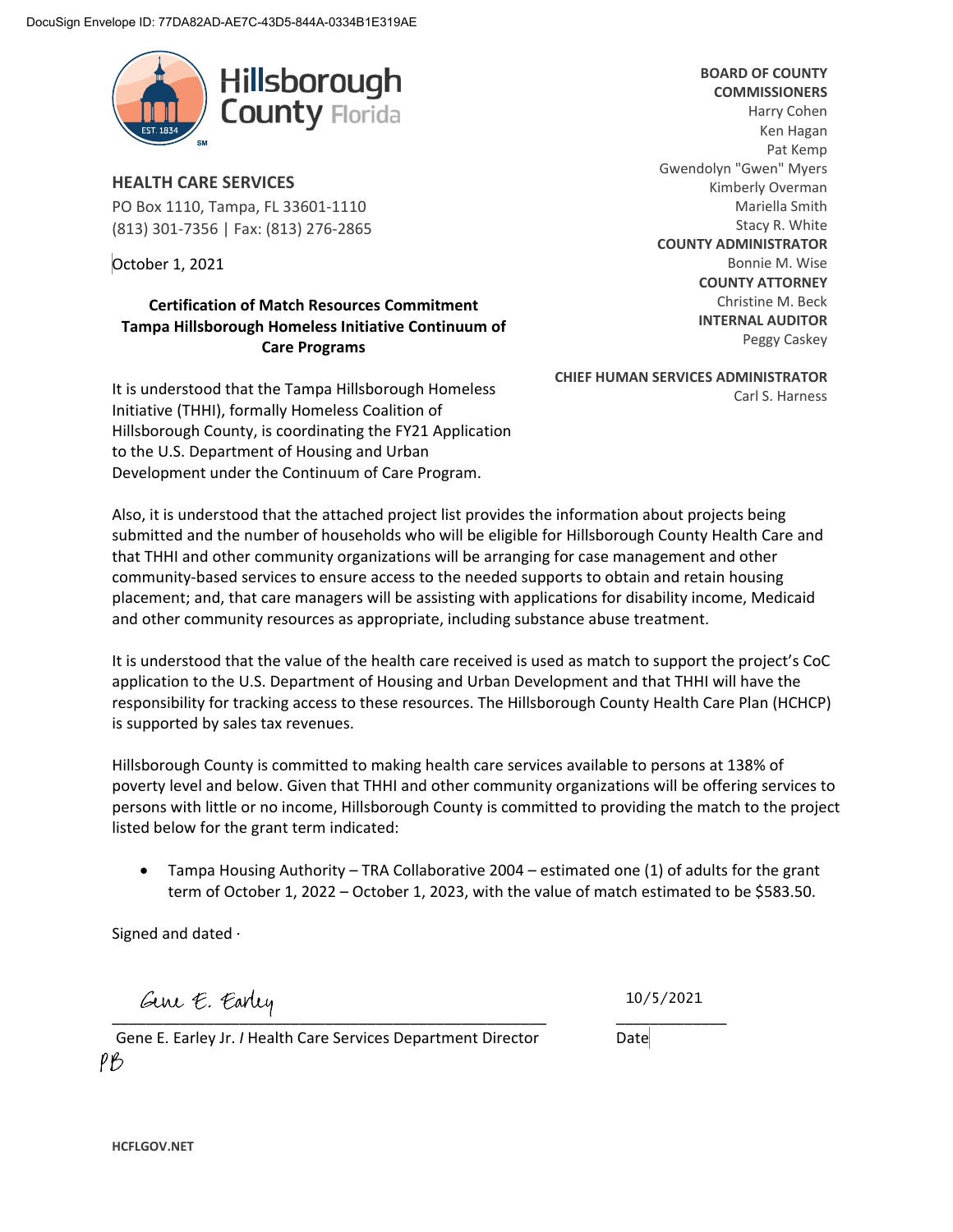DocuSign Envelope ID: 77DA82AD-AE7C-43D5-844A-0334B1E319AE

Hillsborough County Florida

EST. 1834

**HEALTH CARE SERVICES**
PO Box 1110, Tampa, FL 33601-1110
(813) 301-7356 | Fax: (813) 276-2865

**BOARD OF COUNTY COMMISSIONERS**
Harry Cohen
Ken Hagan
Pat Kemp
Gwendolyn "Gwen" Myers
Kimberly Overman
Mariella Smith
Stacy R. White
**COUNTY ADMINISTRATOR**
Bonnie M. Wise
**COUNTY ATTORNEY**
Christine M. Beck
**INTERNAL AUDITOR**
Peggy Caskey

**CHIEF HUMAN SERVICES ADMINISTRATOR**
Carl S. Harness

October 1, 2021

**Certification of Match Resources Commitment**
**Tampa Hillsborough Homeless Initiative Continuum of Care Programs**

It is understood that the Tampa Hillsborough Homeless Initiative (THHI), formally Homeless Coalition of Hillsborough County, is coordinating the FY21 Application to the U.S. Department of Housing and Urban Development under the Continuum of Care Program.

Also, it is understood that the attached project list provides the information about projects being submitted and the number of households who will be eligible for Hillsborough County Health Care and that THHI and other community organizations will be arranging for case management and other community-based services to ensure access to the needed supports to obtain and retain housing placement; and, that care managers will be assisting with applications for disability income, Medicaid and other community resources as appropriate, including substance abuse treatment.

It is understood that the value of the health care received is used as match to support the project's CoC application to the U.S. Department of Housing and Urban Development and that THHI will have the responsibility for tracking access to these resources. The Hillsborough County Health Care Plan (HCHCP) is supported by sales tax revenues.

Hillsborough County is committed to making health care services available to persons at 138% of poverty level and below. Given that THHI and other community organizations will be offering services to persons with little or no income, Hillsborough County is committed to providing the match to the project listed below for the grant term indicated:

- Tampa Housing Authority – TRA Collaborative 2004 – estimated one (1) of adults for the grant term of October 1, 2022 – October 1, 2023, with the value of match estimated to be $583.50.

Signed and dated ·

Gene E. Earley
___________________________________________
Gene E. Earley Jr. / Health Care Services Department Director
PB

10/5/2021
_____________
Date

HCFLGOV.NET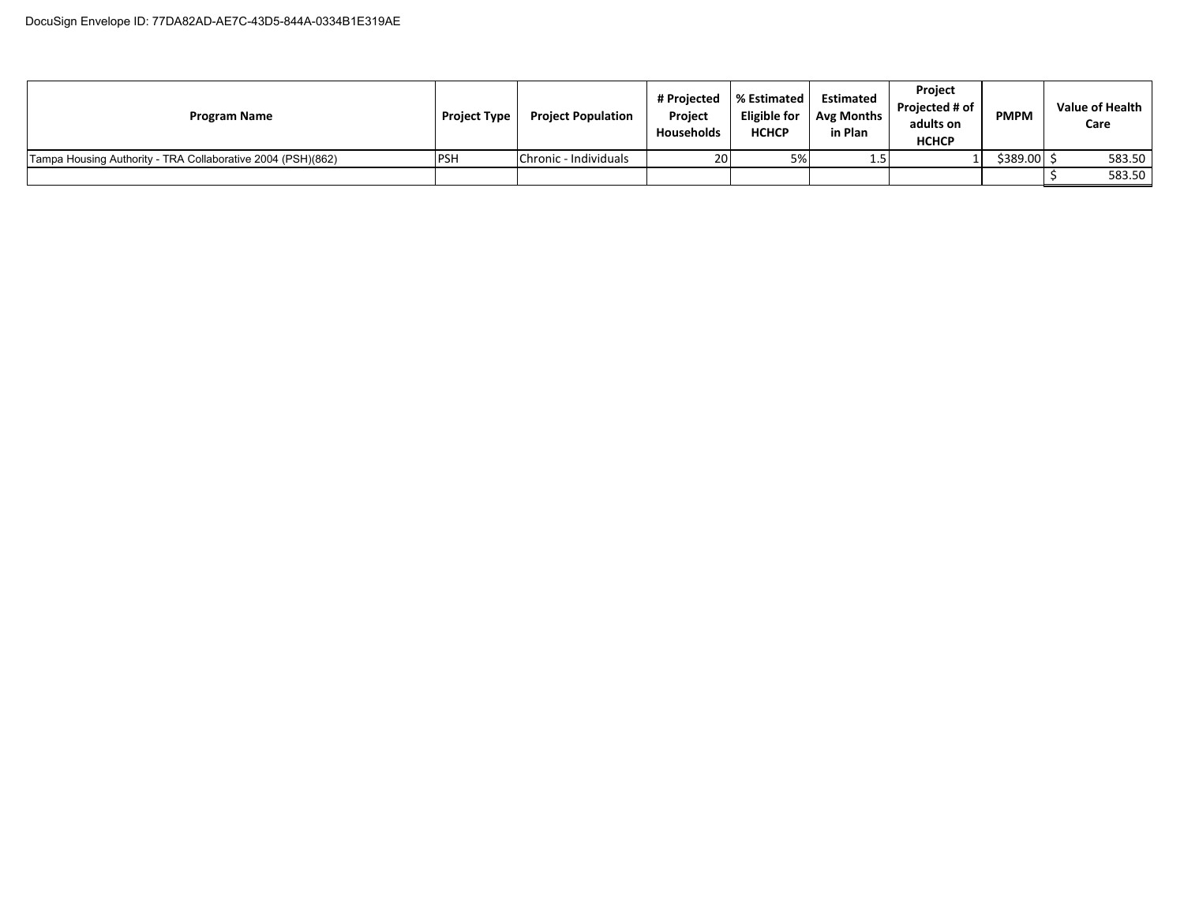DocuSign Envelope ID: 77DA82AD-AE7C-43D5-844A-0334B1E319AE

| Program Name | Project Type | Project Population | # Projected Project Households | % Estimated Eligible for HCHCP | Estimated Avg Months in Plan | Project Projected # of adults on HCHCP | PMPM | Value of Health Care |
|---|---|---|---|---|---|---|---|---|
| Tampa Housing Authority - TRA Collaborative 2004 (PSH)(862) | PSH | Chronic - Individuals | 20 | 5% | 1.5 | 1 | $389.00 | $ 583.50 |
| | | | | | | | | $ 583.50 |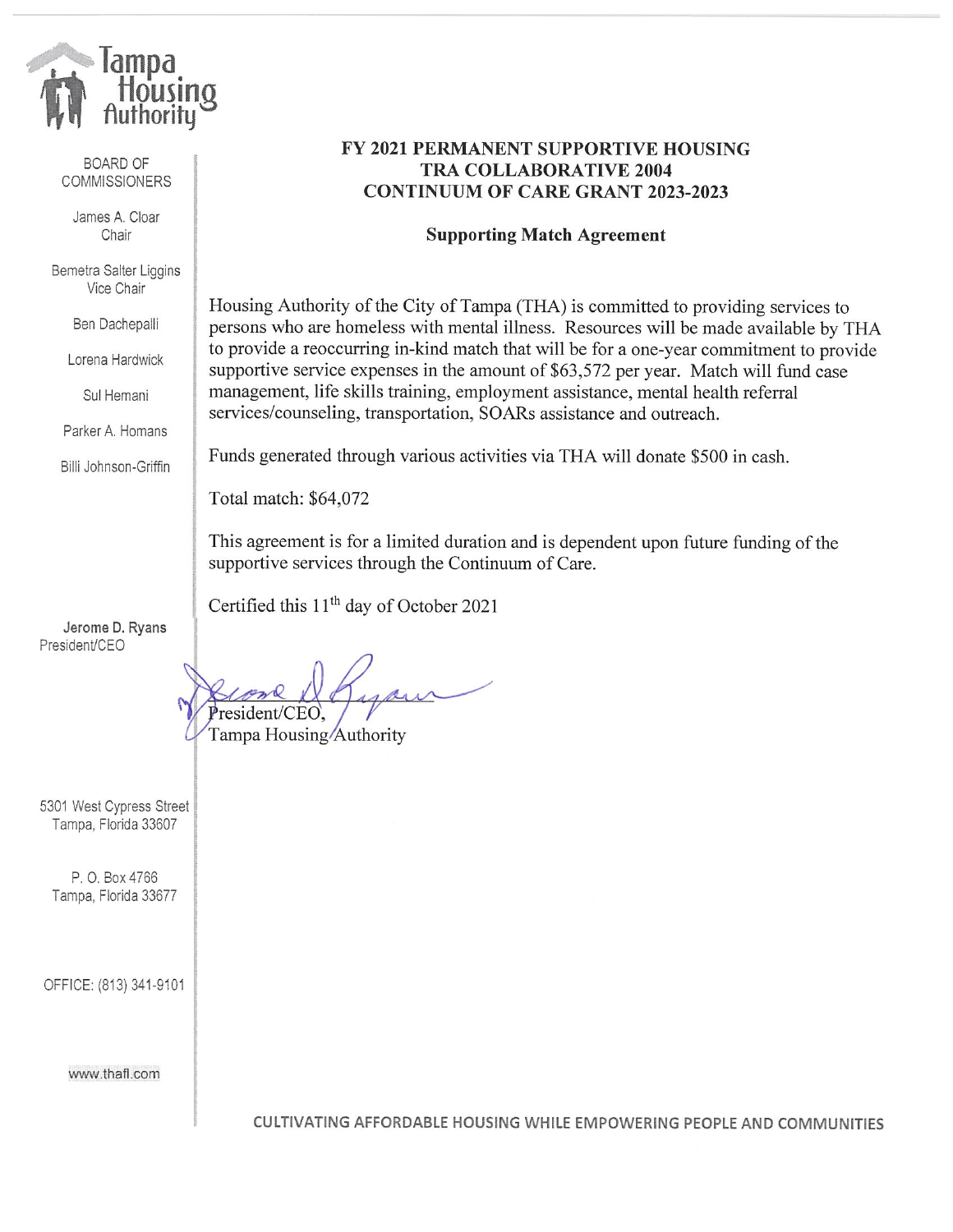Tampa Housing Authority

BOARD OF COMMISSIONERS

James A. Cloar
Chair

Bemetra Salter Liggins
Vice Chair

Ben Dachepalli

Lorena Hardwick

Sul Hemani

Parker A. Homans

Billi Johnson-Griffin

Jerome D. Ryans
President/CEO

5301 West Cypress Street
Tampa, Florida 33607

P. O. Box 4766
Tampa, Florida 33677

OFFICE: (813) 341-9101

www.thafl.com

# FY 2021 PERMANENT SUPPORTIVE HOUSING TRA COLLABORATIVE 2004 CONTINUUM OF CARE GRANT 2023-2023

## Supporting Match Agreement

Housing Authority of the City of Tampa (THA) is committed to providing services to persons who are homeless with mental illness. Resources will be made available by THA to provide a reoccurring in-kind match that will be for a one-year commitment to provide supportive service expenses in the amount of $63,572 per year. Match will fund case management, life skills training, employment assistance, mental health referral services/counseling, transportation, SOARs assistance and outreach.

Funds generated through various activities via THA will donate $500 in cash.

Total match: $64,072

This agreement is for a limited duration and is dependent upon future funding of the supportive services through the Continuum of Care.

Certified this 11th day of October 2021

President/CEO,
Tampa Housing Authority

CULTIVATING AFFORDABLE HOUSING WHILE EMPOWERING PEOPLE AND COMMUNITIES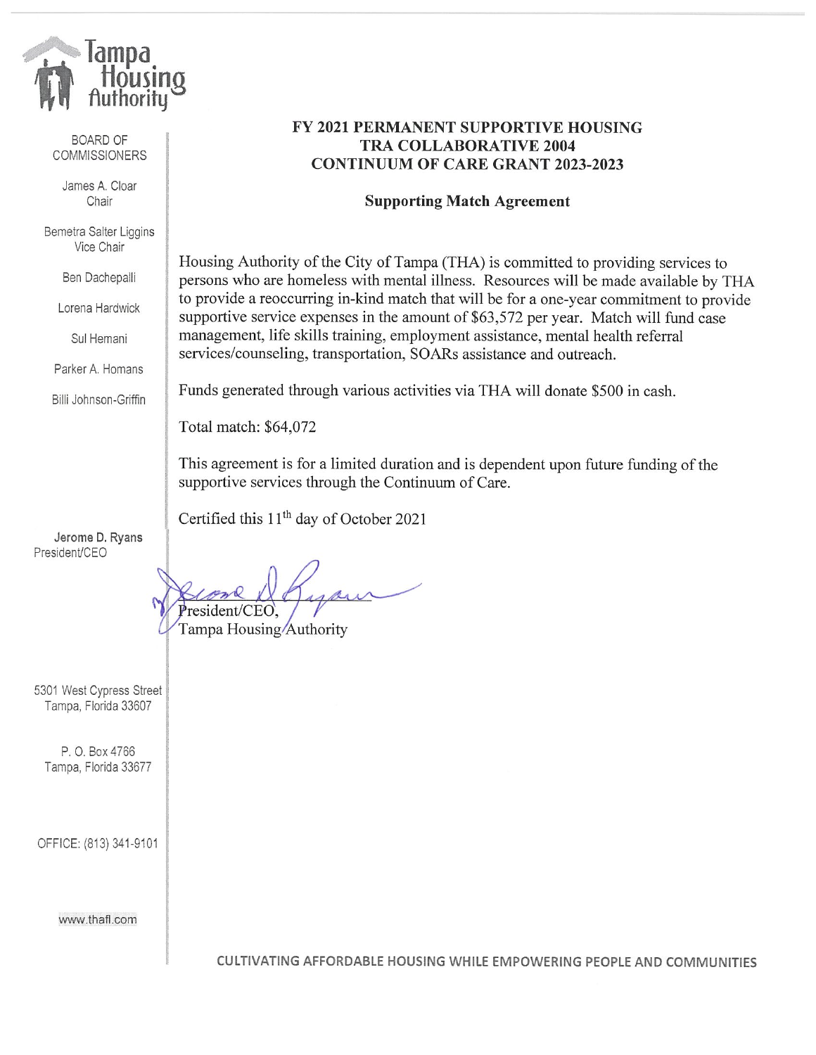Tampa Housing Authority

BOARD OF COMMISSIONERS

James A. Cloar
Chair

Bemetra Salter Liggins
Vice Chair

Ben Dachepalli

Lorena Hardwick

Sul Hemani

Parker A. Homans

Billi Johnson-Griffin

Jerome D. Ryans
President/CEO

5301 West Cypress Street
Tampa, Florida 33607

P. O. Box 4766
Tampa, Florida 33677

OFFICE: (813) 341-9101

www.thafl.com

# FY 2021 PERMANENT SUPPORTIVE HOUSING
# TRA COLLABORATIVE 2004
# CONTINUUM OF CARE GRANT 2023-2023

## Supporting Match Agreement

Housing Authority of the City of Tampa (THA) is committed to providing services to persons who are homeless with mental illness. Resources will be made available by THA to provide a reoccurring in-kind match that will be for a one-year commitment to provide supportive service expenses in the amount of $63,572 per year. Match will fund case management, life skills training, employment assistance, mental health referral services/counseling, transportation, SOARs assistance and outreach.

Funds generated through various activities via THA will donate $500 in cash.

Total match: $64,072

This agreement is for a limited duration and is dependent upon future funding of the supportive services through the Continuum of Care.

Certified this 11th day of October 2021

President/CEO,
Tampa Housing Authority

CULTIVATING AFFORDABLE HOUSING WHILE EMPOWERING PEOPLE AND COMMUNITIES